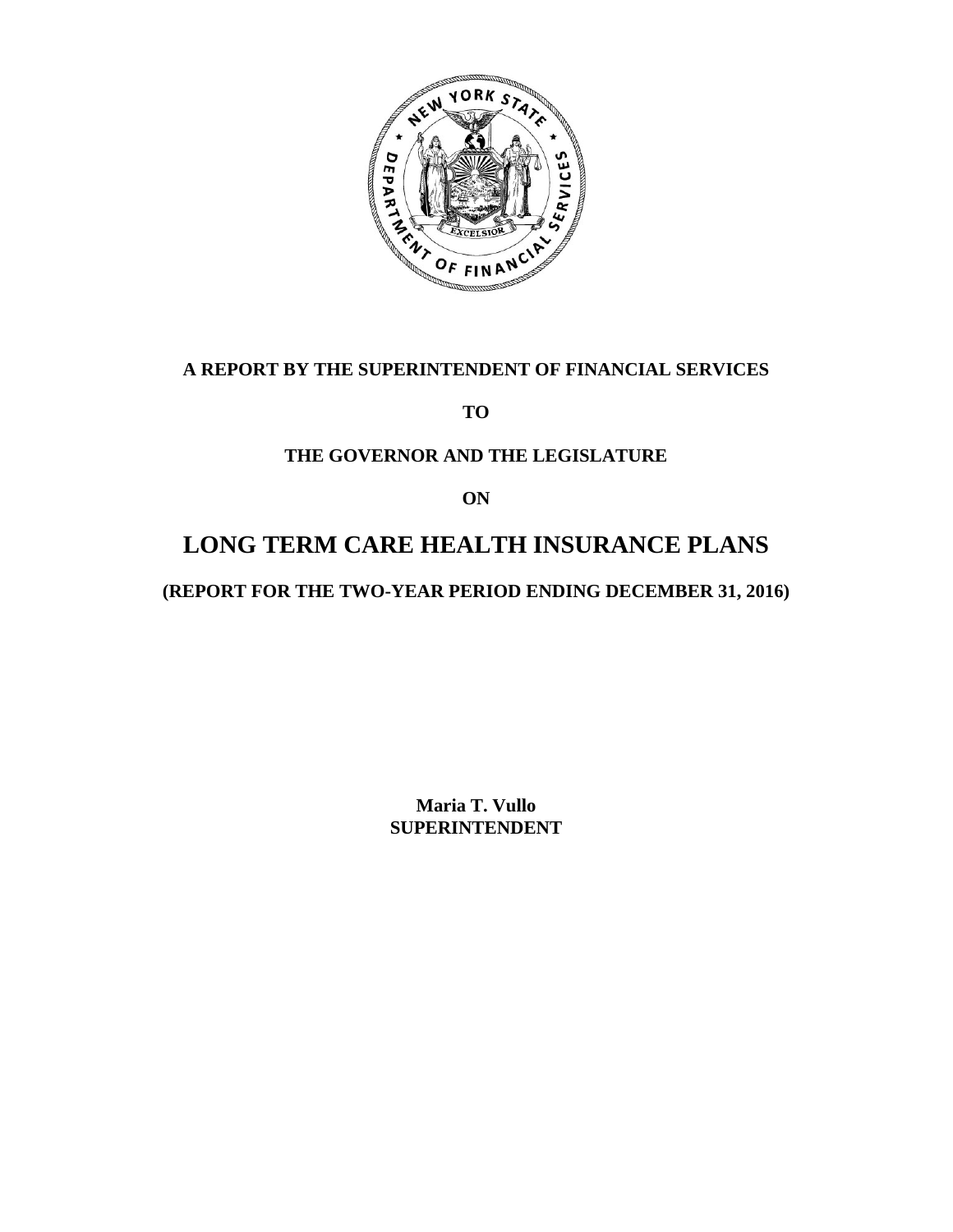**A REPORT BY THE SUPERINTENDENT OF FINANCIAL SERVICES**

**TO**

**THE GOVERNOR AND THE LEGISLATURE**

**ON**

# LONG TERM CARE HEALTH INSURANCE PLANS

**(REPORT FOR THE TWO-YEAR PERIOD ENDING DECEMBER 31, 2016)**

**Maria T. Vullo**
**SUPERINTENDENT**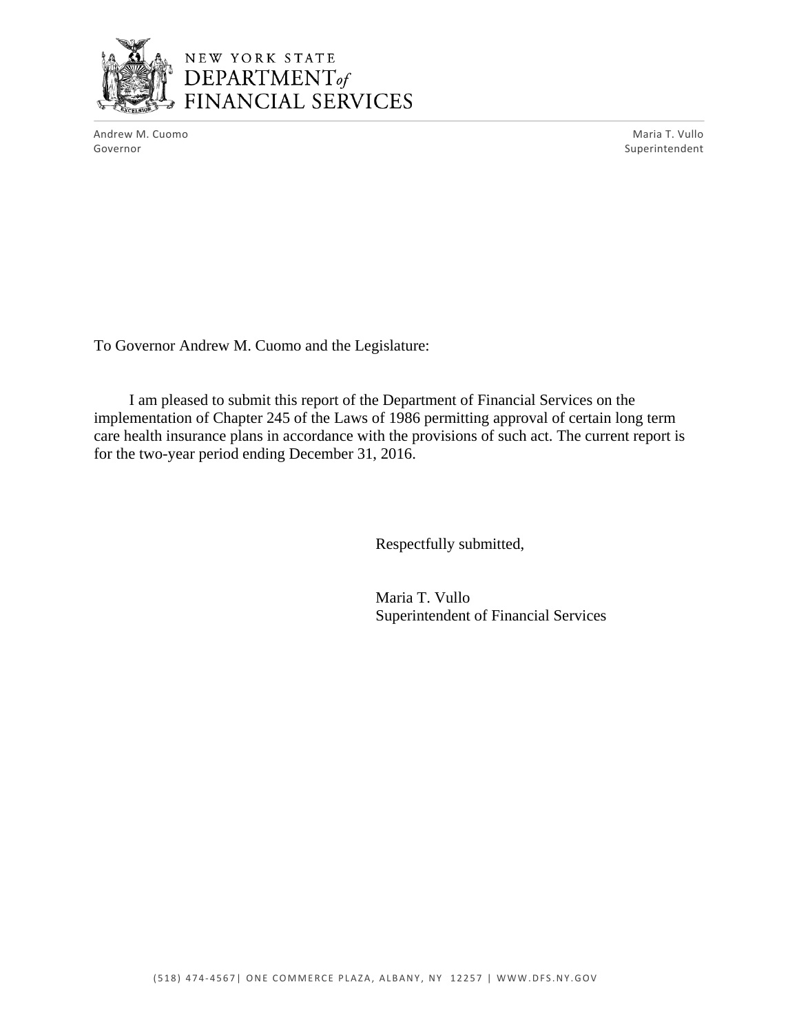NEW YORK STATE
DEPARTMENT *of*
FINANCIAL SERVICES

Andrew M. Cuomo
Governor

Maria T. Vullo
Superintendent

To Governor Andrew M. Cuomo and the Legislature:

I am pleased to submit this report of the Department of Financial Services on the implementation of Chapter 245 of the Laws of 1986 permitting approval of certain long term care health insurance plans in accordance with the provisions of such act. The current report is for the two-year period ending December 31, 2016.

Respectfully submitted,

Maria T. Vullo
Superintendent of Financial Services

(518) 474-4567| ONE COMMERCE PLAZA, ALBANY, NY 12257 | WWW.DFS.NY.GOV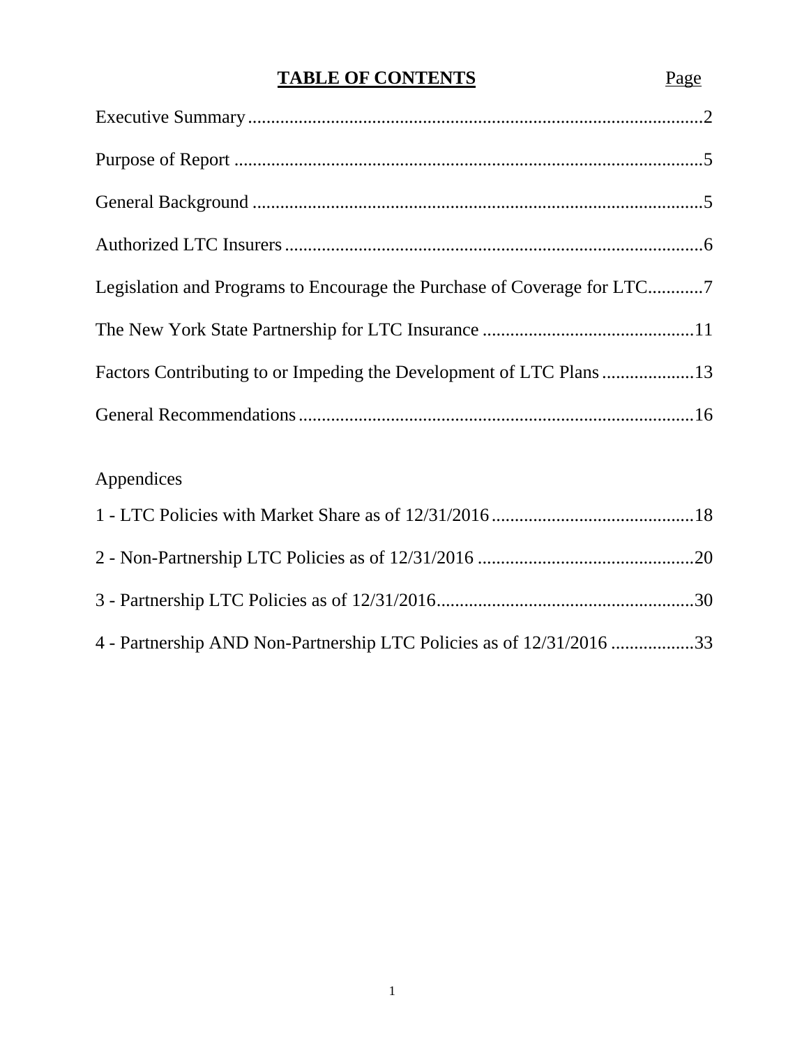# TABLE OF CONTENTS

| | Page |
|---|---|
| Executive Summary | 2 |
| Purpose of Report | 5 |
| General Background | 5 |
| Authorized LTC Insurers | 6 |
| Legislation and Programs to Encourage the Purchase of Coverage for LTC | 7 |
| The New York State Partnership for LTC Insurance | 11 |
| Factors Contributing to or Impeding the Development of LTC Plans | 13 |
| General Recommendations | 16 |

Appendices

| | |
|---|---|
| 1 - LTC Policies with Market Share as of 12/31/2016 | 18 |
| 2 - Non-Partnership LTC Policies as of 12/31/2016 | 20 |
| 3 - Partnership LTC Policies as of 12/31/2016 | 30 |
| 4 - Partnership AND Non-Partnership LTC Policies as of 12/31/2016 | 33 |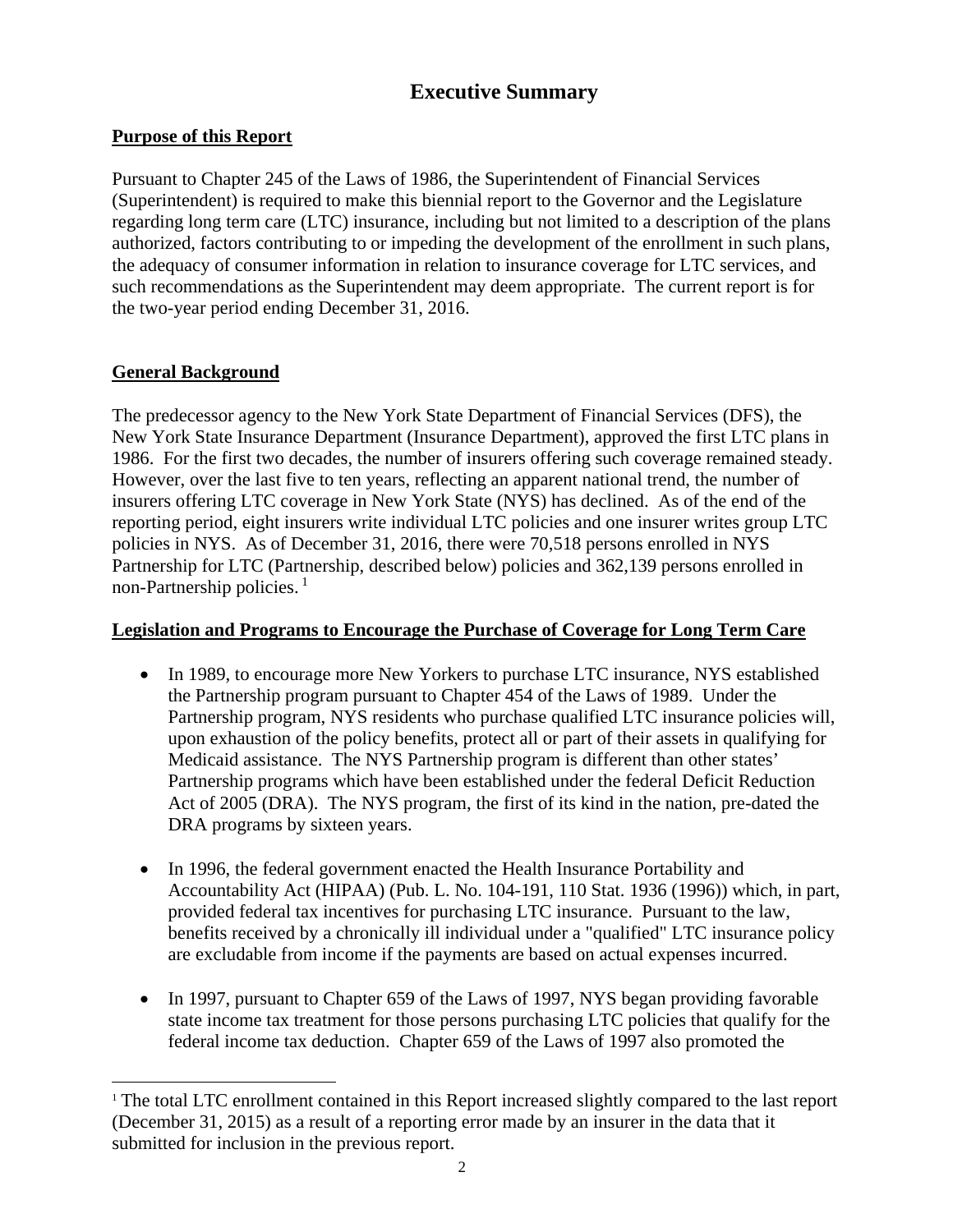# Executive Summary

## Purpose of this Report

Pursuant to Chapter 245 of the Laws of 1986, the Superintendent of Financial Services (Superintendent) is required to make this biennial report to the Governor and the Legislature regarding long term care (LTC) insurance, including but not limited to a description of the plans authorized, factors contributing to or impeding the development of the enrollment in such plans, the adequacy of consumer information in relation to insurance coverage for LTC services, and such recommendations as the Superintendent may deem appropriate. The current report is for the two-year period ending December 31, 2016.

## General Background

The predecessor agency to the New York State Department of Financial Services (DFS), the New York State Insurance Department (Insurance Department), approved the first LTC plans in 1986. For the first two decades, the number of insurers offering such coverage remained steady. However, over the last five to ten years, reflecting an apparent national trend, the number of insurers offering LTC coverage in New York State (NYS) has declined. As of the end of the reporting period, eight insurers write individual LTC policies and one insurer writes group LTC policies in NYS. As of December 31, 2016, there were 70,518 persons enrolled in NYS Partnership for LTC (Partnership, described below) policies and 362,139 persons enrolled in non-Partnership policies. [1]

## Legislation and Programs to Encourage the Purchase of Coverage for Long Term Care

- In 1989, to encourage more New Yorkers to purchase LTC insurance, NYS established the Partnership program pursuant to Chapter 454 of the Laws of 1989. Under the Partnership program, NYS residents who purchase qualified LTC insurance policies will, upon exhaustion of the policy benefits, protect all or part of their assets in qualifying for Medicaid assistance. The NYS Partnership program is different than other states' Partnership programs which have been established under the federal Deficit Reduction Act of 2005 (DRA). The NYS program, the first of its kind in the nation, pre-dated the DRA programs by sixteen years.

- In 1996, the federal government enacted the Health Insurance Portability and Accountability Act (HIPAA) (Pub. L. No. 104-191, 110 Stat. 1936 (1996)) which, in part, provided federal tax incentives for purchasing LTC insurance. Pursuant to the law, benefits received by a chronically ill individual under a "qualified" LTC insurance policy are excludable from income if the payments are based on actual expenses incurred.

- In 1997, pursuant to Chapter 659 of the Laws of 1997, NYS began providing favorable state income tax treatment for those persons purchasing LTC policies that qualify for the federal income tax deduction. Chapter 659 of the Laws of 1997 also promoted the

---

[1] The total LTC enrollment contained in this Report increased slightly compared to the last report (December 31, 2015) as a result of a reporting error made by an insurer in the data that it submitted for inclusion in the previous report.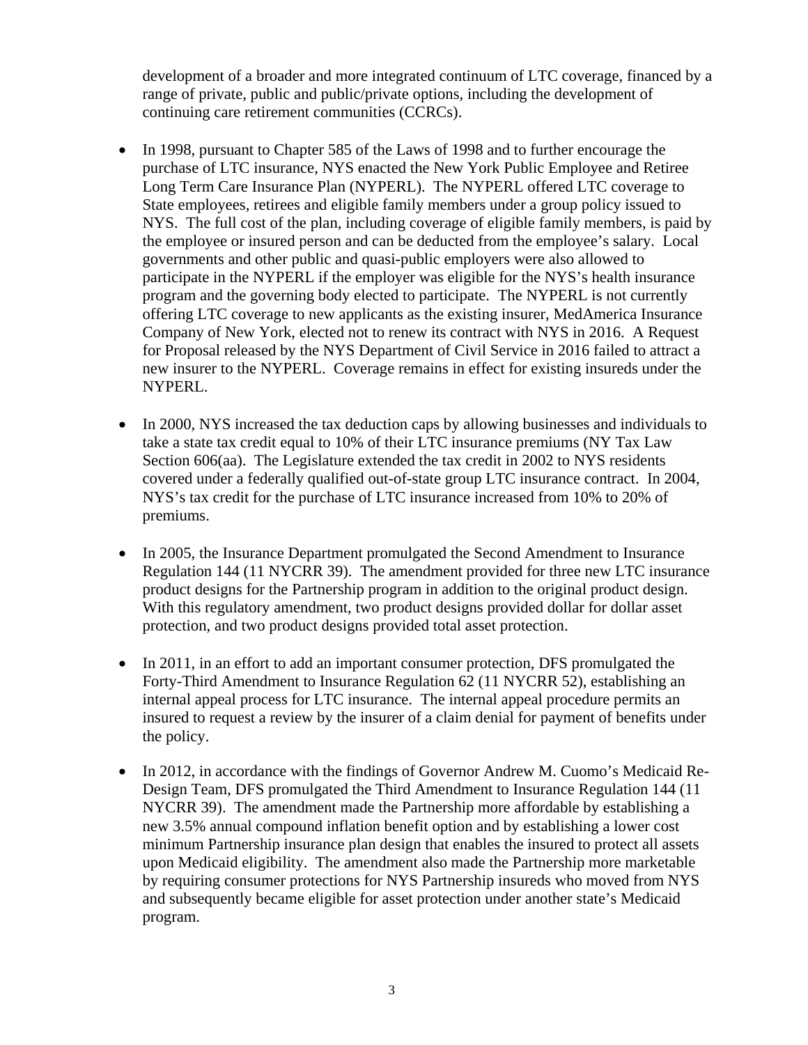development of a broader and more integrated continuum of LTC coverage, financed by a range of private, public and public/private options, including the development of continuing care retirement communities (CCRCs).

- In 1998, pursuant to Chapter 585 of the Laws of 1998 and to further encourage the purchase of LTC insurance, NYS enacted the New York Public Employee and Retiree Long Term Care Insurance Plan (NYPERL). The NYPERL offered LTC coverage to State employees, retirees and eligible family members under a group policy issued to NYS. The full cost of the plan, including coverage of eligible family members, is paid by the employee or insured person and can be deducted from the employee's salary. Local governments and other public and quasi-public employers were also allowed to participate in the NYPERL if the employer was eligible for the NYS's health insurance program and the governing body elected to participate. The NYPERL is not currently offering LTC coverage to new applicants as the existing insurer, MedAmerica Insurance Company of New York, elected not to renew its contract with NYS in 2016. A Request for Proposal released by the NYS Department of Civil Service in 2016 failed to attract a new insurer to the NYPERL. Coverage remains in effect for existing insureds under the NYPERL.

- In 2000, NYS increased the tax deduction caps by allowing businesses and individuals to take a state tax credit equal to 10% of their LTC insurance premiums (NY Tax Law Section 606(aa). The Legislature extended the tax credit in 2002 to NYS residents covered under a federally qualified out-of-state group LTC insurance contract. In 2004, NYS's tax credit for the purchase of LTC insurance increased from 10% to 20% of premiums.

- In 2005, the Insurance Department promulgated the Second Amendment to Insurance Regulation 144 (11 NYCRR 39). The amendment provided for three new LTC insurance product designs for the Partnership program in addition to the original product design. With this regulatory amendment, two product designs provided dollar for dollar asset protection, and two product designs provided total asset protection.

- In 2011, in an effort to add an important consumer protection, DFS promulgated the Forty-Third Amendment to Insurance Regulation 62 (11 NYCRR 52), establishing an internal appeal process for LTC insurance. The internal appeal procedure permits an insured to request a review by the insurer of a claim denial for payment of benefits under the policy.

- In 2012, in accordance with the findings of Governor Andrew M. Cuomo's Medicaid Re-Design Team, DFS promulgated the Third Amendment to Insurance Regulation 144 (11 NYCRR 39). The amendment made the Partnership more affordable by establishing a new 3.5% annual compound inflation benefit option and by establishing a lower cost minimum Partnership insurance plan design that enables the insured to protect all assets upon Medicaid eligibility. The amendment also made the Partnership more marketable by requiring consumer protections for NYS Partnership insureds who moved from NYS and subsequently became eligible for asset protection under another state's Medicaid program.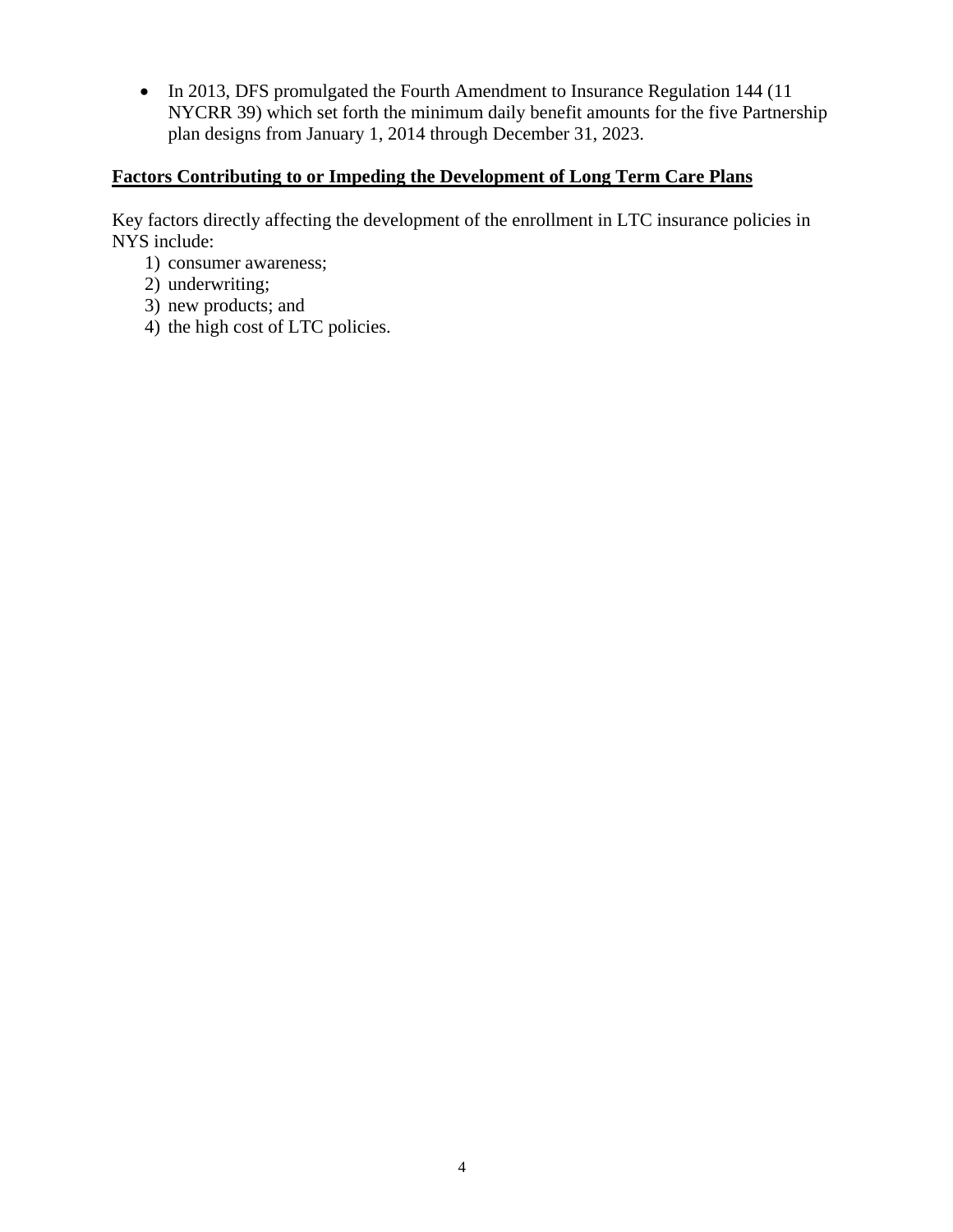- In 2013, DFS promulgated the Fourth Amendment to Insurance Regulation 144 (11 NYCRR 39) which set forth the minimum daily benefit amounts for the five Partnership plan designs from January 1, 2014 through December 31, 2023.

**Factors Contributing to or Impeding the Development of Long Term Care Plans**

Key factors directly affecting the development of the enrollment in LTC insurance policies in NYS include:

1) consumer awareness;
2) underwriting;
3) new products; and
4) the high cost of LTC policies.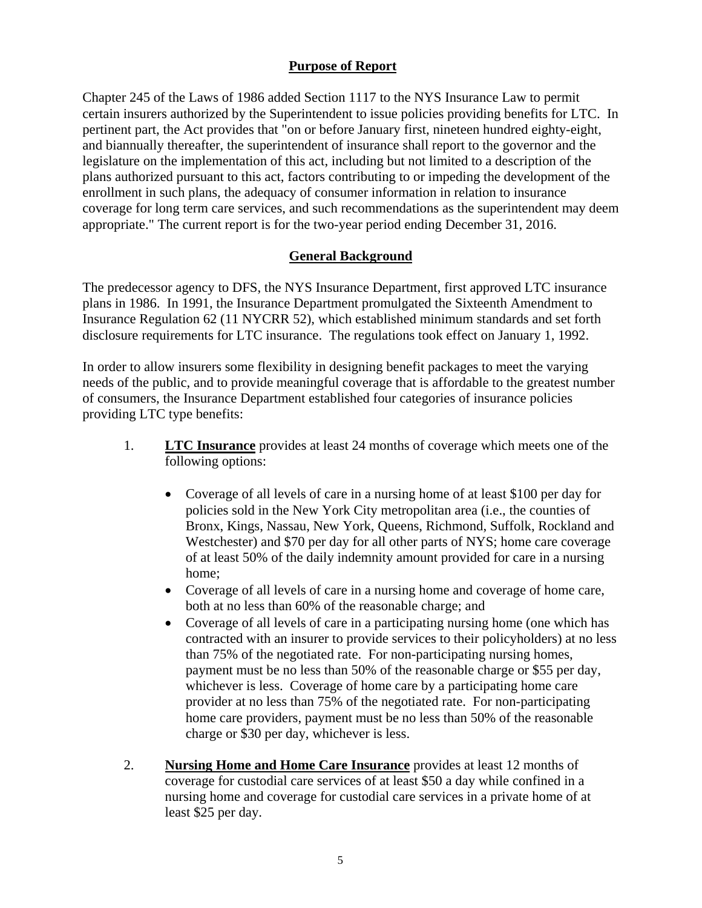## Purpose of Report

Chapter 245 of the Laws of 1986 added Section 1117 to the NYS Insurance Law to permit certain insurers authorized by the Superintendent to issue policies providing benefits for LTC. In pertinent part, the Act provides that "on or before January first, nineteen hundred eighty-eight, and biannually thereafter, the superintendent of insurance shall report to the governor and the legislature on the implementation of this act, including but not limited to a description of the plans authorized pursuant to this act, factors contributing to or impeding the development of the enrollment in such plans, the adequacy of consumer information in relation to insurance coverage for long term care services, and such recommendations as the superintendent may deem appropriate." The current report is for the two-year period ending December 31, 2016.

## General Background

The predecessor agency to DFS, the NYS Insurance Department, first approved LTC insurance plans in 1986. In 1991, the Insurance Department promulgated the Sixteenth Amendment to Insurance Regulation 62 (11 NYCRR 52), which established minimum standards and set forth disclosure requirements for LTC insurance. The regulations took effect on January 1, 1992.

In order to allow insurers some flexibility in designing benefit packages to meet the varying needs of the public, and to provide meaningful coverage that is affordable to the greatest number of consumers, the Insurance Department established four categories of insurance policies providing LTC type benefits:

1. **LTC Insurance** provides at least 24 months of coverage which meets one of the following options:

   - Coverage of all levels of care in a nursing home of at least $100 per day for policies sold in the New York City metropolitan area (i.e., the counties of Bronx, Kings, Nassau, New York, Queens, Richmond, Suffolk, Rockland and Westchester) and $70 per day for all other parts of NYS; home care coverage of at least 50% of the daily indemnity amount provided for care in a nursing home;
   - Coverage of all levels of care in a nursing home and coverage of home care, both at no less than 60% of the reasonable charge; and
   - Coverage of all levels of care in a participating nursing home (one which has contracted with an insurer to provide services to their policyholders) at no less than 75% of the negotiated rate. For non-participating nursing homes, payment must be no less than 50% of the reasonable charge or $55 per day, whichever is less. Coverage of home care by a participating home care provider at no less than 75% of the negotiated rate. For non-participating home care providers, payment must be no less than 50% of the reasonable charge or $30 per day, whichever is less.

2. **Nursing Home and Home Care Insurance** provides at least 12 months of coverage for custodial care services of at least $50 a day while confined in a nursing home and coverage for custodial care services in a private home of at least $25 per day.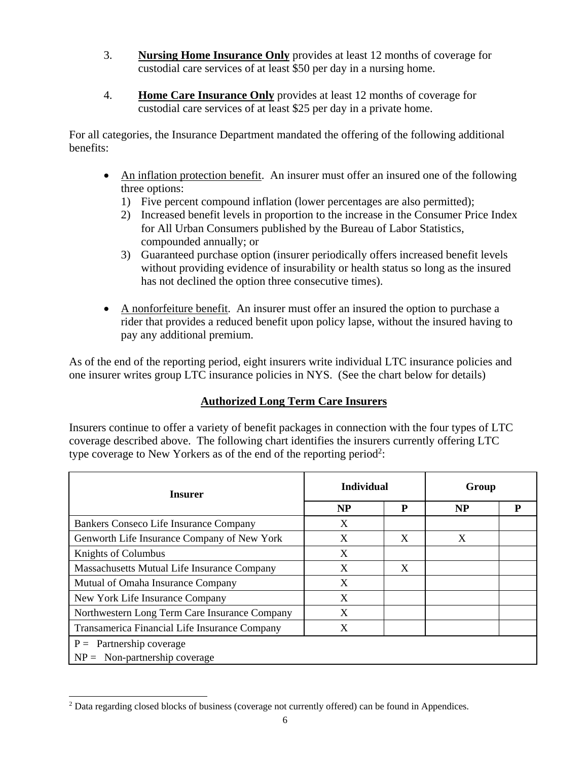3. **Nursing Home Insurance Only** provides at least 12 months of coverage for custodial care services of at least $50 per day in a nursing home.

4. **Home Care Insurance Only** provides at least 12 months of coverage for custodial care services of at least $25 per day in a private home.

For all categories, the Insurance Department mandated the offering of the following additional benefits:

- An inflation protection benefit. An insurer must offer an insured one of the following three options:
  1) Five percent compound inflation (lower percentages are also permitted);
  2) Increased benefit levels in proportion to the increase in the Consumer Price Index for All Urban Consumers published by the Bureau of Labor Statistics, compounded annually; or
  3) Guaranteed purchase option (insurer periodically offers increased benefit levels without providing evidence of insurability or health status so long as the insured has not declined the option three consecutive times).

- A nonforfeiture benefit. An insurer must offer an insured the option to purchase a rider that provides a reduced benefit upon policy lapse, without the insured having to pay any additional premium.

As of the end of the reporting period, eight insurers write individual LTC insurance policies and one insurer writes group LTC insurance policies in NYS. (See the chart below for details)

## Authorized Long Term Care Insurers

Insurers continue to offer a variety of benefit packages in connection with the four types of LTC coverage described above. The following chart identifies the insurers currently offering LTC type coverage to New Yorkers as of the end of the reporting period[2]:

| Insurer | Individual | | Group | |
|---|---|---|---|---|
| | NP | P | NP | P |
| Bankers Conseco Life Insurance Company | X | | | |
| Genworth Life Insurance Company of New York | X | X | X | |
| Knights of Columbus | X | | | |
| Massachusetts Mutual Life Insurance Company | X | X | | |
| Mutual of Omaha Insurance Company | X | | | |
| New York Life Insurance Company | X | | | |
| Northwestern Long Term Care Insurance Company | X | | | |
| Transamerica Financial Life Insurance Company | X | | | |

P = Partnership coverage
NP = Non-partnership coverage

[2] Data regarding closed blocks of business (coverage not currently offered) can be found in Appendices.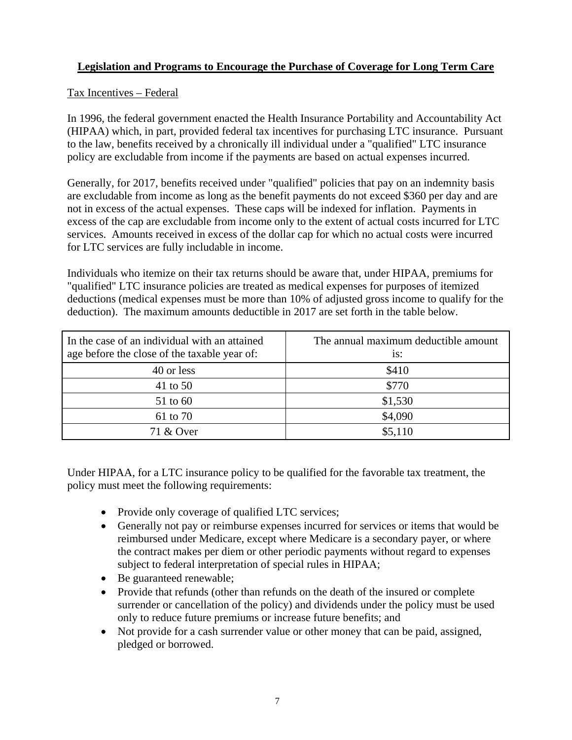## Legislation and Programs to Encourage the Purchase of Coverage for Long Term Care

### Tax Incentives – Federal

In 1996, the federal government enacted the Health Insurance Portability and Accountability Act (HIPAA) which, in part, provided federal tax incentives for purchasing LTC insurance. Pursuant to the law, benefits received by a chronically ill individual under a "qualified" LTC insurance policy are excludable from income if the payments are based on actual expenses incurred.

Generally, for 2017, benefits received under "qualified" policies that pay on an indemnity basis are excludable from income as long as the benefit payments do not exceed $360 per day and are not in excess of the actual expenses. These caps will be indexed for inflation. Payments in excess of the cap are excludable from income only to the extent of actual costs incurred for LTC services. Amounts received in excess of the dollar cap for which no actual costs were incurred for LTC services are fully includable in income.

Individuals who itemize on their tax returns should be aware that, under HIPAA, premiums for "qualified" LTC insurance policies are treated as medical expenses for purposes of itemized deductions (medical expenses must be more than 10% of adjusted gross income to qualify for the deduction). The maximum amounts deductible in 2017 are set forth in the table below.

| In the case of an individual with an attained age before the close of the taxable year of: | The annual maximum deductible amount is: |
|---|---|
| 40 or less | $410 |
| 41 to 50 | $770 |
| 51 to 60 | $1,530 |
| 61 to 70 | $4,090 |
| 71 & Over | $5,110 |

Under HIPAA, for a LTC insurance policy to be qualified for the favorable tax treatment, the policy must meet the following requirements:

- Provide only coverage of qualified LTC services;
- Generally not pay or reimburse expenses incurred for services or items that would be reimbursed under Medicare, except where Medicare is a secondary payer, or where the contract makes per diem or other periodic payments without regard to expenses subject to federal interpretation of special rules in HIPAA;
- Be guaranteed renewable;
- Provide that refunds (other than refunds on the death of the insured or complete surrender or cancellation of the policy) and dividends under the policy must be used only to reduce future premiums or increase future benefits; and
- Not provide for a cash surrender value or other money that can be paid, assigned, pledged or borrowed.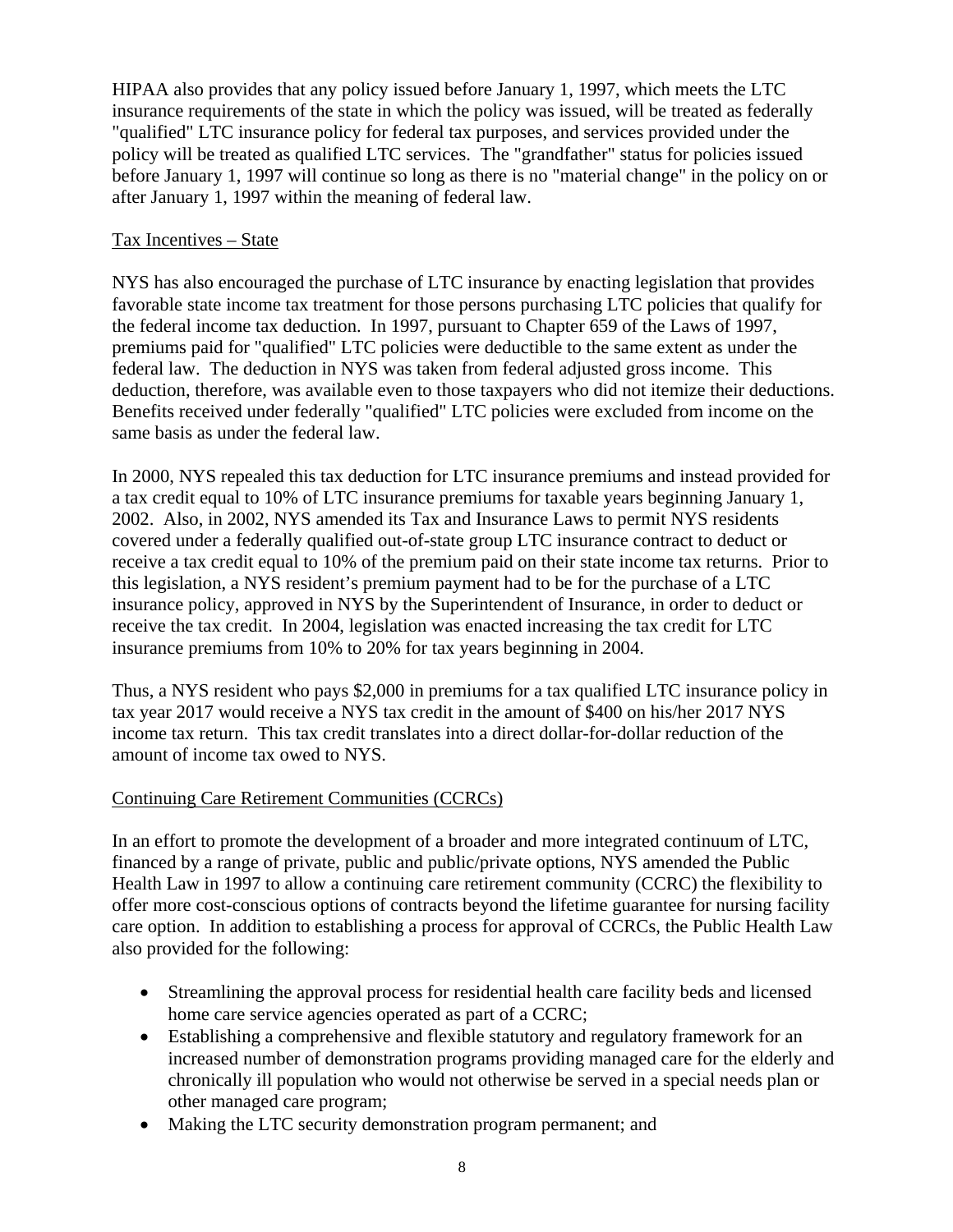HIPAA also provides that any policy issued before January 1, 1997, which meets the LTC insurance requirements of the state in which the policy was issued, will be treated as federally "qualified" LTC insurance policy for federal tax purposes, and services provided under the policy will be treated as qualified LTC services. The "grandfather" status for policies issued before January 1, 1997 will continue so long as there is no "material change" in the policy on or after January 1, 1997 within the meaning of federal law.

Tax Incentives – State

NYS has also encouraged the purchase of LTC insurance by enacting legislation that provides favorable state income tax treatment for those persons purchasing LTC policies that qualify for the federal income tax deduction. In 1997, pursuant to Chapter 659 of the Laws of 1997, premiums paid for "qualified" LTC policies were deductible to the same extent as under the federal law. The deduction in NYS was taken from federal adjusted gross income. This deduction, therefore, was available even to those taxpayers who did not itemize their deductions. Benefits received under federally "qualified" LTC policies were excluded from income on the same basis as under the federal law.

In 2000, NYS repealed this tax deduction for LTC insurance premiums and instead provided for a tax credit equal to 10% of LTC insurance premiums for taxable years beginning January 1, 2002. Also, in 2002, NYS amended its Tax and Insurance Laws to permit NYS residents covered under a federally qualified out-of-state group LTC insurance contract to deduct or receive a tax credit equal to 10% of the premium paid on their state income tax returns. Prior to this legislation, a NYS resident's premium payment had to be for the purchase of a LTC insurance policy, approved in NYS by the Superintendent of Insurance, in order to deduct or receive the tax credit. In 2004, legislation was enacted increasing the tax credit for LTC insurance premiums from 10% to 20% for tax years beginning in 2004.

Thus, a NYS resident who pays $2,000 in premiums for a tax qualified LTC insurance policy in tax year 2017 would receive a NYS tax credit in the amount of $400 on his/her 2017 NYS income tax return. This tax credit translates into a direct dollar-for-dollar reduction of the amount of income tax owed to NYS.

Continuing Care Retirement Communities (CCRCs)

In an effort to promote the development of a broader and more integrated continuum of LTC, financed by a range of private, public and public/private options, NYS amended the Public Health Law in 1997 to allow a continuing care retirement community (CCRC) the flexibility to offer more cost-conscious options of contracts beyond the lifetime guarantee for nursing facility care option. In addition to establishing a process for approval of CCRCs, the Public Health Law also provided for the following:

- Streamlining the approval process for residential health care facility beds and licensed home care service agencies operated as part of a CCRC;
- Establishing a comprehensive and flexible statutory and regulatory framework for an increased number of demonstration programs providing managed care for the elderly and chronically ill population who would not otherwise be served in a special needs plan or other managed care program;
- Making the LTC security demonstration program permanent; and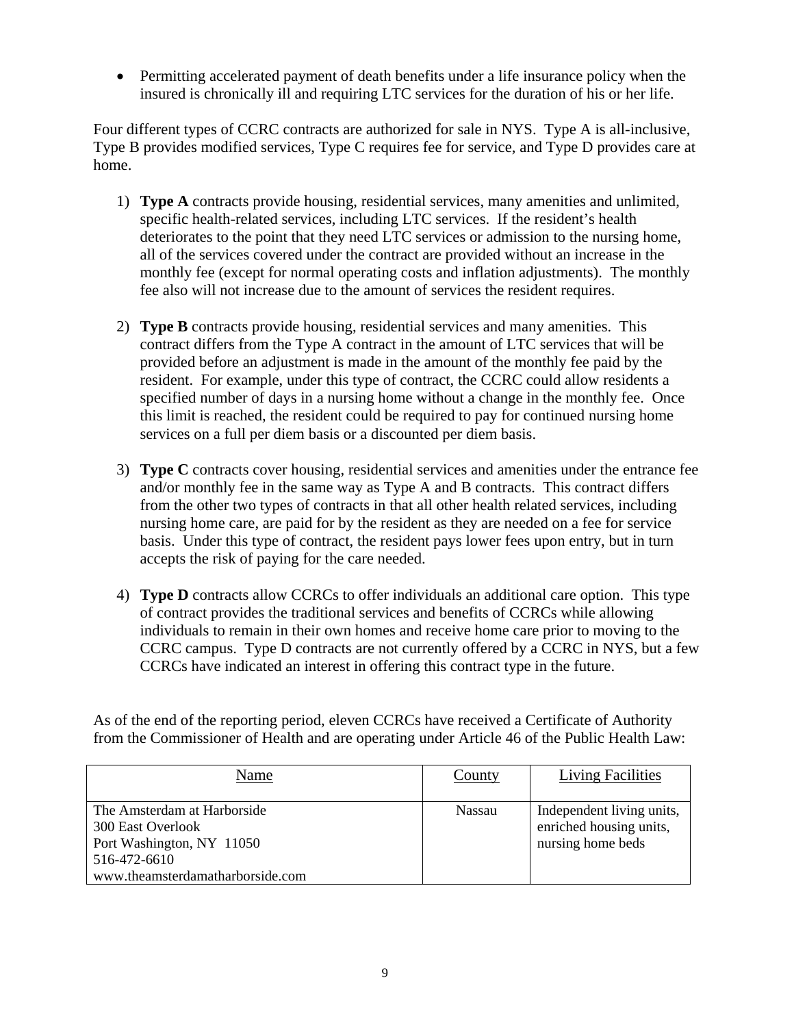- Permitting accelerated payment of death benefits under a life insurance policy when the insured is chronically ill and requiring LTC services for the duration of his or her life.

Four different types of CCRC contracts are authorized for sale in NYS. Type A is all-inclusive, Type B provides modified services, Type C requires fee for service, and Type D provides care at home.

1) **Type A** contracts provide housing, residential services, many amenities and unlimited, specific health-related services, including LTC services. If the resident's health deteriorates to the point that they need LTC services or admission to the nursing home, all of the services covered under the contract are provided without an increase in the monthly fee (except for normal operating costs and inflation adjustments). The monthly fee also will not increase due to the amount of services the resident requires.

2) **Type B** contracts provide housing, residential services and many amenities. This contract differs from the Type A contract in the amount of LTC services that will be provided before an adjustment is made in the amount of the monthly fee paid by the resident. For example, under this type of contract, the CCRC could allow residents a specified number of days in a nursing home without a change in the monthly fee. Once this limit is reached, the resident could be required to pay for continued nursing home services on a full per diem basis or a discounted per diem basis.

3) **Type C** contracts cover housing, residential services and amenities under the entrance fee and/or monthly fee in the same way as Type A and B contracts. This contract differs from the other two types of contracts in that all other health related services, including nursing home care, are paid for by the resident as they are needed on a fee for service basis. Under this type of contract, the resident pays lower fees upon entry, but in turn accepts the risk of paying for the care needed.

4) **Type D** contracts allow CCRCs to offer individuals an additional care option. This type of contract provides the traditional services and benefits of CCRCs while allowing individuals to remain in their own homes and receive home care prior to moving to the CCRC campus. Type D contracts are not currently offered by a CCRC in NYS, but a few CCRCs have indicated an interest in offering this contract type in the future.

As of the end of the reporting period, eleven CCRCs have received a Certificate of Authority from the Commissioner of Health and are operating under Article 46 of the Public Health Law:

| Name | County | Living Facilities |
|---|---|---|
| The Amsterdam at Harborside<br>300 East Overlook<br>Port Washington, NY 11050<br>516-472-6610<br>www.theamsterdamatharborside.com | Nassau | Independent living units, enriched housing units, nursing home beds |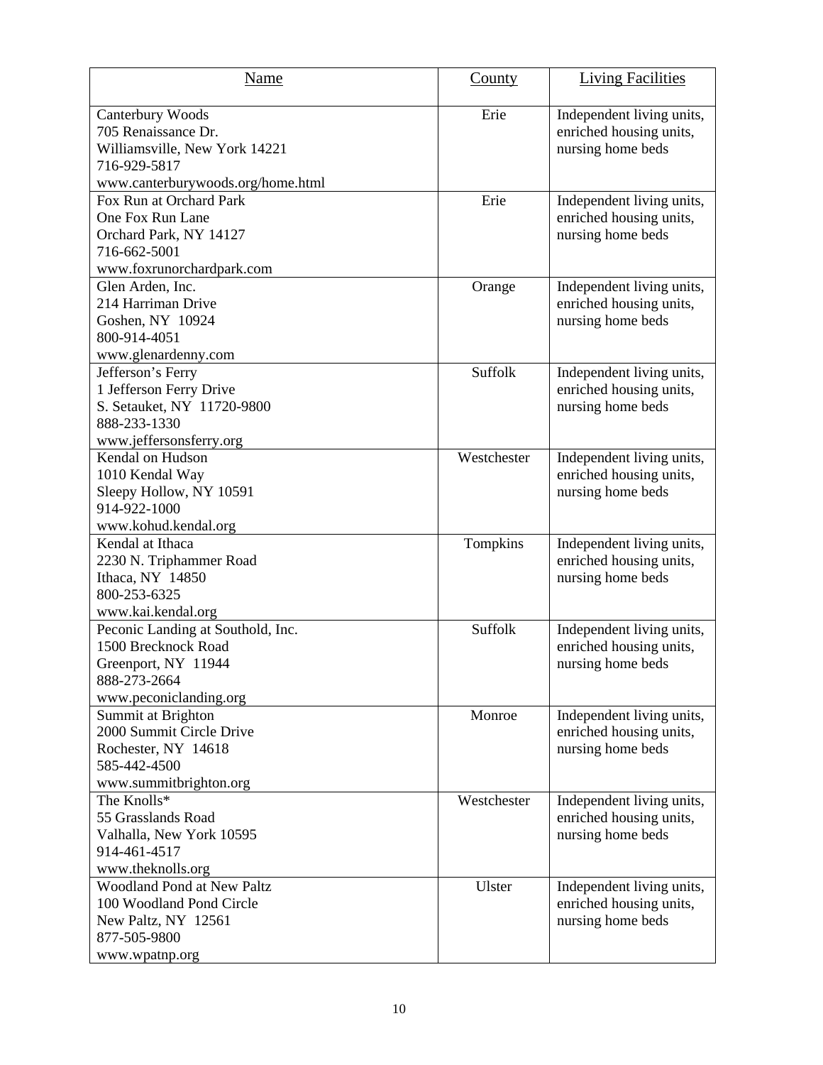| Name | County | Living Facilities |
|---|---|---|
| Canterbury Woods<br>705 Renaissance Dr.<br>Williamsville, New York 14221<br>716-929-5817<br>www.canterburywoods.org/home.html | Erie | Independent living units, enriched housing units, nursing home beds |
| Fox Run at Orchard Park<br>One Fox Run Lane<br>Orchard Park, NY 14127<br>716-662-5001<br>www.foxrunorchardpark.com | Erie | Independent living units, enriched housing units, nursing home beds |
| Glen Arden, Inc.<br>214 Harriman Drive<br>Goshen, NY 10924<br>800-914-4051<br>www.glenardenny.com | Orange | Independent living units, enriched housing units, nursing home beds |
| Jefferson's Ferry<br>1 Jefferson Ferry Drive<br>S. Setauket, NY 11720-9800<br>888-233-1330<br>www.jeffersonsferry.org | Suffolk | Independent living units, enriched housing units, nursing home beds |
| Kendal on Hudson<br>1010 Kendal Way<br>Sleepy Hollow, NY 10591<br>914-922-1000<br>www.kohud.kendal.org | Westchester | Independent living units, enriched housing units, nursing home beds |
| Kendal at Ithaca<br>2230 N. Triphammer Road<br>Ithaca, NY 14850<br>800-253-6325<br>www.kai.kendal.org | Tompkins | Independent living units, enriched housing units, nursing home beds |
| Peconic Landing at Southold, Inc.<br>1500 Brecknock Road<br>Greenport, NY 11944<br>888-273-2664<br>www.peconiclanding.org | Suffolk | Independent living units, enriched housing units, nursing home beds |
| Summit at Brighton<br>2000 Summit Circle Drive<br>Rochester, NY 14618<br>585-442-4500<br>www.summitbrighton.org | Monroe | Independent living units, enriched housing units, nursing home beds |
| The Knolls*<br>55 Grasslands Road<br>Valhalla, New York 10595<br>914-461-4517<br>www.theknolls.org | Westchester | Independent living units, enriched housing units, nursing home beds |
| Woodland Pond at New Paltz<br>100 Woodland Pond Circle<br>New Paltz, NY 12561<br>877-505-9800<br>www.wpatnp.org | Ulster | Independent living units, enriched housing units, nursing home beds |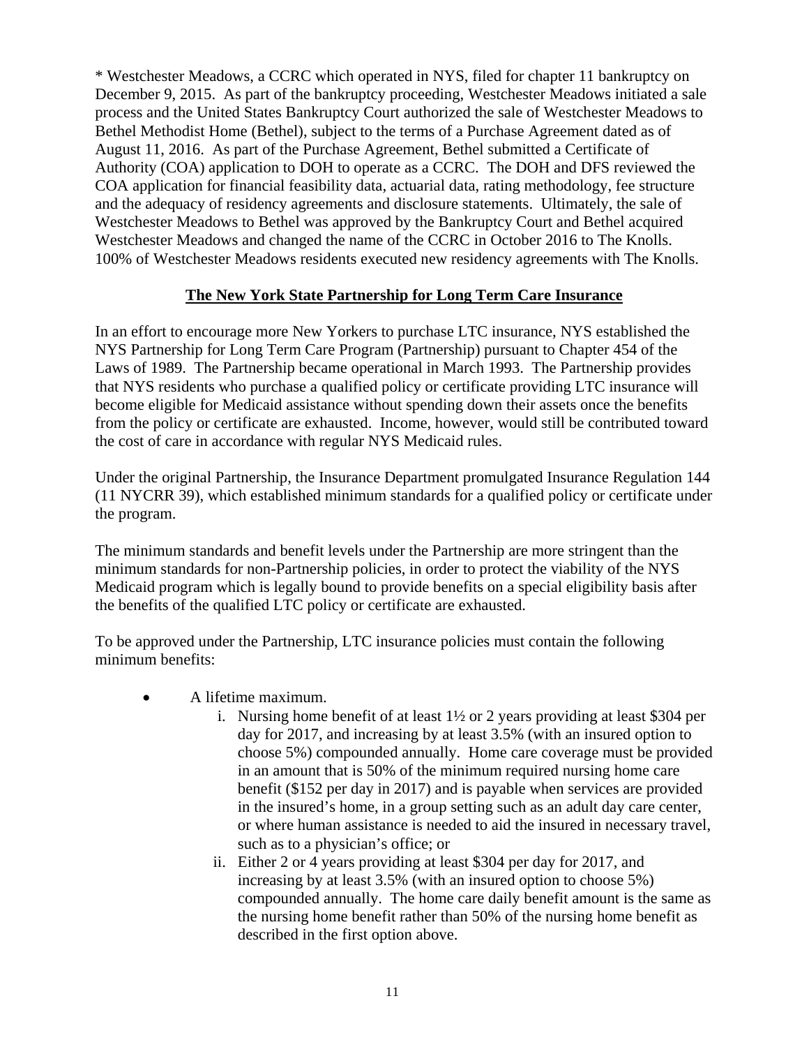* Westchester Meadows, a CCRC which operated in NYS, filed for chapter 11 bankruptcy on December 9, 2015. As part of the bankruptcy proceeding, Westchester Meadows initiated a sale process and the United States Bankruptcy Court authorized the sale of Westchester Meadows to Bethel Methodist Home (Bethel), subject to the terms of a Purchase Agreement dated as of August 11, 2016. As part of the Purchase Agreement, Bethel submitted a Certificate of Authority (COA) application to DOH to operate as a CCRC. The DOH and DFS reviewed the COA application for financial feasibility data, actuarial data, rating methodology, fee structure and the adequacy of residency agreements and disclosure statements. Ultimately, the sale of Westchester Meadows to Bethel was approved by the Bankruptcy Court and Bethel acquired Westchester Meadows and changed the name of the CCRC in October 2016 to The Knolls. 100% of Westchester Meadows residents executed new residency agreements with The Knolls.

## The New York State Partnership for Long Term Care Insurance

In an effort to encourage more New Yorkers to purchase LTC insurance, NYS established the NYS Partnership for Long Term Care Program (Partnership) pursuant to Chapter 454 of the Laws of 1989. The Partnership became operational in March 1993. The Partnership provides that NYS residents who purchase a qualified policy or certificate providing LTC insurance will become eligible for Medicaid assistance without spending down their assets once the benefits from the policy or certificate are exhausted. Income, however, would still be contributed toward the cost of care in accordance with regular NYS Medicaid rules.

Under the original Partnership, the Insurance Department promulgated Insurance Regulation 144 (11 NYCRR 39), which established minimum standards for a qualified policy or certificate under the program.

The minimum standards and benefit levels under the Partnership are more stringent than the minimum standards for non-Partnership policies, in order to protect the viability of the NYS Medicaid program which is legally bound to provide benefits on a special eligibility basis after the benefits of the qualified LTC policy or certificate are exhausted.

To be approved under the Partnership, LTC insurance policies must contain the following minimum benefits:

- A lifetime maximum.
    i. Nursing home benefit of at least 1½ or 2 years providing at least $304 per day for 2017, and increasing by at least 3.5% (with an insured option to choose 5%) compounded annually. Home care coverage must be provided in an amount that is 50% of the minimum required nursing home care benefit ($152 per day in 2017) and is payable when services are provided in the insured's home, in a group setting such as an adult day care center, or where human assistance is needed to aid the insured in necessary travel, such as to a physician's office; or
    ii. Either 2 or 4 years providing at least $304 per day for 2017, and increasing by at least 3.5% (with an insured option to choose 5%) compounded annually. The home care daily benefit amount is the same as the nursing home benefit rather than 50% of the nursing home benefit as described in the first option above.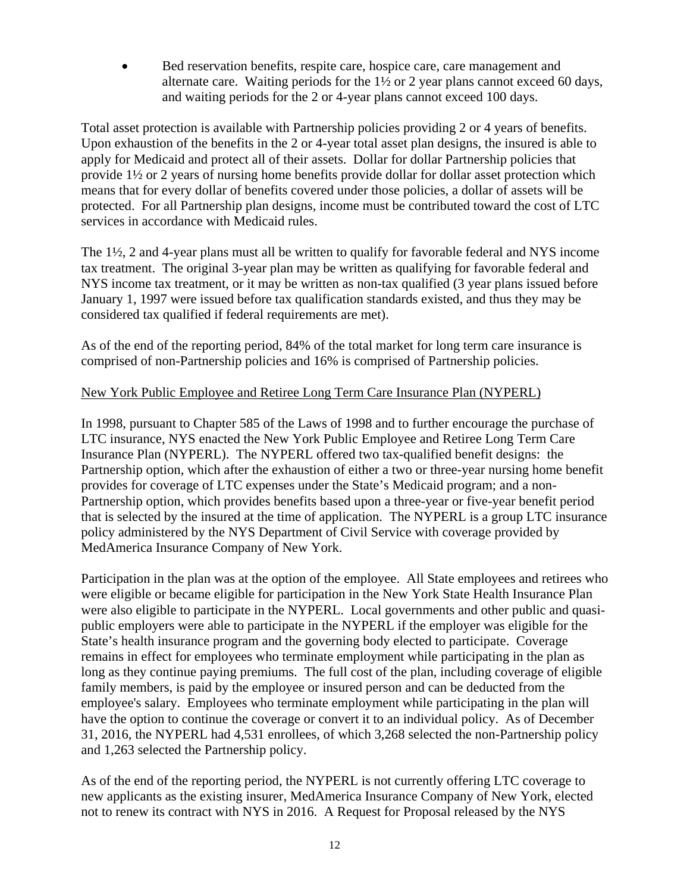- Bed reservation benefits, respite care, hospice care, care management and alternate care. Waiting periods for the 1½ or 2 year plans cannot exceed 60 days, and waiting periods for the 2 or 4-year plans cannot exceed 100 days.

Total asset protection is available with Partnership policies providing 2 or 4 years of benefits. Upon exhaustion of the benefits in the 2 or 4-year total asset plan designs, the insured is able to apply for Medicaid and protect all of their assets. Dollar for dollar Partnership policies that provide 1½ or 2 years of nursing home benefits provide dollar for dollar asset protection which means that for every dollar of benefits covered under those policies, a dollar of assets will be protected. For all Partnership plan designs, income must be contributed toward the cost of LTC services in accordance with Medicaid rules.

The 1½, 2 and 4-year plans must all be written to qualify for favorable federal and NYS income tax treatment. The original 3-year plan may be written as qualifying for favorable federal and NYS income tax treatment, or it may be written as non-tax qualified (3 year plans issued before January 1, 1997 were issued before tax qualification standards existed, and thus they may be considered tax qualified if federal requirements are met).

As of the end of the reporting period, 84% of the total market for long term care insurance is comprised of non-Partnership policies and 16% is comprised of Partnership policies.

New York Public Employee and Retiree Long Term Care Insurance Plan (NYPERL)

In 1998, pursuant to Chapter 585 of the Laws of 1998 and to further encourage the purchase of LTC insurance, NYS enacted the New York Public Employee and Retiree Long Term Care Insurance Plan (NYPERL). The NYPERL offered two tax-qualified benefit designs: the Partnership option, which after the exhaustion of either a two or three-year nursing home benefit provides for coverage of LTC expenses under the State's Medicaid program; and a non-Partnership option, which provides benefits based upon a three-year or five-year benefit period that is selected by the insured at the time of application. The NYPERL is a group LTC insurance policy administered by the NYS Department of Civil Service with coverage provided by MedAmerica Insurance Company of New York.

Participation in the plan was at the option of the employee. All State employees and retirees who were eligible or became eligible for participation in the New York State Health Insurance Plan were also eligible to participate in the NYPERL. Local governments and other public and quasi-public employers were able to participate in the NYPERL if the employer was eligible for the State's health insurance program and the governing body elected to participate. Coverage remains in effect for employees who terminate employment while participating in the plan as long as they continue paying premiums. The full cost of the plan, including coverage of eligible family members, is paid by the employee or insured person and can be deducted from the employee's salary. Employees who terminate employment while participating in the plan will have the option to continue the coverage or convert it to an individual policy. As of December 31, 2016, the NYPERL had 4,531 enrollees, of which 3,268 selected the non-Partnership policy and 1,263 selected the Partnership policy.

As of the end of the reporting period, the NYPERL is not currently offering LTC coverage to new applicants as the existing insurer, MedAmerica Insurance Company of New York, elected not to renew its contract with NYS in 2016. A Request for Proposal released by the NYS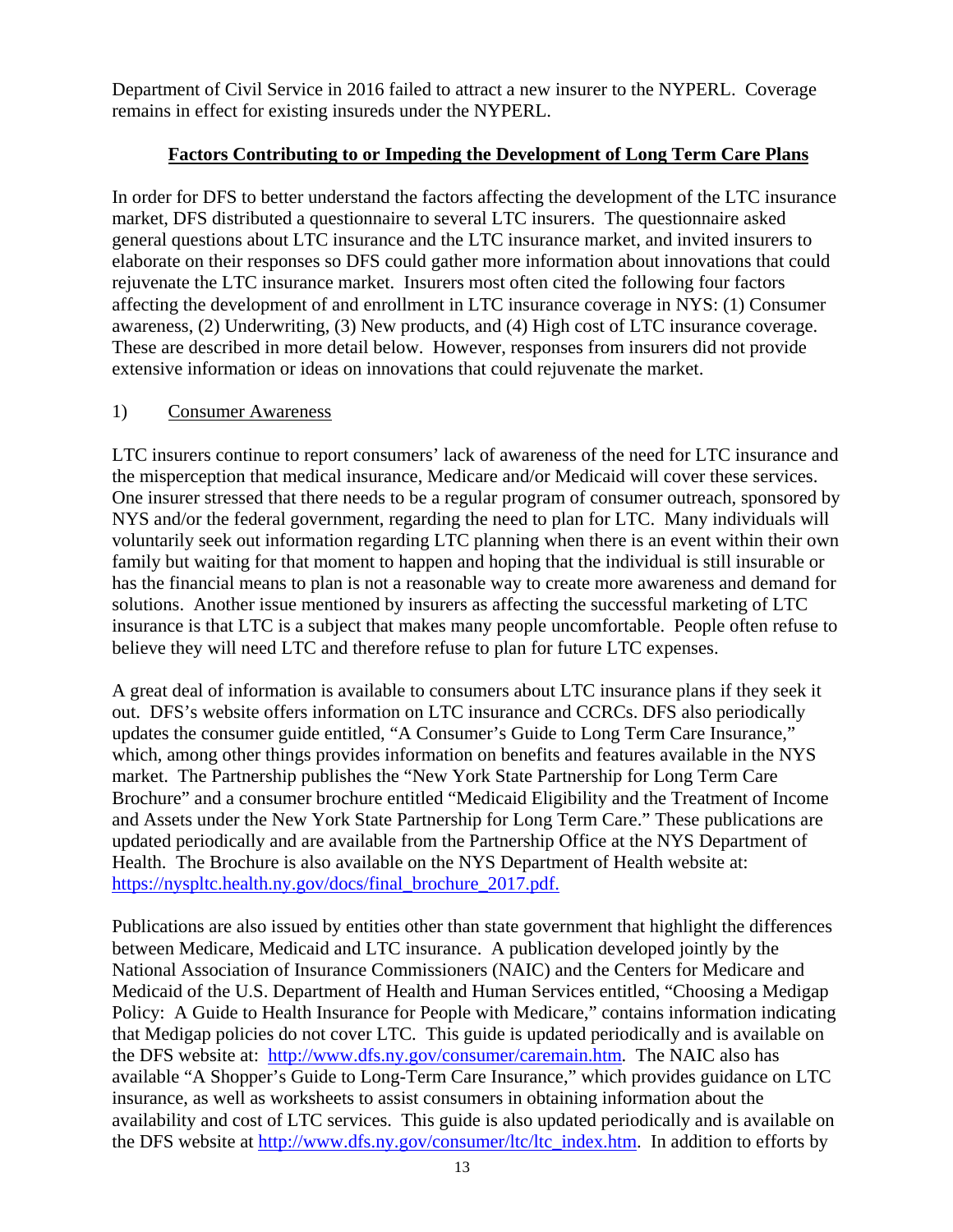Department of Civil Service in 2016 failed to attract a new insurer to the NYPERL. Coverage remains in effect for existing insureds under the NYPERL.

## Factors Contributing to or Impeding the Development of Long Term Care Plans

In order for DFS to better understand the factors affecting the development of the LTC insurance market, DFS distributed a questionnaire to several LTC insurers. The questionnaire asked general questions about LTC insurance and the LTC insurance market, and invited insurers to elaborate on their responses so DFS could gather more information about innovations that could rejuvenate the LTC insurance market. Insurers most often cited the following four factors affecting the development of and enrollment in LTC insurance coverage in NYS: (1) Consumer awareness, (2) Underwriting, (3) New products, and (4) High cost of LTC insurance coverage. These are described in more detail below. However, responses from insurers did not provide extensive information or ideas on innovations that could rejuvenate the market.

### 1) Consumer Awareness

LTC insurers continue to report consumers' lack of awareness of the need for LTC insurance and the misperception that medical insurance, Medicare and/or Medicaid will cover these services. One insurer stressed that there needs to be a regular program of consumer outreach, sponsored by NYS and/or the federal government, regarding the need to plan for LTC. Many individuals will voluntarily seek out information regarding LTC planning when there is an event within their own family but waiting for that moment to happen and hoping that the individual is still insurable or has the financial means to plan is not a reasonable way to create more awareness and demand for solutions. Another issue mentioned by insurers as affecting the successful marketing of LTC insurance is that LTC is a subject that makes many people uncomfortable. People often refuse to believe they will need LTC and therefore refuse to plan for future LTC expenses.

A great deal of information is available to consumers about LTC insurance plans if they seek it out. DFS's website offers information on LTC insurance and CCRCs. DFS also periodically updates the consumer guide entitled, "A Consumer's Guide to Long Term Care Insurance," which, among other things provides information on benefits and features available in the NYS market. The Partnership publishes the "New York State Partnership for Long Term Care Brochure" and a consumer brochure entitled "Medicaid Eligibility and the Treatment of Income and Assets under the New York State Partnership for Long Term Care." These publications are updated periodically and are available from the Partnership Office at the NYS Department of Health. The Brochure is also available on the NYS Department of Health website at: https://nyspltc.health.ny.gov/docs/final_brochure_2017.pdf.

Publications are also issued by entities other than state government that highlight the differences between Medicare, Medicaid and LTC insurance. A publication developed jointly by the National Association of Insurance Commissioners (NAIC) and the Centers for Medicare and Medicaid of the U.S. Department of Health and Human Services entitled, "Choosing a Medigap Policy: A Guide to Health Insurance for People with Medicare," contains information indicating that Medigap policies do not cover LTC. This guide is updated periodically and is available on the DFS website at: http://www.dfs.ny.gov/consumer/caremain.htm. The NAIC also has available "A Shopper's Guide to Long-Term Care Insurance," which provides guidance on LTC insurance, as well as worksheets to assist consumers in obtaining information about the availability and cost of LTC services. This guide is also updated periodically and is available on the DFS website at http://www.dfs.ny.gov/consumer/ltc/ltc_index.htm. In addition to efforts by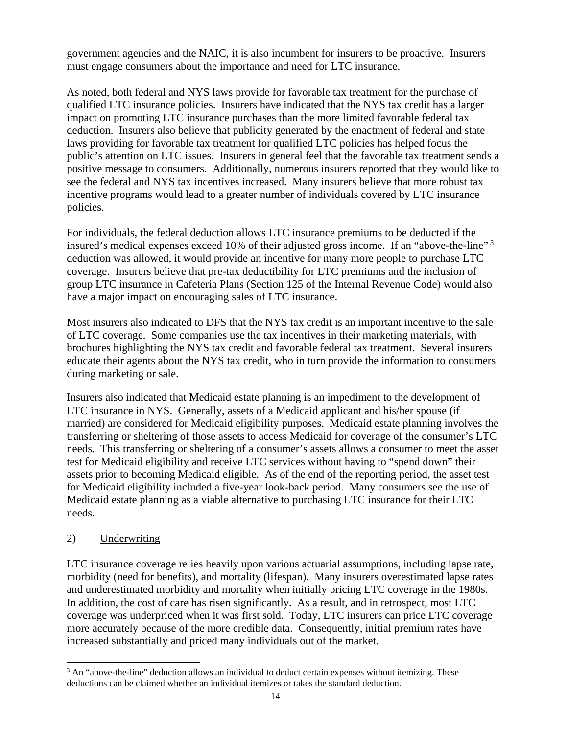government agencies and the NAIC, it is also incumbent for insurers to be proactive. Insurers must engage consumers about the importance and need for LTC insurance.

As noted, both federal and NYS laws provide for favorable tax treatment for the purchase of qualified LTC insurance policies. Insurers have indicated that the NYS tax credit has a larger impact on promoting LTC insurance purchases than the more limited favorable federal tax deduction. Insurers also believe that publicity generated by the enactment of federal and state laws providing for favorable tax treatment for qualified LTC policies has helped focus the public's attention on LTC issues. Insurers in general feel that the favorable tax treatment sends a positive message to consumers. Additionally, numerous insurers reported that they would like to see the federal and NYS tax incentives increased. Many insurers believe that more robust tax incentive programs would lead to a greater number of individuals covered by LTC insurance policies.

For individuals, the federal deduction allows LTC insurance premiums to be deducted if the insured's medical expenses exceed 10% of their adjusted gross income. If an "above-the-line" [3] deduction was allowed, it would provide an incentive for many more people to purchase LTC coverage. Insurers believe that pre-tax deductibility for LTC premiums and the inclusion of group LTC insurance in Cafeteria Plans (Section 125 of the Internal Revenue Code) would also have a major impact on encouraging sales of LTC insurance.

Most insurers also indicated to DFS that the NYS tax credit is an important incentive to the sale of LTC coverage. Some companies use the tax incentives in their marketing materials, with brochures highlighting the NYS tax credit and favorable federal tax treatment. Several insurers educate their agents about the NYS tax credit, who in turn provide the information to consumers during marketing or sale.

Insurers also indicated that Medicaid estate planning is an impediment to the development of LTC insurance in NYS. Generally, assets of a Medicaid applicant and his/her spouse (if married) are considered for Medicaid eligibility purposes. Medicaid estate planning involves the transferring or sheltering of those assets to access Medicaid for coverage of the consumer's LTC needs. This transferring or sheltering of a consumer's assets allows a consumer to meet the asset test for Medicaid eligibility and receive LTC services without having to "spend down" their assets prior to becoming Medicaid eligible. As of the end of the reporting period, the asset test for Medicaid eligibility included a five-year look-back period. Many consumers see the use of Medicaid estate planning as a viable alternative to purchasing LTC insurance for their LTC needs.

2) <u>Underwriting</u>

LTC insurance coverage relies heavily upon various actuarial assumptions, including lapse rate, morbidity (need for benefits), and mortality (lifespan). Many insurers overestimated lapse rates and underestimated morbidity and mortality when initially pricing LTC coverage in the 1980s. In addition, the cost of care has risen significantly. As a result, and in retrospect, most LTC coverage was underpriced when it was first sold. Today, LTC insurers can price LTC coverage more accurately because of the more credible data. Consequently, initial premium rates have increased substantially and priced many individuals out of the market.

---

[3] An "above-the-line" deduction allows an individual to deduct certain expenses without itemizing. These deductions can be claimed whether an individual itemizes or takes the standard deduction.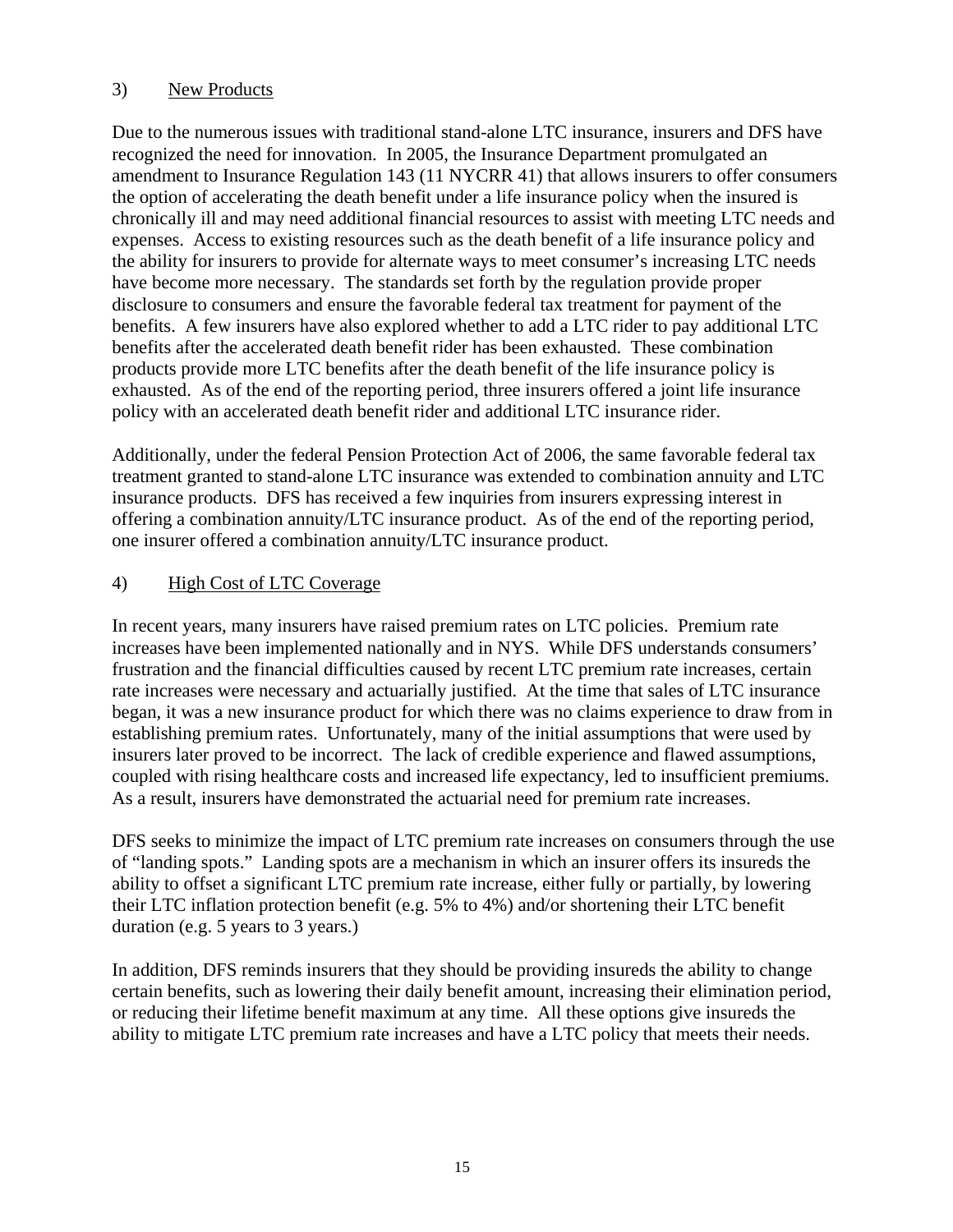### 3) New Products

Due to the numerous issues with traditional stand-alone LTC insurance, insurers and DFS have recognized the need for innovation. In 2005, the Insurance Department promulgated an amendment to Insurance Regulation 143 (11 NYCRR 41) that allows insurers to offer consumers the option of accelerating the death benefit under a life insurance policy when the insured is chronically ill and may need additional financial resources to assist with meeting LTC needs and expenses. Access to existing resources such as the death benefit of a life insurance policy and the ability for insurers to provide for alternate ways to meet consumer's increasing LTC needs have become more necessary. The standards set forth by the regulation provide proper disclosure to consumers and ensure the favorable federal tax treatment for payment of the benefits. A few insurers have also explored whether to add a LTC rider to pay additional LTC benefits after the accelerated death benefit rider has been exhausted. These combination products provide more LTC benefits after the death benefit of the life insurance policy is exhausted. As of the end of the reporting period, three insurers offered a joint life insurance policy with an accelerated death benefit rider and additional LTC insurance rider.

Additionally, under the federal Pension Protection Act of 2006, the same favorable federal tax treatment granted to stand-alone LTC insurance was extended to combination annuity and LTC insurance products. DFS has received a few inquiries from insurers expressing interest in offering a combination annuity/LTC insurance product. As of the end of the reporting period, one insurer offered a combination annuity/LTC insurance product.

### 4) High Cost of LTC Coverage

In recent years, many insurers have raised premium rates on LTC policies. Premium rate increases have been implemented nationally and in NYS. While DFS understands consumers' frustration and the financial difficulties caused by recent LTC premium rate increases, certain rate increases were necessary and actuarially justified. At the time that sales of LTC insurance began, it was a new insurance product for which there was no claims experience to draw from in establishing premium rates. Unfortunately, many of the initial assumptions that were used by insurers later proved to be incorrect. The lack of credible experience and flawed assumptions, coupled with rising healthcare costs and increased life expectancy, led to insufficient premiums. As a result, insurers have demonstrated the actuarial need for premium rate increases.

DFS seeks to minimize the impact of LTC premium rate increases on consumers through the use of "landing spots." Landing spots are a mechanism in which an insurer offers its insureds the ability to offset a significant LTC premium rate increase, either fully or partially, by lowering their LTC inflation protection benefit (e.g. 5% to 4%) and/or shortening their LTC benefit duration (e.g. 5 years to 3 years.)

In addition, DFS reminds insurers that they should be providing insureds the ability to change certain benefits, such as lowering their daily benefit amount, increasing their elimination period, or reducing their lifetime benefit maximum at any time. All these options give insureds the ability to mitigate LTC premium rate increases and have a LTC policy that meets their needs.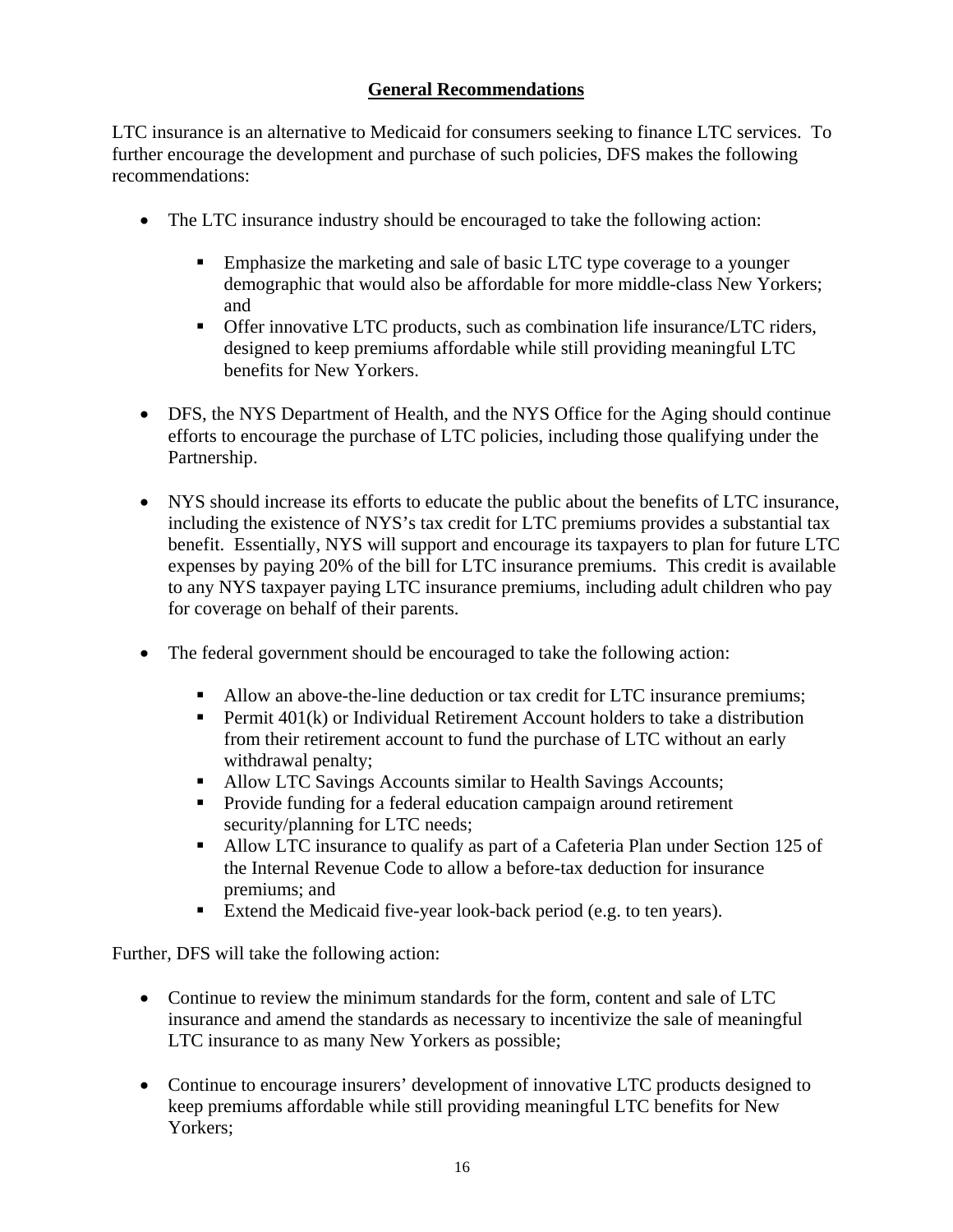## General Recommendations

LTC insurance is an alternative to Medicaid for consumers seeking to finance LTC services. To further encourage the development and purchase of such policies, DFS makes the following recommendations:

- The LTC insurance industry should be encouraged to take the following action:
    - Emphasize the marketing and sale of basic LTC type coverage to a younger demographic that would also be affordable for more middle-class New Yorkers; and
    - Offer innovative LTC products, such as combination life insurance/LTC riders, designed to keep premiums affordable while still providing meaningful LTC benefits for New Yorkers.

- DFS, the NYS Department of Health, and the NYS Office for the Aging should continue efforts to encourage the purchase of LTC policies, including those qualifying under the Partnership.

- NYS should increase its efforts to educate the public about the benefits of LTC insurance, including the existence of NYS's tax credit for LTC premiums provides a substantial tax benefit. Essentially, NYS will support and encourage its taxpayers to plan for future LTC expenses by paying 20% of the bill for LTC insurance premiums. This credit is available to any NYS taxpayer paying LTC insurance premiums, including adult children who pay for coverage on behalf of their parents.

- The federal government should be encouraged to take the following action:
    - Allow an above-the-line deduction or tax credit for LTC insurance premiums;
    - Permit 401(k) or Individual Retirement Account holders to take a distribution from their retirement account to fund the purchase of LTC without an early withdrawal penalty;
    - Allow LTC Savings Accounts similar to Health Savings Accounts;
    - Provide funding for a federal education campaign around retirement security/planning for LTC needs;
    - Allow LTC insurance to qualify as part of a Cafeteria Plan under Section 125 of the Internal Revenue Code to allow a before-tax deduction for insurance premiums; and
    - Extend the Medicaid five-year look-back period (e.g. to ten years).

Further, DFS will take the following action:

- Continue to review the minimum standards for the form, content and sale of LTC insurance and amend the standards as necessary to incentivize the sale of meaningful LTC insurance to as many New Yorkers as possible;

- Continue to encourage insurers' development of innovative LTC products designed to keep premiums affordable while still providing meaningful LTC benefits for New Yorkers;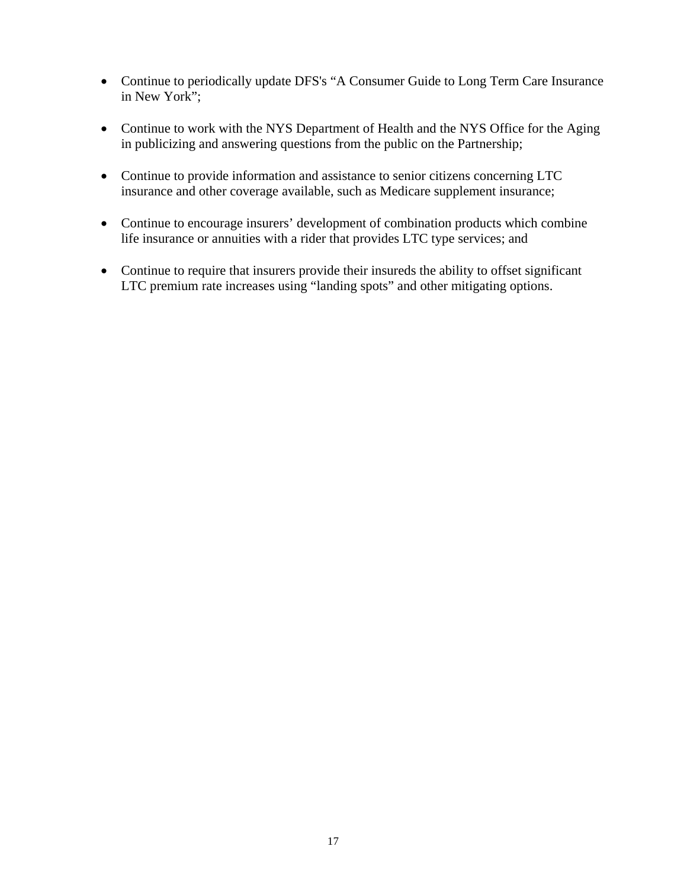- Continue to periodically update DFS's "A Consumer Guide to Long Term Care Insurance in New York";

- Continue to work with the NYS Department of Health and the NYS Office for the Aging in publicizing and answering questions from the public on the Partnership;

- Continue to provide information and assistance to senior citizens concerning LTC insurance and other coverage available, such as Medicare supplement insurance;

- Continue to encourage insurers' development of combination products which combine life insurance or annuities with a rider that provides LTC type services; and

- Continue to require that insurers provide their insureds the ability to offset significant LTC premium rate increases using "landing spots" and other mitigating options.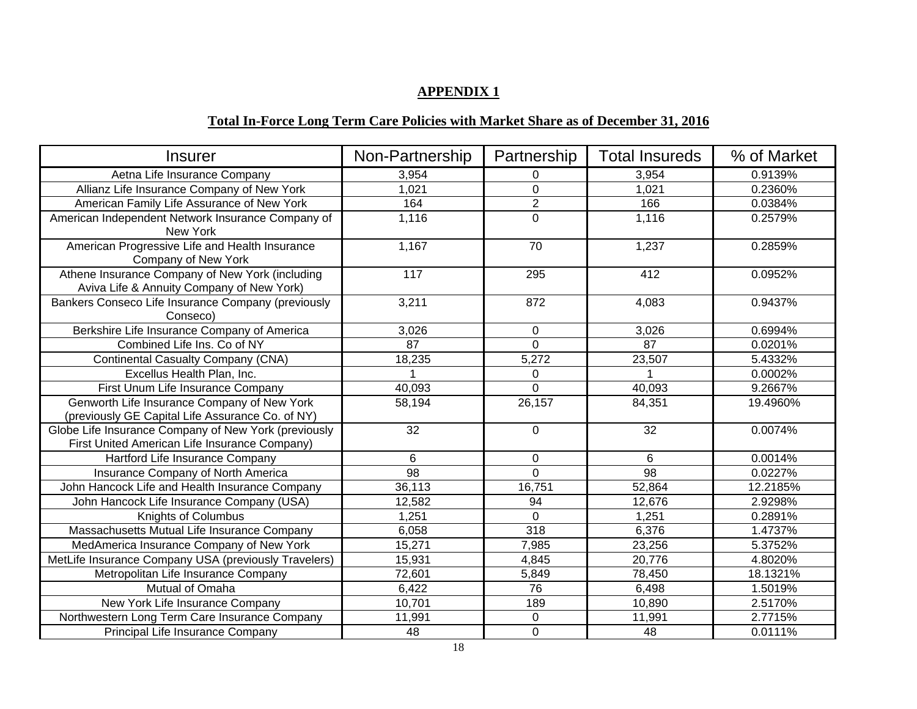## APPENDIX 1

### Total In-Force Long Term Care Policies with Market Share as of December 31, 2016

| Insurer | Non-Partnership | Partnership | Total Insureds | % of Market |
|---|---|---|---|---|
| Aetna Life Insurance Company | 3,954 | 0 | 3,954 | 0.9139% |
| Allianz Life Insurance Company of New York | 1,021 | 0 | 1,021 | 0.2360% |
| American Family Life Assurance of New York | 164 | 2 | 166 | 0.0384% |
| American Independent Network Insurance Company of New York | 1,116 | 0 | 1,116 | 0.2579% |
| American Progressive Life and Health Insurance Company of New York | 1,167 | 70 | 1,237 | 0.2859% |
| Athene Insurance Company of New York (including Aviva Life & Annuity Company of New York) | 117 | 295 | 412 | 0.0952% |
| Bankers Conseco Life Insurance Company (previously Conseco) | 3,211 | 872 | 4,083 | 0.9437% |
| Berkshire Life Insurance Company of America | 3,026 | 0 | 3,026 | 0.6994% |
| Combined Life Ins. Co of NY | 87 | 0 | 87 | 0.0201% |
| Continental Casualty Company (CNA) | 18,235 | 5,272 | 23,507 | 5.4332% |
| Excellus Health Plan, Inc. | 1 | 0 | 1 | 0.0002% |
| First Unum Life Insurance Company | 40,093 | 0 | 40,093 | 9.2667% |
| Genworth Life Insurance Company of New York (previously GE Capital Life Assurance Co. of NY) | 58,194 | 26,157 | 84,351 | 19.4960% |
| Globe Life Insurance Company of New York (previously First United American Life Insurance Company) | 32 | 0 | 32 | 0.0074% |
| Hartford Life Insurance Company | 6 | 0 | 6 | 0.0014% |
| Insurance Company of North America | 98 | 0 | 98 | 0.0227% |
| John Hancock Life and Health Insurance Company | 36,113 | 16,751 | 52,864 | 12.2185% |
| John Hancock Life Insurance Company (USA) | 12,582 | 94 | 12,676 | 2.9298% |
| Knights of Columbus | 1,251 | 0 | 1,251 | 0.2891% |
| Massachusetts Mutual Life Insurance Company | 6,058 | 318 | 6,376 | 1.4737% |
| MedAmerica Insurance Company of New York | 15,271 | 7,985 | 23,256 | 5.3752% |
| MetLife Insurance Company USA (previously Travelers) | 15,931 | 4,845 | 20,776 | 4.8020% |
| Metropolitan Life Insurance Company | 72,601 | 5,849 | 78,450 | 18.1321% |
| Mutual of Omaha | 6,422 | 76 | 6,498 | 1.5019% |
| New York Life Insurance Company | 10,701 | 189 | 10,890 | 2.5170% |
| Northwestern Long Term Care Insurance Company | 11,991 | 0 | 11,991 | 2.7715% |
| Principal Life Insurance Company | 48 | 0 | 48 | 0.0111% |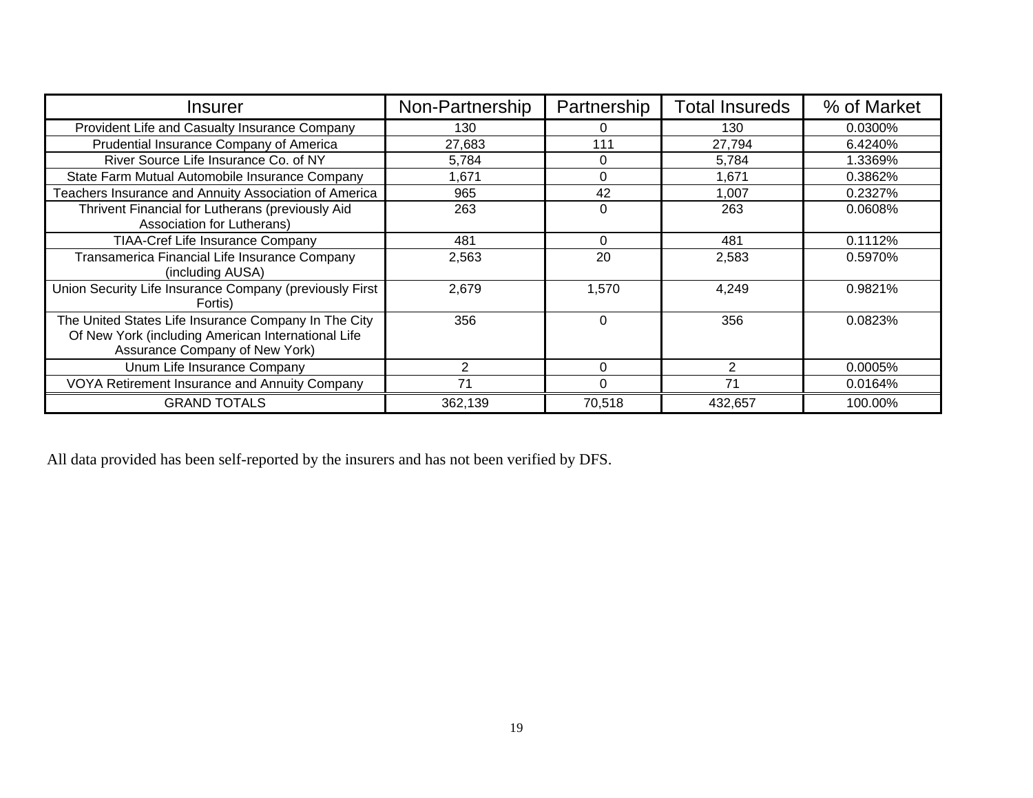| Insurer | Non-Partnership | Partnership | Total Insureds | % of Market |
|---|---|---|---|---|
| Provident Life and Casualty Insurance Company | 130 | 0 | 130 | 0.0300% |
| Prudential Insurance Company of America | 27,683 | 111 | 27,794 | 6.4240% |
| River Source Life Insurance Co. of NY | 5,784 | 0 | 5,784 | 1.3369% |
| State Farm Mutual Automobile Insurance Company | 1,671 | 0 | 1,671 | 0.3862% |
| Teachers Insurance and Annuity Association of America | 965 | 42 | 1,007 | 0.2327% |
| Thrivent Financial for Lutherans (previously Aid Association for Lutherans) | 263 | 0 | 263 | 0.0608% |
| TIAA-Cref Life Insurance Company | 481 | 0 | 481 | 0.1112% |
| Transamerica Financial Life Insurance Company (including AUSA) | 2,563 | 20 | 2,583 | 0.5970% |
| Union Security Life Insurance Company (previously First Fortis) | 2,679 | 1,570 | 4,249 | 0.9821% |
| The United States Life Insurance Company In The City Of New York (including American International Life Assurance Company of New York) | 356 | 0 | 356 | 0.0823% |
| Unum Life Insurance Company | 2 | 0 | 2 | 0.0005% |
| VOYA Retirement Insurance and Annuity Company | 71 | 0 | 71 | 0.0164% |
| GRAND TOTALS | 362,139 | 70,518 | 432,657 | 100.00% |

All data provided has been self-reported by the insurers and has not been verified by DFS.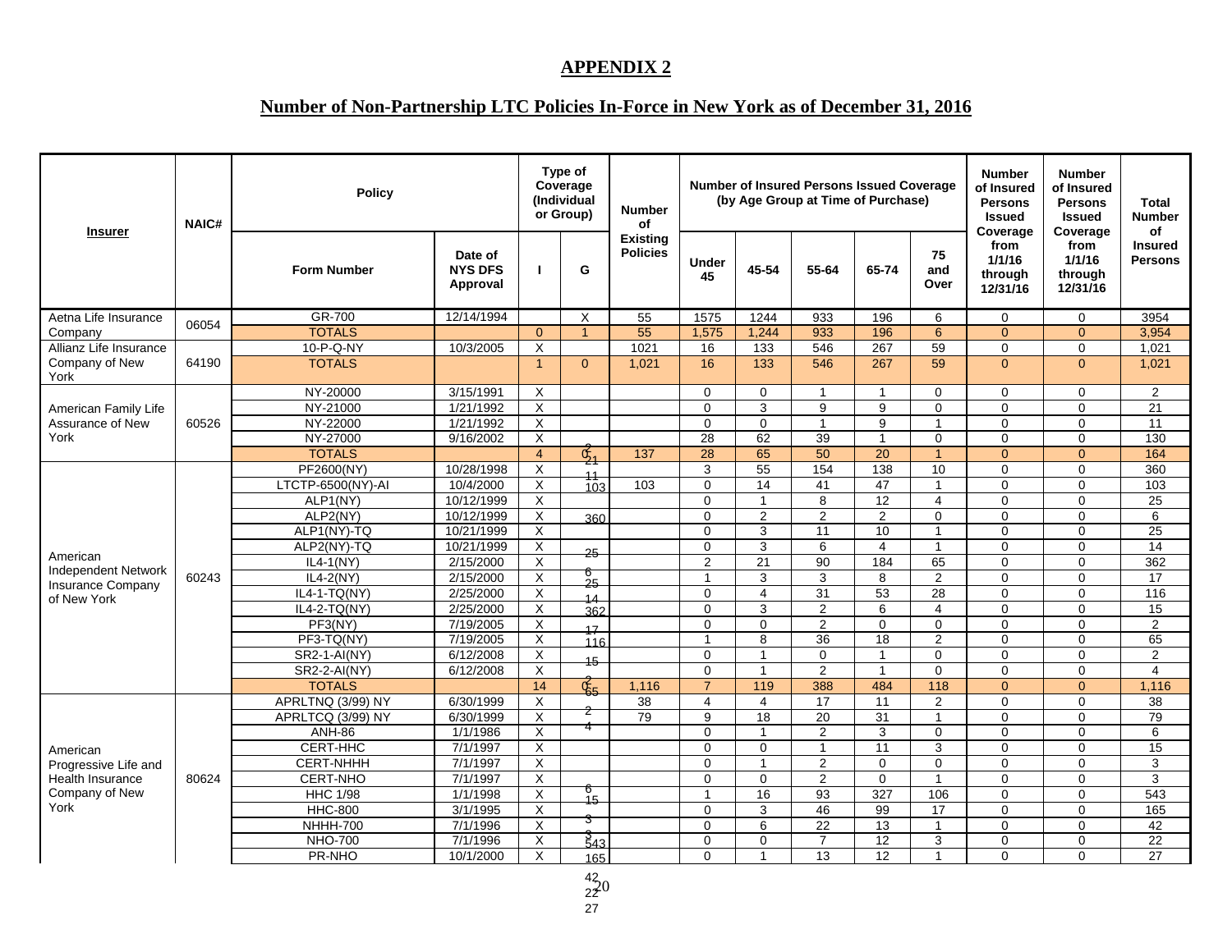## APPENDIX 2

## Number of Non-Partnership LTC Policies In-Force in New York as of December 31, 2016

| Insurer | NAIC# | Policy | | Type of Coverage (Individual or Group) | | Number of Existing Policies | Number of Insured Persons Issued Coverage (by Age Group at Time of Purchase) | | | | | Number of Insured Persons Issued Coverage from 1/1/16 through 12/31/16 | Number of Insured Persons Issued Coverage from 1/1/16 through 12/31/16 | Total Number of Insured Persons |
|---|---|---|---|---|---|---|---|---|---|---|---|---|---|---|
| | | Form Number | Date of NYS DFS Approval | I | G | | Under 45 | 45-54 | 55-64 | 65-74 | 75 and Over | | | |
| Aetna Life Insurance Company | 06054 | GR-700 | 12/14/1994 | | X | 55 | 1575 | 1244 | 933 | 196 | 6 | 0 | 0 | 3954 |
| | | TOTALS | | 0 | 1 | 55 | 1,575 | 1,244 | 933 | 196 | 6 | 0 | 0 | 3,954 |
| Allianz Life Insurance Company of New York | 64190 | 10-P-Q-NY | 10/3/2005 | X | | 1021 | 16 | 133 | 546 | 267 | 59 | 0 | 0 | 1,021 |
| | | TOTALS | | 1 | 0 | 1,021 | 16 | 133 | 546 | 267 | 59 | 0 | 0 | 1,021 |
| American Family Life Assurance of New York | 60526 | NY-20000 | 3/15/1991 | X | | | 0 | 0 | 1 | 1 | 0 | 0 | 0 | 2 |
| | | NY-21000 | 1/21/1992 | X | | | 0 | 3 | 9 | 9 | 0 | 0 | 0 | 21 |
| | | NY-22000 | 1/21/1992 | X | | | 0 | 0 | 1 | 9 | 1 | 0 | 0 | 11 |
| | | NY-27000 | 9/16/2002 | X | | | 28 | 62 | 39 | 1 | 0 | 0 | 0 | 130 |
| | | TOTALS | | 4 | 0 | 137 | 28 | 65 | 50 | 20 | 1 | 0 | 0 | 164 |
| American Independent Network Insurance Company of New York | 60243 | PF2600(NY) | 10/28/1998 | X | | | 3 | 55 | 154 | 138 | 10 | 0 | 0 | 360 |
| | | LTCTP-6500(NY)-AI | 10/4/2000 | X | | 103 | 0 | 14 | 41 | 47 | 1 | 0 | 0 | 103 |
| | | ALP1(NY) | 10/12/1999 | X | | | 0 | 1 | 8 | 12 | 4 | 0 | 0 | 25 |
| | | ALP2(NY) | 10/12/1999 | X | | | 0 | 2 | 2 | 2 | 0 | 0 | 0 | 6 |
| | | ALP1(NY)-TQ | 10/21/1999 | X | | | 0 | 3 | 11 | 10 | 1 | 0 | 0 | 25 |
| | | ALP2(NY)-TQ | 10/21/1999 | X | | | 0 | 3 | 6 | 4 | 1 | 0 | 0 | 14 |
| | | IL4-1(NY) | 2/15/2000 | X | | | 2 | 21 | 90 | 184 | 65 | 0 | 0 | 362 |
| | | IL4-2(NY) | 2/15/2000 | X | | | 1 | 3 | 3 | 8 | 2 | 0 | 0 | 17 |
| | | IL4-1-TQ(NY) | 2/25/2000 | X | | | 0 | 4 | 31 | 53 | 28 | 0 | 0 | 116 |
| | | IL4-2-TQ(NY) | 2/25/2000 | X | | | 0 | 3 | 2 | 6 | 4 | 0 | 0 | 15 |
| | | PF3(NY) | 7/19/2005 | X | | | 0 | 0 | 2 | 0 | 0 | 0 | 0 | 2 |
| | | PF3-TQ(NY) | 7/19/2005 | X | | | 1 | 8 | 36 | 18 | 2 | 0 | 0 | 65 |
| | | SR2-1-AI(NY) | 6/12/2008 | X | | | 0 | 1 | 0 | 1 | 0 | 0 | 0 | 2 |
| | | SR2-2-AI(NY) | 6/12/2008 | X | | | 0 | 1 | 2 | 1 | 0 | 0 | 0 | 4 |
| | | TOTALS | | 14 | 0 | 1,116 | 7 | 119 | 388 | 484 | 118 | 0 | 0 | 1,116 |
| American Progressive Life and Health Insurance Company of New York | 80624 | APRLTNQ (3/99) NY | 6/30/1999 | X | | 38 | 4 | 4 | 17 | 11 | 2 | 0 | 0 | 38 |
| | | APRLTCQ (3/99) NY | 6/30/1999 | X | | 79 | 9 | 18 | 20 | 31 | 1 | 0 | 0 | 79 |
| | | ANH-86 | 1/1/1986 | X | | | 0 | 1 | 2 | 3 | 0 | 0 | 0 | 6 |
| | | CERT-HHC | 7/1/1997 | X | | | 0 | 0 | 1 | 11 | 3 | 0 | 0 | 15 |
| | | CERT-NHHH | 7/1/1997 | X | | | 0 | 1 | 2 | 0 | 0 | 0 | 0 | 3 |
| | | CERT-NHO | 7/1/1997 | X | | | 0 | 0 | 2 | 0 | 1 | 0 | 0 | 3 |
| | | HHC 1/98 | 1/1/1998 | X | | | 1 | 16 | 93 | 327 | 106 | 0 | 0 | 543 |
| | | HHC-800 | 3/1/1995 | X | | | 0 | 3 | 46 | 99 | 17 | 0 | 0 | 165 |
| | | NHHH-700 | 7/1/1996 | X | | | 0 | 6 | 22 | 13 | 1 | 0 | 0 | 42 |
| | | NHO-700 | 7/1/1996 | X | | | 0 | 0 | 7 | 12 | 3 | 0 | 0 | 22 |
| | | PR-NHO | 10/1/2000 | X | | | 0 | 1 | 13 | 12 | 1 | 0 | 0 | 27 |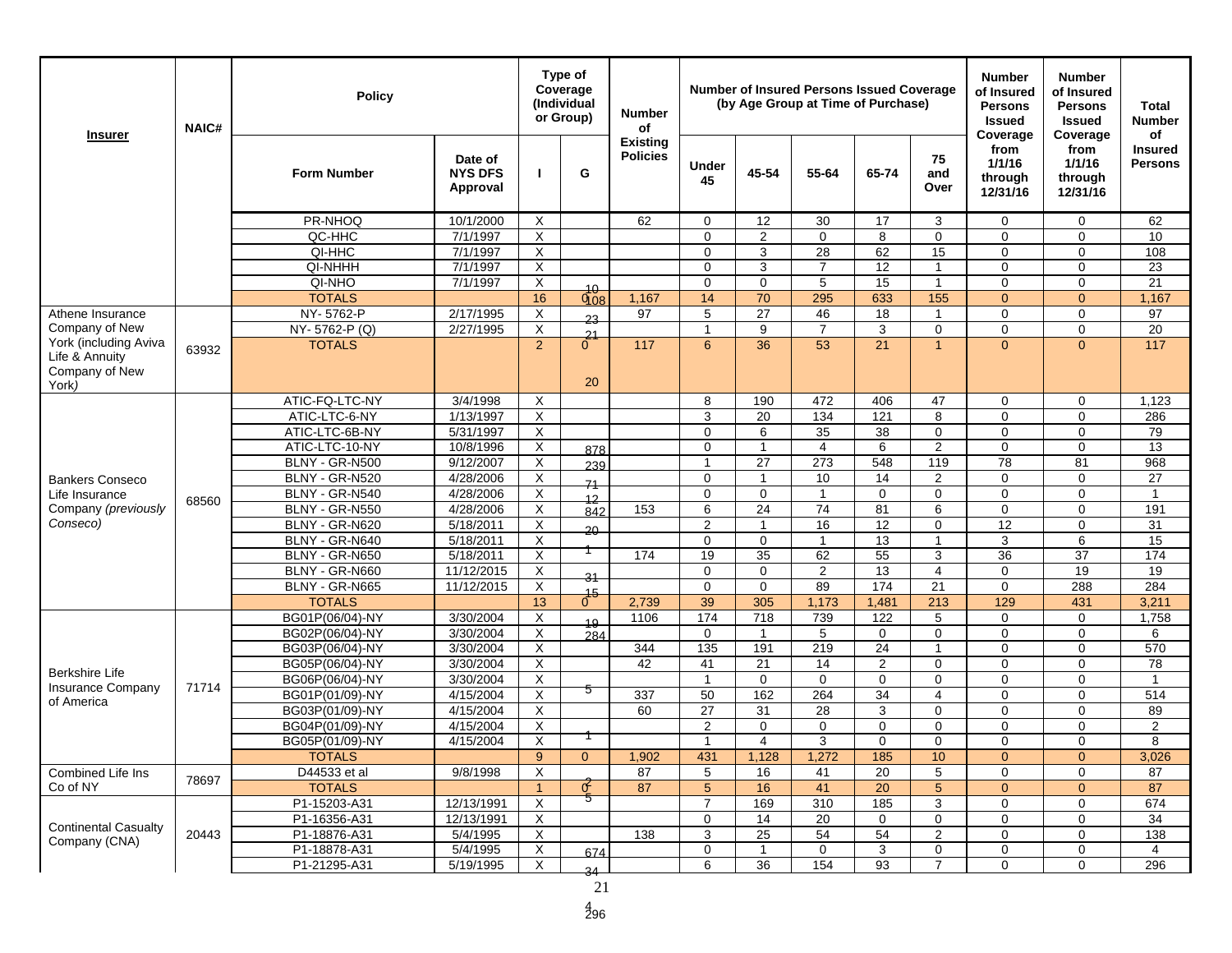| Insurer | NAIC# | Policy | | Type of Coverage (Individual or Group) | | Number of Existing Policies | Number of Insured Persons Issued Coverage (by Age Group at Time of Purchase) | | | | | Number of Insured Persons Issued Coverage from 1/1/16 through 12/31/16 | Number of Insured Persons Issued Coverage from 1/1/16 through 12/31/16 | Total Number of Insured Persons |
|---|---|---|---|---|---|---|---|---|---|---|---|---|---|---|
| | | Form Number | Date of NYS DFS Approval | I | G | | Under 45 | 45-54 | 55-64 | 65-74 | 75 and Over | | | |
| | | PR-NHOQ | 10/1/2000 | X | | 62 | 0 | 12 | 30 | 17 | 3 | 0 | 0 | 62 |
| | | QC-HHC | 7/1/1997 | X | | | 0 | 2 | 0 | 8 | 0 | 0 | 0 | 10 |
| | | QI-HHC | 7/1/1997 | X | | | 0 | 3 | 28 | 62 | 15 | 0 | 0 | 108 |
| | | QI-NHHH | 7/1/1997 | X | | | 0 | 3 | 7 | 12 | 1 | 0 | 0 | 23 |
| | | QI-NHO | 7/1/1997 | X | | | 0 | 0 | 5 | 15 | 1 | 0 | 0 | 21 |
| | | TOTALS | | 16 | 0 | 1,167 | 14 | 70 | 295 | 633 | 155 | 0 | 0 | 1,167 |
| Athene Insurance Company of New York (including Aviva Life & Annuity Company of New York) | 63932 | NY- 5762-P | 2/17/1995 | X | | 97 | 5 | 27 | 46 | 18 | 1 | 0 | 0 | 97 |
| | | NY- 5762-P (Q) | 2/27/1995 | X | | | 1 | 9 | 7 | 3 | 0 | 0 | 0 | 20 |
| | | TOTALS | | 2 | 0 | 117 | 6 | 36 | 53 | 21 | 1 | 0 | 0 | 117 |
| Bankers Conseco Life Insurance Company *(previously Conseco)* | 68560 | ATIC-FQ-LTC-NY | 3/4/1998 | X | | | 8 | 190 | 472 | 406 | 47 | 0 | 0 | 1,123 |
| | | ATIC-LTC-6-NY | 1/13/1997 | X | | | 3 | 20 | 134 | 121 | 8 | 0 | 0 | 286 |
| | | ATIC-LTC-6B-NY | 5/31/1997 | X | | | 0 | 6 | 35 | 38 | 0 | 0 | 0 | 79 |
| | | ATIC-LTC-10-NY | 10/8/1996 | X | | | 0 | 1 | 4 | 6 | 2 | 0 | 0 | 13 |
| | | BLNY - GR-N500 | 9/12/2007 | X | | | 1 | 27 | 273 | 548 | 119 | 78 | 81 | 968 |
| | | BLNY - GR-N520 | 4/28/2006 | X | | | 0 | 1 | 10 | 14 | 2 | 0 | 0 | 27 |
| | | BLNY - GR-N540 | 4/28/2006 | X | | | 0 | 0 | 1 | 0 | 0 | 0 | 0 | 1 |
| | | BLNY - GR-N550 | 4/28/2006 | X | | 153 | 6 | 24 | 74 | 81 | 6 | 0 | 0 | 191 |
| | | BLNY - GR-N620 | 5/18/2011 | X | | | 2 | 1 | 16 | 12 | 0 | 12 | 0 | 31 |
| | | BLNY - GR-N640 | 5/18/2011 | X | | | 0 | 0 | 1 | 13 | 1 | 3 | 6 | 15 |
| | | BLNY - GR-N650 | 5/18/2011 | X | | 174 | 19 | 35 | 62 | 55 | 3 | 36 | 37 | 174 |
| | | BLNY - GR-N660 | 11/12/2015 | X | | | 0 | 0 | 2 | 13 | 4 | 0 | 19 | 19 |
| | | BLNY - GR-N665 | 11/12/2015 | X | | | 0 | 0 | 89 | 174 | 21 | 0 | 288 | 284 |
| | | TOTALS | | 13 | 0 | 2,739 | 39 | 305 | 1,173 | 1,481 | 213 | 129 | 431 | 3,211 |
| Berkshire Life Insurance Company of America | 71714 | BG01P(06/04)-NY | 3/30/2004 | X | | 1106 | 174 | 718 | 739 | 122 | 5 | 0 | 0 | 1,758 |
| | | BG02P(06/04)-NY | 3/30/2004 | X | | | 0 | 1 | 5 | 0 | 0 | 0 | 0 | 6 |
| | | BG03P(06/04)-NY | 3/30/2004 | X | | 344 | 135 | 191 | 219 | 24 | 1 | 0 | 0 | 570 |
| | | BG05P(06/04)-NY | 3/30/2004 | X | | 42 | 41 | 21 | 14 | 2 | 0 | 0 | 0 | 78 |
| | | BG06P(06/04)-NY | 3/30/2004 | X | | | 1 | 0 | 0 | 0 | 0 | 0 | 0 | 1 |
| | | BG01P(01/09)-NY | 4/15/2004 | X | | 337 | 50 | 162 | 264 | 34 | 4 | 0 | 0 | 514 |
| | | BG03P(01/09)-NY | 4/15/2004 | X | | 60 | 27 | 31 | 28 | 3 | 0 | 0 | 0 | 89 |
| | | BG04P(01/09)-NY | 4/15/2004 | X | | | 2 | 0 | 0 | 0 | 0 | 0 | 0 | 2 |
| | | BG05P(01/09)-NY | 4/15/2004 | X | | | 1 | 4 | 3 | 0 | 0 | 0 | 0 | 8 |
| | | TOTALS | | 9 | 0 | 1,902 | 431 | 1,128 | 1,272 | 185 | 10 | 0 | 0 | 3,026 |
| Combined Life Ins Co of NY | 78697 | D44533 et al | 9/8/1998 | X | | 87 | 5 | 16 | 41 | 20 | 5 | 0 | 0 | 87 |
| | | TOTALS | | 1 | 0 | 87 | 5 | 16 | 41 | 20 | 5 | 0 | 0 | 87 |
| Continental Casualty Company (CNA) | 20443 | P1-15203-A31 | 12/13/1991 | X | | | 7 | 169 | 310 | 185 | 3 | 0 | 0 | 674 |
| | | P1-16356-A31 | 12/13/1991 | X | | | 0 | 14 | 20 | 0 | 0 | 0 | 0 | 34 |
| | | P1-18876-A31 | 5/4/1995 | X | | 138 | 3 | 25 | 54 | 54 | 2 | 0 | 0 | 138 |
| | | P1-18878-A31 | 5/4/1995 | X | | | 0 | 1 | 0 | 3 | 0 | 0 | 0 | 4 |
| | | P1-21295-A31 | 5/19/1995 | X | | | 6 | 36 | 154 | 93 | 7 | 0 | 0 | 296 |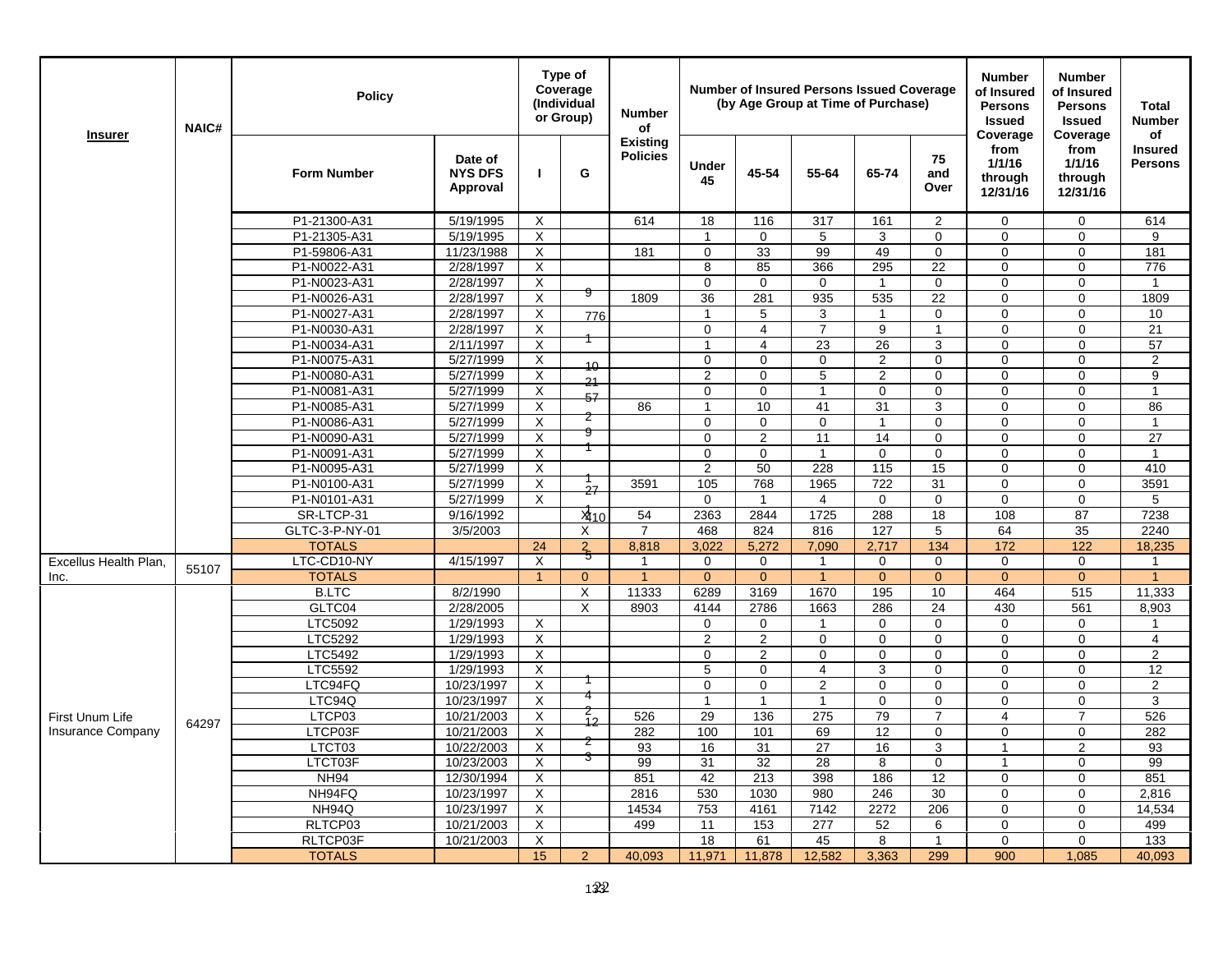| Insurer | NAIC# | Policy | | Type of Coverage (Individual or Group) | | Number of Existing Policies | Number of Insured Persons Issued Coverage (by Age Group at Time of Purchase) | | | | | Number of Insured Persons Issued Coverage from 1/1/16 through 12/31/16 | Number of Insured Persons Issued Coverage from 1/1/16 through 12/31/16 | Total Number of Insured Persons |
|---|---|---|---|---|---|---|---|---|---|---|---|---|---|---|
| | | Form Number | Date of NYS DFS Approval | I | G | | Under 45 | 45-54 | 55-64 | 65-74 | 75 and Over | | | |
| | | P1-21300-A31 | 5/19/1995 | X | | 614 | 18 | 116 | 317 | 161 | 2 | 0 | 0 | 614 |
| | | P1-21305-A31 | 5/19/1995 | X | | | 1 | 0 | 5 | 3 | 0 | 0 | 0 | 9 |
| | | P1-59806-A31 | 11/23/1988 | X | | 181 | 0 | 33 | 99 | 49 | 0 | 0 | 0 | 181 |
| | | P1-N0022-A31 | 2/28/1997 | X | | | 8 | 85 | 366 | 295 | 22 | 0 | 0 | 776 |
| | | P1-N0023-A31 | 2/28/1997 | X | | | 0 | 0 | 0 | 1 | 0 | 0 | 0 | 1 |
| | | P1-N0026-A31 | 2/28/1997 | X | | 1809 | 36 | 281 | 935 | 535 | 22 | 0 | 0 | 1809 |
| | | P1-N0027-A31 | 2/28/1997 | X | | | 1 | 5 | 3 | 1 | 0 | 0 | 0 | 10 |
| | | P1-N0030-A31 | 2/28/1997 | X | | | 0 | 4 | 7 | 9 | 1 | 0 | 0 | 21 |
| | | P1-N0034-A31 | 2/11/1997 | X | | | 1 | 4 | 23 | 26 | 3 | 0 | 0 | 57 |
| | | P1-N0075-A31 | 5/27/1999 | X | | | 0 | 0 | 0 | 2 | 0 | 0 | 0 | 2 |
| | | P1-N0080-A31 | 5/27/1999 | X | | | 2 | 0 | 5 | 2 | 0 | 0 | 0 | 9 |
| | | P1-N0081-A31 | 5/27/1999 | X | | | 0 | 0 | 1 | 0 | 0 | 0 | 0 | 1 |
| | | P1-N0085-A31 | 5/27/1999 | X | | 86 | 1 | 10 | 41 | 31 | 3 | 0 | 0 | 86 |
| | | P1-N0086-A31 | 5/27/1999 | X | | | 0 | 0 | 0 | 1 | 0 | 0 | 0 | 1 |
| | | P1-N0090-A31 | 5/27/1999 | X | | | 0 | 2 | 11 | 14 | 0 | 0 | 0 | 27 |
| | | P1-N0091-A31 | 5/27/1999 | X | | | 0 | 0 | 1 | 0 | 0 | 0 | 0 | 1 |
| | | P1-N0095-A31 | 5/27/1999 | X | | | 2 | 50 | 228 | 115 | 15 | 0 | 0 | 410 |
| | | P1-N0100-A31 | 5/27/1999 | X | | 3591 | 105 | 768 | 1965 | 722 | 31 | 0 | 0 | 3591 |
| | | P1-N0101-A31 | 5/27/1999 | X | | | 0 | 1 | 4 | 0 | 0 | 0 | 0 | 5 |
| | | SR-LTCP-31 | 9/16/1992 | | X | 54 | 2363 | 2844 | 1725 | 288 | 18 | 108 | 87 | 7238 |
| | | GLTC-3-P-NY-01 | 3/5/2003 | | X | 7 | 468 | 824 | 816 | 127 | 5 | 64 | 35 | 2240 |
| | | TOTALS | | 24 | 2 | 8,818 | 3,022 | 5,272 | 7,090 | 2,717 | 134 | 172 | 122 | 18,235 |
| Excellus Health Plan, Inc. | 55107 | LTC-CD10-NY | 4/15/1997 | X | | 1 | 0 | 0 | 1 | 0 | 0 | 0 | 0 | 1 |
| | | TOTALS | | 1 | 0 | 1 | 0 | 0 | 1 | 0 | 0 | 0 | 0 | 1 |
| First Unum Life Insurance Company | 64297 | B.LTC | 8/2/1990 | | X | 11333 | 6289 | 3169 | 1670 | 195 | 10 | 464 | 515 | 11,333 |
| | | GLTC04 | 2/28/2005 | | X | 8903 | 4144 | 2786 | 1663 | 286 | 24 | 430 | 561 | 8,903 |
| | | LTC5092 | 1/29/1993 | X | | | 0 | 0 | 1 | 0 | 0 | 0 | 0 | 1 |
| | | LTC5292 | 1/29/1993 | X | | | 2 | 2 | 0 | 0 | 0 | 0 | 0 | 4 |
| | | LTC5492 | 1/29/1993 | X | | | 0 | 2 | 0 | 0 | 0 | 0 | 0 | 2 |
| | | LTC5592 | 1/29/1993 | X | | | 5 | 0 | 4 | 3 | 0 | 0 | 0 | 12 |
| | | LTC94FQ | 10/23/1997 | X | | | 0 | 0 | 2 | 0 | 0 | 0 | 0 | 2 |
| | | LTC94Q | 10/23/1997 | X | | | 1 | 1 | 1 | 0 | 0 | 0 | 0 | 3 |
| | | LTCP03 | 10/21/2003 | X | | 526 | 29 | 136 | 275 | 79 | 7 | 4 | 7 | 526 |
| | | LTCP03F | 10/21/2003 | X | | 282 | 100 | 101 | 69 | 12 | 0 | 0 | 0 | 282 |
| | | LTCT03 | 10/22/2003 | X | | 93 | 16 | 31 | 27 | 16 | 3 | 1 | 2 | 93 |
| | | LTCT03F | 10/23/2003 | X | | 99 | 31 | 32 | 28 | 8 | 0 | 1 | 0 | 99 |
| | | NH94 | 12/30/1994 | X | | 851 | 42 | 213 | 398 | 186 | 12 | 0 | 0 | 851 |
| | | NH94FQ | 10/23/1997 | X | | 2816 | 530 | 1030 | 980 | 246 | 30 | 0 | 0 | 2,816 |
| | | NH94Q | 10/23/1997 | X | | 14534 | 753 | 4161 | 7142 | 2272 | 206 | 0 | 0 | 14,534 |
| | | RLTCP03 | 10/21/2003 | X | | 499 | 11 | 153 | 277 | 52 | 6 | 0 | 0 | 499 |
| | | RLTCP03F | 10/21/2003 | X | | | 18 | 61 | 45 | 8 | 1 | 0 | 0 | 133 |
| | | TOTALS | | 15 | 2 | 40,093 | 11,971 | 11,878 | 12,582 | 3,363 | 299 | 900 | 1,085 | 40,093 |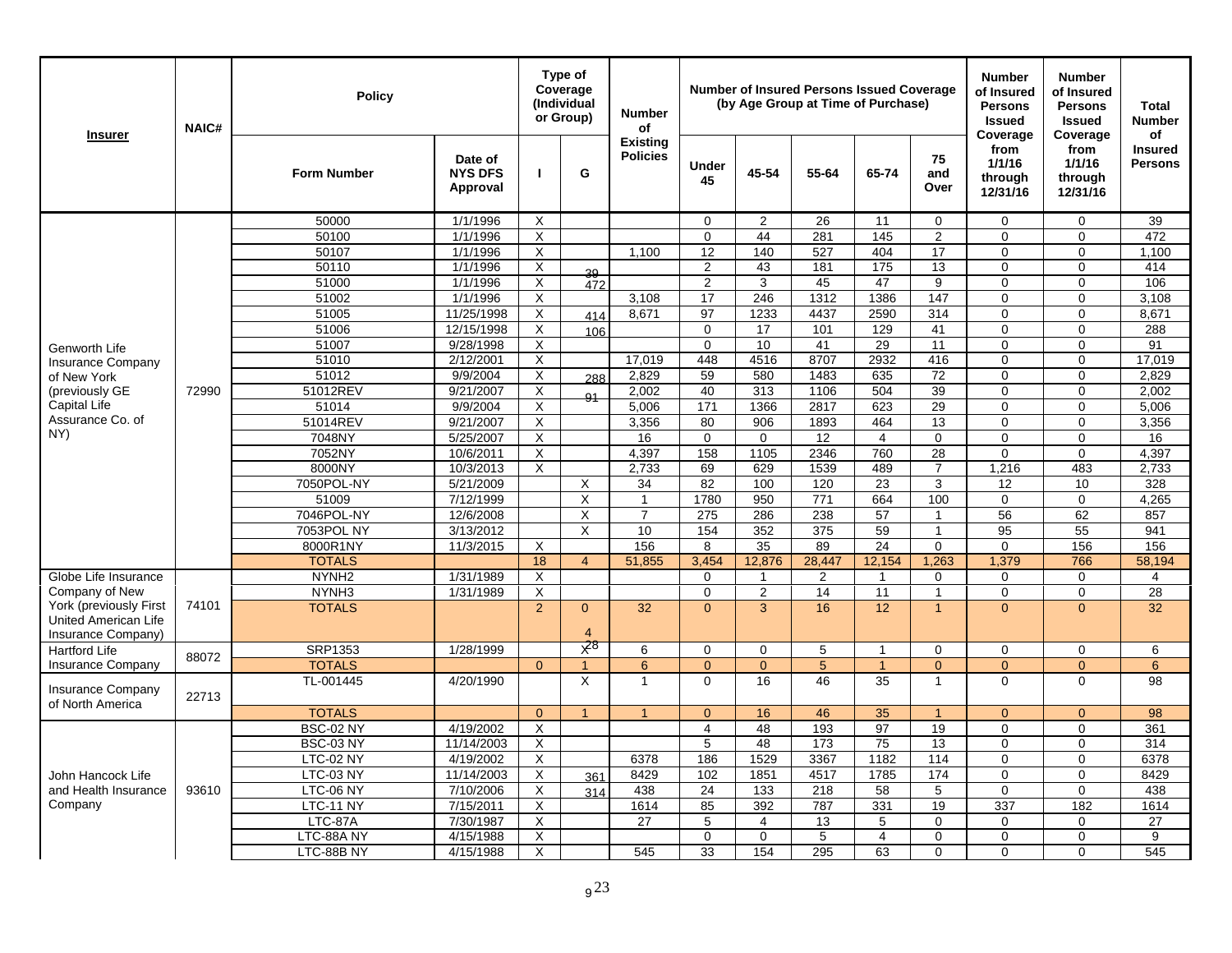| Insurer | NAIC# | Policy | | Type of Coverage (Individual or Group) | | Number of Existing Policies | Number of Insured Persons Issued Coverage (by Age Group at Time of Purchase) | | | | | Number of Insured Persons Issued Coverage from 1/1/16 through 12/31/16 | Number of Insured Persons Issued Coverage from 1/1/16 through 12/31/16 | Total Number of Insured Persons |
|---|---|---|---|---|---|---|---|---|---|---|---|---|---|---|
| | | Form Number | Date of NYS DFS Approval | I | G | | Under 45 | 45-54 | 55-64 | 65-74 | 75 and Over | | | |
| Genworth Life Insurance Company of New York (previously GE Capital Life Assurance Co. of NY) | 72990 | 50000 | 1/1/1996 | X | | | 0 | 2 | 26 | 11 | 0 | 0 | 0 | 39 |
| | | 50100 | 1/1/1996 | X | | | 0 | 44 | 281 | 145 | 2 | 0 | 0 | 472 |
| | | 50107 | 1/1/1996 | X | | 1,100 | 12 | 140 | 527 | 404 | 17 | 0 | 0 | 1,100 |
| | | 50110 | 1/1/1996 | X | 39 | | 2 | 43 | 181 | 175 | 13 | 0 | 0 | 414 |
| | | 51000 | 1/1/1996 | X | 472 | | 2 | 3 | 45 | 47 | 9 | 0 | 0 | 106 |
| | | 51002 | 1/1/1996 | X | | 3,108 | 17 | 246 | 1312 | 1386 | 147 | 0 | 0 | 3,108 |
| | | 51005 | 11/25/1998 | X | 414 | 8,671 | 97 | 1233 | 4437 | 2590 | 314 | 0 | 0 | 8,671 |
| | | 51006 | 12/15/1998 | X | 106 | | 0 | 17 | 101 | 129 | 41 | 0 | 0 | 288 |
| | | 51007 | 9/28/1998 | X | | | 0 | 10 | 41 | 29 | 11 | 0 | 0 | 91 |
| | | 51010 | 2/12/2001 | X | | 17,019 | 448 | 4516 | 8707 | 2932 | 416 | 0 | 0 | 17,019 |
| | | 51012 | 9/9/2004 | X | 288 | 2,829 | 59 | 580 | 1483 | 635 | 72 | 0 | 0 | 2,829 |
| | | 51012REV | 9/21/2007 | X | 91 | 2,002 | 40 | 313 | 1106 | 504 | 39 | 0 | 0 | 2,002 |
| | | 51014 | 9/9/2004 | X | | 5,006 | 171 | 1366 | 2817 | 623 | 29 | 0 | 0 | 5,006 |
| | | 51014REV | 9/21/2007 | X | | 3,356 | 80 | 906 | 1893 | 464 | 13 | 0 | 0 | 3,356 |
| | | 7048NY | 5/25/2007 | X | | 16 | 0 | 0 | 12 | 4 | 0 | 0 | 0 | 16 |
| | | 7052NY | 10/6/2011 | X | | 4,397 | 158 | 1105 | 2346 | 760 | 28 | 0 | 0 | 4,397 |
| | | 8000NY | 10/3/2013 | X | | 2,733 | 69 | 629 | 1539 | 489 | 7 | 1,216 | 483 | 2,733 |
| | | 7050POL-NY | 5/21/2009 | | X | 34 | 82 | 100 | 120 | 23 | 3 | 12 | 10 | 328 |
| | | 51009 | 7/12/1999 | | X | 1 | 1780 | 950 | 771 | 664 | 100 | 0 | 0 | 4,265 |
| | | 7046POL-NY | 12/6/2008 | | X | 7 | 275 | 286 | 238 | 57 | 1 | 56 | 62 | 857 |
| | | 7053POL NY | 3/13/2012 | | X | 10 | 154 | 352 | 375 | 59 | 1 | 95 | 55 | 941 |
| | | 8000R1NY | 11/3/2015 | X | | 156 | 8 | 35 | 89 | 24 | 0 | 0 | 156 | 156 |
| | | TOTALS | | 18 | 4 | 51,855 | 3,454 | 12,876 | 28,447 | 12,154 | 1,263 | 1,379 | 766 | 58,194 |
| Globe Life Insurance Company of New York (previously First United American Life Insurance Company) | 74101 | NYNH2 | 1/31/1989 | X | | | 0 | 1 | 2 | 1 | 0 | 0 | 0 | 4 |
| | | NYNH3 | 1/31/1989 | X | | | 0 | 2 | 14 | 11 | 1 | 0 | 0 | 28 |
| | | TOTALS | | 2 | 0 4 | 32 | 0 | 3 | 16 | 12 | 1 | 0 | 0 | 32 |
| Hartford Life Insurance Company | 88072 | SRP1353 | 1/28/1999 | | X 28 | 6 | 0 | 0 | 5 | 1 | 0 | 0 | 0 | 6 |
| | | TOTALS | | 0 | 1 | 6 | 0 | 0 | 5 | 1 | 0 | 0 | 0 | 6 |
| Insurance Company of North America | 22713 | TL-001445 | 4/20/1990 | | X | 1 | 0 | 16 | 46 | 35 | 1 | 0 | 0 | 98 |
| | | TOTALS | | 0 | 1 | 1 | 0 | 16 | 46 | 35 | 1 | 0 | 0 | 98 |
| John Hancock Life and Health Insurance Company | 93610 | BSC-02 NY | 4/19/2002 | X | | | 4 | 48 | 193 | 97 | 19 | 0 | 0 | 361 |
| | | BSC-03 NY | 11/14/2003 | X | | | 5 | 48 | 173 | 75 | 13 | 0 | 0 | 314 |
| | | LTC-02 NY | 4/19/2002 | X | | 6378 | 186 | 1529 | 3367 | 1182 | 114 | 0 | 0 | 6378 |
| | | LTC-03 NY | 11/14/2003 | X | 361 | 8429 | 102 | 1851 | 4517 | 1785 | 174 | 0 | 0 | 8429 |
| | | LTC-06 NY | 7/10/2006 | X | 314 | 438 | 24 | 133 | 218 | 58 | 5 | 0 | 0 | 438 |
| | | LTC-11 NY | 7/15/2011 | X | | 1614 | 85 | 392 | 787 | 331 | 19 | 337 | 182 | 1614 |
| | | LTC-87A | 7/30/1987 | X | | 27 | 5 | 4 | 13 | 5 | 0 | 0 | 0 | 27 |
| | | LTC-88A NY | 4/15/1988 | X | | | 0 | 0 | 5 | 4 | 0 | 0 | 0 | 9 |
| | | LTC-88B NY | 4/15/1988 | X | | 545 | 33 | 154 | 295 | 63 | 0 | 0 | 0 | 545 |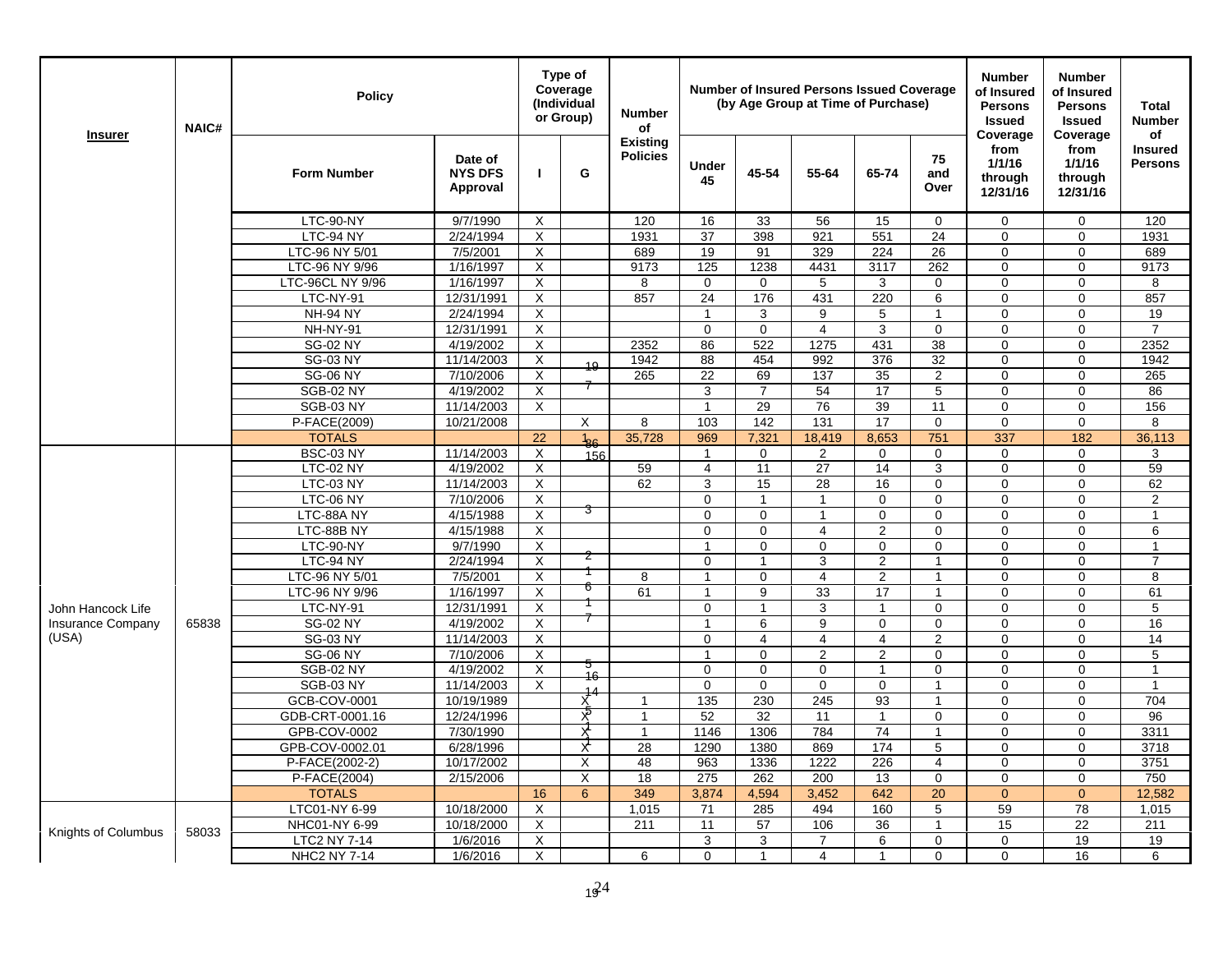| Insurer | NAIC# | Policy | | Type of Coverage (Individual or Group) | | Number of Existing Policies | Number of Insured Persons Issued Coverage (by Age Group at Time of Purchase) | | | | | Number of Insured Persons Issued Coverage from 1/1/16 through 12/31/16 | Number of Insured Persons Issued Coverage from 1/1/16 through 12/31/16 | Total Number of Insured Persons |
|---|---|---|---|---|---|---|---|---|---|---|---|---|---|---|
| | | Form Number | Date of NYS DFS Approval | I | G | | Under 45 | 45-54 | 55-64 | 65-74 | 75 and Over | | | |
| | | LTC-90-NY | 9/7/1990 | X | | 120 | 16 | 33 | 56 | 15 | 0 | 0 | 0 | 120 |
| | | LTC-94 NY | 2/24/1994 | X | | 1931 | 37 | 398 | 921 | 551 | 24 | 0 | 0 | 1931 |
| | | LTC-96 NY 5/01 | 7/5/2001 | X | | 689 | 19 | 91 | 329 | 224 | 26 | 0 | 0 | 689 |
| | | LTC-96 NY 9/96 | 1/16/1997 | X | | 9173 | 125 | 1238 | 4431 | 3117 | 262 | 0 | 0 | 9173 |
| | | LTC-96CL NY 9/96 | 1/16/1997 | X | | 8 | 0 | 0 | 5 | 3 | 0 | 0 | 0 | 8 |
| | | LTC-NY-91 | 12/31/1991 | X | | 857 | 24 | 176 | 431 | 220 | 6 | 0 | 0 | 857 |
| | | NH-94 NY | 2/24/1994 | X | | | 1 | 3 | 9 | 5 | 1 | 0 | 0 | 19 |
| | | NH-NY-91 | 12/31/1991 | X | | | 0 | 0 | 4 | 3 | 0 | 0 | 0 | 7 |
| | | SG-02 NY | 4/19/2002 | X | | 2352 | 86 | 522 | 1275 | 431 | 38 | 0 | 0 | 2352 |
| | | SG-03 NY | 11/14/2003 | X | | 1942 | 88 | 454 | 992 | 376 | 32 | 0 | 0 | 1942 |
| | | SG-06 NY | 7/10/2006 | X | | 265 | 22 | 69 | 137 | 35 | 2 | 0 | 0 | 265 |
| | | SGB-02 NY | 4/19/2002 | X | | | 3 | 7 | 54 | 17 | 5 | 0 | 0 | 86 |
| | | SGB-03 NY | 11/14/2003 | X | | | 1 | 29 | 76 | 39 | 11 | 0 | 0 | 156 |
| | | P-FACE(2009) | 10/21/2008 | | X | 8 | 103 | 142 | 131 | 17 | 0 | 0 | 0 | 8 |
| | | **TOTALS** | | 22 | 1 | 35,728 | 969 | 7,321 | 18,419 | 8,653 | 751 | 337 | 182 | 36,113 |
| John Hancock Life Insurance Company (USA) | 65838 | BSC-03 NY | 11/14/2003 | X | | | 1 | 0 | 2 | 0 | 0 | 0 | 0 | 3 |
| | | LTC-02 NY | 4/19/2002 | X | | 59 | 4 | 11 | 27 | 14 | 3 | 0 | 0 | 59 |
| | | LTC-03 NY | 11/14/2003 | X | | 62 | 3 | 15 | 28 | 16 | 0 | 0 | 0 | 62 |
| | | LTC-06 NY | 7/10/2006 | X | | | 0 | 1 | 1 | 0 | 0 | 0 | 0 | 2 |
| | | LTC-88A NY | 4/15/1988 | X | | | 0 | 0 | 1 | 0 | 0 | 0 | 0 | 1 |
| | | LTC-88B NY | 4/15/1988 | X | | | 0 | 0 | 4 | 2 | 0 | 0 | 0 | 6 |
| | | LTC-90-NY | 9/7/1990 | X | | | 1 | 0 | 0 | 0 | 0 | 0 | 0 | 1 |
| | | LTC-94 NY | 2/24/1994 | X | | | 0 | 1 | 3 | 2 | 1 | 0 | 0 | 7 |
| | | LTC-96 NY 5/01 | 7/5/2001 | X | | 8 | 1 | 0 | 4 | 2 | 1 | 0 | 0 | 8 |
| | | LTC-96 NY 9/96 | 1/16/1997 | X | | 61 | 1 | 9 | 33 | 17 | 1 | 0 | 0 | 61 |
| | | LTC-NY-91 | 12/31/1991 | X | | | 0 | 1 | 3 | 1 | 0 | 0 | 0 | 5 |
| | | SG-02 NY | 4/19/2002 | X | | | 1 | 6 | 9 | 0 | 0 | 0 | 0 | 16 |
| | | SG-03 NY | 11/14/2003 | X | | | 0 | 4 | 4 | 4 | 2 | 0 | 0 | 14 |
| | | SG-06 NY | 7/10/2006 | X | | | 1 | 0 | 2 | 2 | 0 | 0 | 0 | 5 |
| | | SGB-02 NY | 4/19/2002 | X | | | 0 | 0 | 0 | 1 | 0 | 0 | 0 | 1 |
| | | SGB-03 NY | 11/14/2003 | X | | | 0 | 0 | 0 | 0 | 1 | 0 | 0 | 1 |
| | | GCB-COV-0001 | 10/19/1989 | | X | 1 | 135 | 230 | 245 | 93 | 1 | 0 | 0 | 704 |
| | | GDB-CRT-0001.16 | 12/24/1996 | | X | 1 | 52 | 32 | 11 | 1 | 0 | 0 | 0 | 96 |
| | | GPB-COV-0002 | 7/30/1990 | | X | 1 | 1146 | 1306 | 784 | 74 | 1 | 0 | 0 | 3311 |
| | | GPB-COV-0002.01 | 6/28/1996 | | X | 28 | 1290 | 1380 | 869 | 174 | 5 | 0 | 0 | 3718 |
| | | P-FACE(2002-2) | 10/17/2002 | | X | 48 | 963 | 1336 | 1222 | 226 | 4 | 0 | 0 | 3751 |
| | | P-FACE(2004) | 2/15/2006 | | X | 18 | 275 | 262 | 200 | 13 | 0 | 0 | 0 | 750 |
| | | **TOTALS** | | 16 | 6 | 349 | 3,874 | 4,594 | 3,452 | 642 | 20 | 0 | 0 | 12,582 |
| Knights of Columbus | 58033 | LTC01-NY 6-99 | 10/18/2000 | X | | 1,015 | 71 | 285 | 494 | 160 | 5 | 59 | 78 | 1,015 |
| | | NHC01-NY 6-99 | 10/18/2000 | X | | 211 | 11 | 57 | 106 | 36 | 1 | 15 | 22 | 211 |
| | | LTC2 NY 7-14 | 1/6/2016 | X | | | 3 | 3 | 7 | 6 | 0 | 0 | 19 | 19 |
| | | NHC2 NY 7-14 | 1/6/2016 | X | | 6 | 0 | 1 | 4 | 1 | 0 | 0 | 16 | 6 |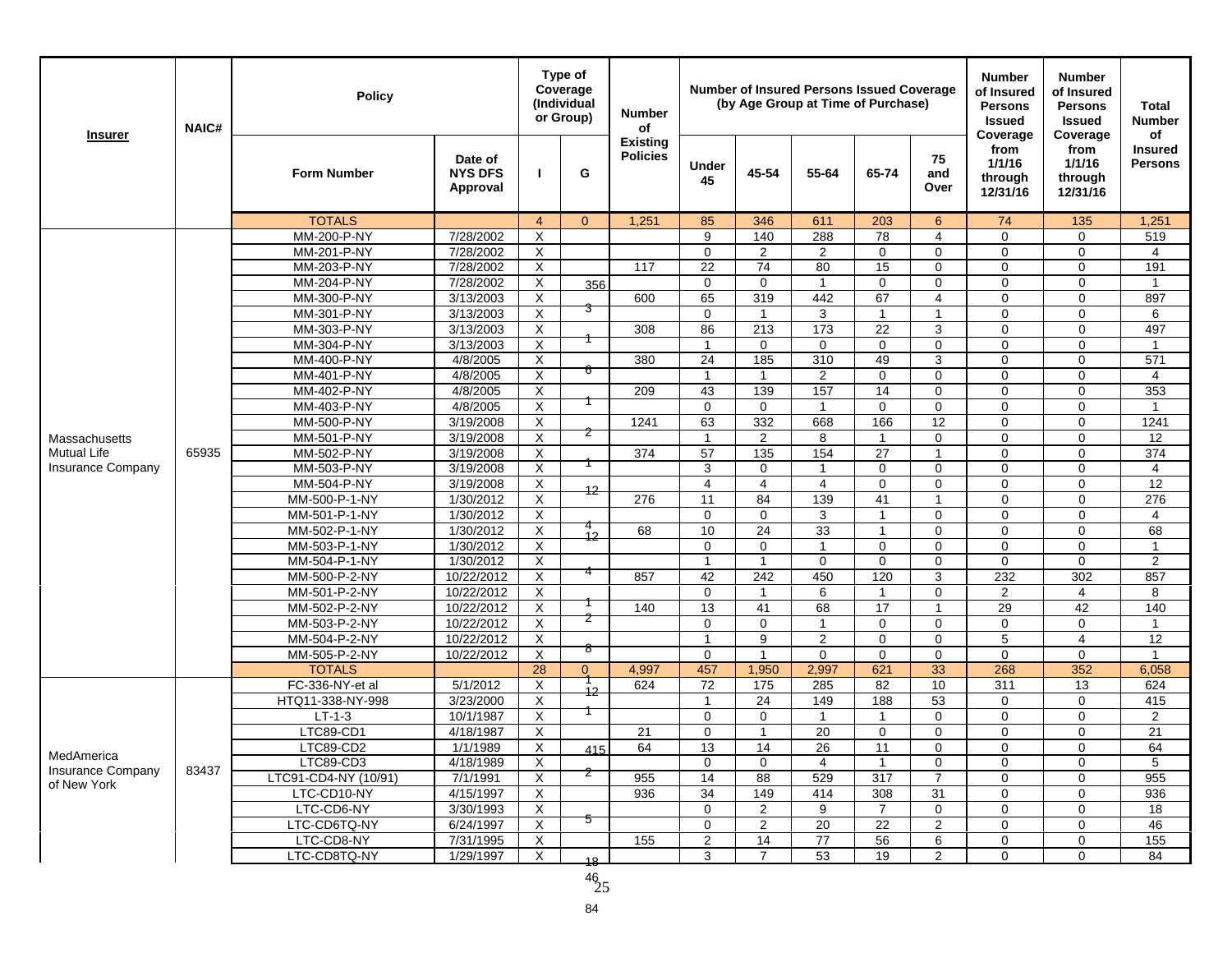| Insurer | NAIC# | Policy | | Type of Coverage (Individual or Group) | | Number of Existing Policies | Number of Insured Persons Issued Coverage (by Age Group at Time of Purchase) | | | | | Number of Insured Persons Issued Coverage from 1/1/16 through 12/31/16 | Number of Insured Persons Issued Coverage from 1/1/16 through 12/31/16 | Total Number of Insured Persons |
|---|---|---|---|---|---|---|---|---|---|---|---|---|---|---|
| | | Form Number | Date of NYS DFS Approval | I | G | | Under 45 | 45-54 | 55-64 | 65-74 | 75 and Over | | | |
| | | TOTALS | | 4 | 0 | 1,251 | 85 | 346 | 611 | 203 | 6 | 74 | 135 | 1,251 |
| Massachusetts Mutual Life Insurance Company | 65935 | MM-200-P-NY | 7/28/2002 | X | | | 9 | 140 | 288 | 78 | 4 | 0 | 0 | 519 |
| | | MM-201-P-NY | 7/28/2002 | X | | | 0 | 2 | 2 | 0 | 0 | 0 | 0 | 4 |
| | | MM-203-P-NY | 7/28/2002 | X | | 117 | 22 | 74 | 80 | 15 | 0 | 0 | 0 | 191 |
| | | MM-204-P-NY | 7/28/2002 | X | | | 0 | 0 | 1 | 0 | 0 | 0 | 0 | 1 |
| | | MM-300-P-NY | 3/13/2003 | X | | 600 | 65 | 319 | 442 | 67 | 4 | 0 | 0 | 897 |
| | | MM-301-P-NY | 3/13/2003 | X | | | 0 | 1 | 3 | 1 | 1 | 0 | 0 | 6 |
| | | MM-303-P-NY | 3/13/2003 | X | | 308 | 86 | 213 | 173 | 22 | 3 | 0 | 0 | 497 |
| | | MM-304-P-NY | 3/13/2003 | X | | | 1 | 0 | 0 | 0 | 0 | 0 | 0 | 1 |
| | | MM-400-P-NY | 4/8/2005 | X | | 380 | 24 | 185 | 310 | 49 | 3 | 0 | 0 | 571 |
| | | MM-401-P-NY | 4/8/2005 | X | | | 1 | 1 | 2 | 0 | 0 | 0 | 0 | 4 |
| | | MM-402-P-NY | 4/8/2005 | X | | 209 | 43 | 139 | 157 | 14 | 0 | 0 | 0 | 353 |
| | | MM-403-P-NY | 4/8/2005 | X | | | 0 | 0 | 1 | 0 | 0 | 0 | 0 | 1 |
| | | MM-500-P-NY | 3/19/2008 | X | | 1241 | 63 | 332 | 668 | 166 | 12 | 0 | 0 | 1241 |
| | | MM-501-P-NY | 3/19/2008 | X | | | 1 | 2 | 8 | 1 | 0 | 0 | 0 | 12 |
| | | MM-502-P-NY | 3/19/2008 | X | | 374 | 57 | 135 | 154 | 27 | 1 | 0 | 0 | 374 |
| | | MM-503-P-NY | 3/19/2008 | X | | | 3 | 0 | 1 | 0 | 0 | 0 | 0 | 4 |
| | | MM-504-P-NY | 3/19/2008 | X | | | 4 | 4 | 4 | 0 | 0 | 0 | 0 | 12 |
| | | MM-500-P-1-NY | 1/30/2012 | X | | 276 | 11 | 84 | 139 | 41 | 1 | 0 | 0 | 276 |
| | | MM-501-P-1-NY | 1/30/2012 | X | | | 0 | 0 | 3 | 1 | 0 | 0 | 0 | 4 |
| | | MM-502-P-1-NY | 1/30/2012 | X | | 68 | 10 | 24 | 33 | 1 | 0 | 0 | 0 | 68 |
| | | MM-503-P-1-NY | 1/30/2012 | X | | | 0 | 0 | 1 | 0 | 0 | 0 | 0 | 1 |
| | | MM-504-P-1-NY | 1/30/2012 | X | | | 1 | 1 | 0 | 0 | 0 | 0 | 0 | 2 |
| | | MM-500-P-2-NY | 10/22/2012 | X | | 857 | 42 | 242 | 450 | 120 | 3 | 232 | 302 | 857 |
| | | MM-501-P-2-NY | 10/22/2012 | X | | | 0 | 1 | 6 | 1 | 0 | 2 | 4 | 8 |
| | | MM-502-P-2-NY | 10/22/2012 | X | | 140 | 13 | 41 | 68 | 17 | 1 | 29 | 42 | 140 |
| | | MM-503-P-2-NY | 10/22/2012 | X | | | 0 | 0 | 1 | 0 | 0 | 0 | 0 | 1 |
| | | MM-504-P-2-NY | 10/22/2012 | X | | | 1 | 9 | 2 | 0 | 0 | 5 | 4 | 12 |
| | | MM-505-P-2-NY | 10/22/2012 | X | | | 0 | 1 | 0 | 0 | 0 | 0 | 0 | 1 |
| | | TOTALS | | 28 | 0 | 4,997 | 457 | 1,950 | 2,997 | 621 | 33 | 268 | 352 | 6,058 |
| MedAmerica Insurance Company of New York | 83437 | FC-336-NY-et al | 5/1/2012 | X | | 624 | 72 | 175 | 285 | 82 | 10 | 311 | 13 | 624 |
| | | HTQ11-338-NY-998 | 3/23/2000 | X | | | 1 | 24 | 149 | 188 | 53 | 0 | 0 | 415 |
| | | LT-1-3 | 10/1/1987 | X | | | 0 | 0 | 1 | 1 | 0 | 0 | 0 | 2 |
| | | LTC89-CD1 | 4/18/1987 | X | | 21 | 0 | 1 | 20 | 0 | 0 | 0 | 0 | 21 |
| | | LTC89-CD2 | 1/1/1989 | X | | 64 | 13 | 14 | 26 | 11 | 0 | 0 | 0 | 64 |
| | | LTC89-CD3 | 4/18/1989 | X | | | 0 | 0 | 4 | 1 | 0 | 0 | 0 | 5 |
| | | LTC91-CD4-NY (10/91) | 7/1/1991 | X | | 955 | 14 | 88 | 529 | 317 | 7 | 0 | 0 | 955 |
| | | LTC-CD10-NY | 4/15/1997 | X | | 936 | 34 | 149 | 414 | 308 | 31 | 0 | 0 | 936 |
| | | LTC-CD6-NY | 3/30/1993 | X | | | 0 | 2 | 9 | 7 | 0 | 0 | 0 | 18 |
| | | LTC-CD6TQ-NY | 6/24/1997 | X | | | 0 | 2 | 20 | 22 | 2 | 0 | 0 | 46 |
| | | LTC-CD8-NY | 7/31/1995 | X | | 155 | 2 | 14 | 77 | 56 | 6 | 0 | 0 | 155 |
| | | LTC-CD8TQ-NY | 1/29/1997 | X | | | 3 | 7 | 53 | 19 | 2 | 0 | 0 | 84 |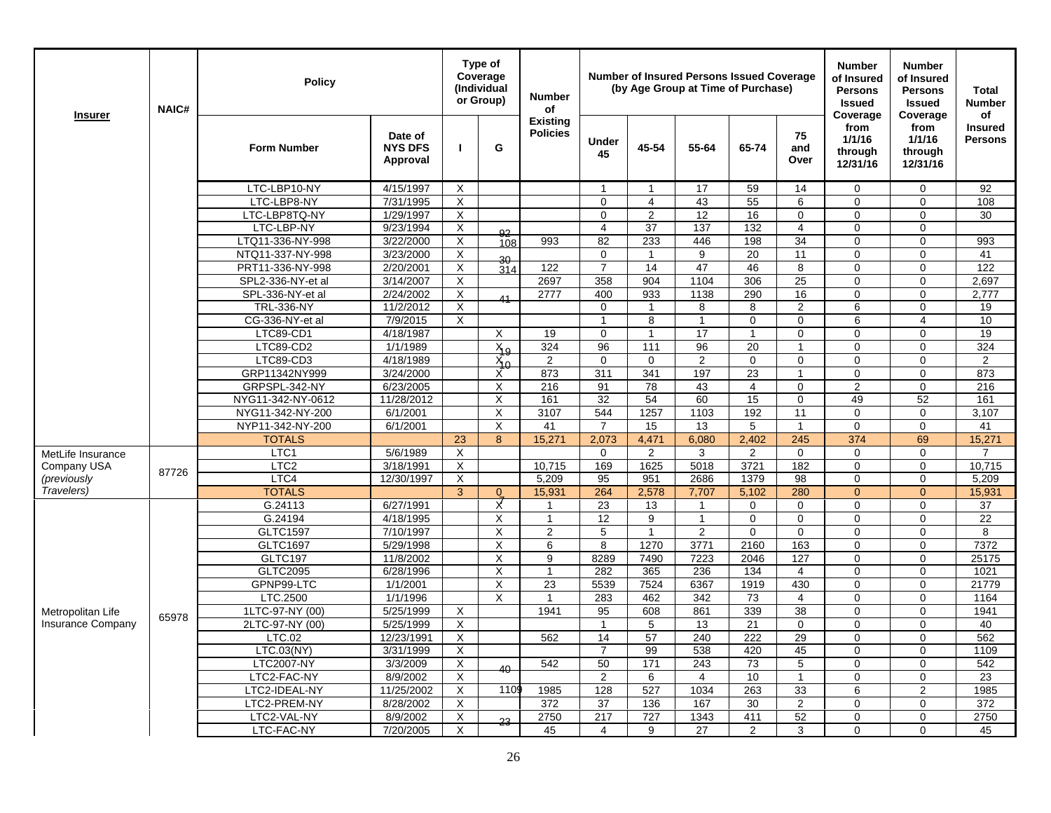| Insurer | NAIC# | Policy | | Type of Coverage (Individual or Group) | | Number of Existing Policies | Number of Insured Persons Issued Coverage (by Age Group at Time of Purchase) | | | | | Number of Insured Persons Issued Coverage from 1/1/16 through 12/31/16 | Number of Insured Persons Issued Coverage from 1/1/16 through 12/31/16 | Total Number of Insured Persons |
|---|---|---|---|---|---|---|---|---|---|---|---|---|---|---|
| | | Form Number | Date of NYS DFS Approval | I | G | | Under 45 | 45-54 | 55-64 | 65-74 | 75 and Over | | | |
| | | LTC-LBP10-NY | 4/15/1997 | X | | | 1 | 1 | 17 | 59 | 14 | 0 | 0 | 92 |
| | | LTC-LBP8-NY | 7/31/1995 | X | | | 0 | 4 | 43 | 55 | 6 | 0 | 0 | 108 |
| | | LTC-LBP8TQ-NY | 1/29/1997 | X | | | 0 | 2 | 12 | 16 | 0 | 0 | 0 | 30 |
| | | LTC-LBP-NY | 9/23/1994 | X | 92 | | 4 | 37 | 137 | 132 | 4 | 0 | 0 | |
| | | LTQ11-336-NY-998 | 3/22/2000 | X | 108 | 993 | 82 | 233 | 446 | 198 | 34 | 0 | 0 | 993 |
| | | NTQ11-337-NY-998 | 3/23/2000 | X | 30 | | 0 | 1 | 9 | 20 | 11 | 0 | 0 | 41 |
| | | PRT11-336-NY-998 | 2/20/2001 | X | 314 | 122 | 7 | 14 | 47 | 46 | 8 | 0 | 0 | 122 |
| | | SPL2-336-NY-et al | 3/14/2007 | X | | 2697 | 358 | 904 | 1104 | 306 | 25 | 0 | 0 | 2,697 |
| | | SPL-336-NY-et al | 2/24/2002 | X | 41 | 2777 | 400 | 933 | 1138 | 290 | 16 | 0 | 0 | 2,777 |
| | | TRL-336-NY | 11/2/2012 | X | | | 0 | 1 | 8 | 8 | 2 | 6 | 0 | 19 |
| | | CG-336-NY-et al | 7/9/2015 | X | | | 1 | 8 | 1 | 0 | 0 | 6 | 4 | 10 |
| | | LTC89-CD1 | 4/18/1987 | | X | 19 | 0 | 1 | 17 | 1 | 0 | 0 | 0 | 19 |
| | | LTC89-CD2 | 1/1/1989 | | X 19 | 324 | 96 | 111 | 96 | 20 | 1 | 0 | 0 | 324 |
| | | LTC89-CD3 | 4/18/1989 | | X 10 | 2 | 0 | 0 | 2 | 0 | 0 | 0 | 0 | 2 |
| | | GRP11342NY999 | 3/24/2000 | | X | 873 | 311 | 341 | 197 | 23 | 1 | 0 | 0 | 873 |
| | | GRPSPL-342-NY | 6/23/2005 | | X | 216 | 91 | 78 | 43 | 4 | 0 | 2 | 0 | 216 |
| | | NYG11-342-NY-0612 | 11/28/2012 | | X | 161 | 32 | 54 | 60 | 15 | 0 | 49 | 52 | 161 |
| | | NYG11-342-NY-200 | 6/1/2001 | | X | 3107 | 544 | 1257 | 1103 | 192 | 11 | 0 | 0 | 3,107 |
| | | NYP11-342-NY-200 | 6/1/2001 | | X | 41 | 7 | 15 | 13 | 5 | 1 | 0 | 0 | 41 |
| | | TOTALS | | 23 | 8 | 15,271 | 2,073 | 4,471 | 6,080 | 2,402 | 245 | 374 | 69 | 15,271 |
| MetLife Insurance Company USA *(previously Travelers)* | 87726 | LTC1 | 5/6/1989 | X | | | 0 | 2 | 3 | 2 | 0 | 0 | 0 | 7 |
| | | LTC2 | 3/18/1991 | X | | 10,715 | 169 | 1625 | 5018 | 3721 | 182 | 0 | 0 | 10,715 |
| | | LTC4 | 12/30/1997 | X | | 5,209 | 95 | 951 | 2686 | 1379 | 98 | 0 | 0 | 5,209 |
| | | TOTALS | | 3 | 0 7 | 15,931 | 264 | 2,578 | 7,707 | 5,102 | 280 | 0 | 0 | 15,931 |
| Metropolitan Life Insurance Company | 65978 | G.24113 | 6/27/1991 | | X | 1 | 23 | 13 | 1 | 0 | 0 | 0 | 0 | 37 |
| | | G.24194 | 4/18/1995 | | X | 1 | 12 | 9 | 1 | 0 | 0 | 0 | 0 | 22 |
| | | GLTC1597 | 7/10/1997 | | X | 2 | 5 | 1 | 2 | 0 | 0 | 0 | 0 | 8 |
| | | GLTC1697 | 5/29/1998 | | X | 6 | 8 | 1270 | 3771 | 2160 | 163 | 0 | 0 | 7372 |
| | | GLTC197 | 11/8/2002 | | X | 9 | 8289 | 7490 | 7223 | 2046 | 127 | 0 | 0 | 25175 |
| | | GLTC2095 | 6/28/1996 | | X | 1 | 282 | 365 | 236 | 134 | 4 | 0 | 0 | 1021 |
| | | GPNP99-LTC | 1/1/2001 | | X | 23 | 5539 | 7524 | 6367 | 1919 | 430 | 0 | 0 | 21779 |
| | | LTC.2500 | 1/1/1996 | | X | 1 | 283 | 462 | 342 | 73 | 4 | 0 | 0 | 1164 |
| | | 1LTC-97-NY (00) | 5/25/1999 | X | | 1941 | 95 | 608 | 861 | 339 | 38 | 0 | 0 | 1941 |
| | | 2LTC-97-NY (00) | 5/25/1999 | X | | | 1 | 5 | 13 | 21 | 0 | 0 | 0 | 40 |
| | | LTC.02 | 12/23/1991 | X | | 562 | 14 | 57 | 240 | 222 | 29 | 0 | 0 | 562 |
| | | LTC.03(NY) | 3/31/1999 | X | | | 7 | 99 | 538 | 420 | 45 | 0 | 0 | 1109 |
| | | LTC2007-NY | 3/3/2009 | X | 40 | 542 | 50 | 171 | 243 | 73 | 5 | 0 | 0 | 542 |
| | | LTC2-FAC-NY | 8/9/2002 | X | | | 2 | 6 | 4 | 10 | 1 | 0 | 0 | 23 |
| | | LTC2-IDEAL-NY | 11/25/2002 | X | 1109 | 1985 | 128 | 527 | 1034 | 263 | 33 | 6 | 2 | 1985 |
| | | LTC2-PREM-NY | 8/28/2002 | X | | 372 | 37 | 136 | 167 | 30 | 2 | 0 | 0 | 372 |
| | | LTC2-VAL-NY | 8/9/2002 | X | 23 | 2750 | 217 | 727 | 1343 | 411 | 52 | 0 | 0 | 2750 |
| | | LTC-FAC-NY | 7/20/2005 | X | | 45 | 4 | 9 | 27 | 2 | 3 | 0 | 0 | 45 |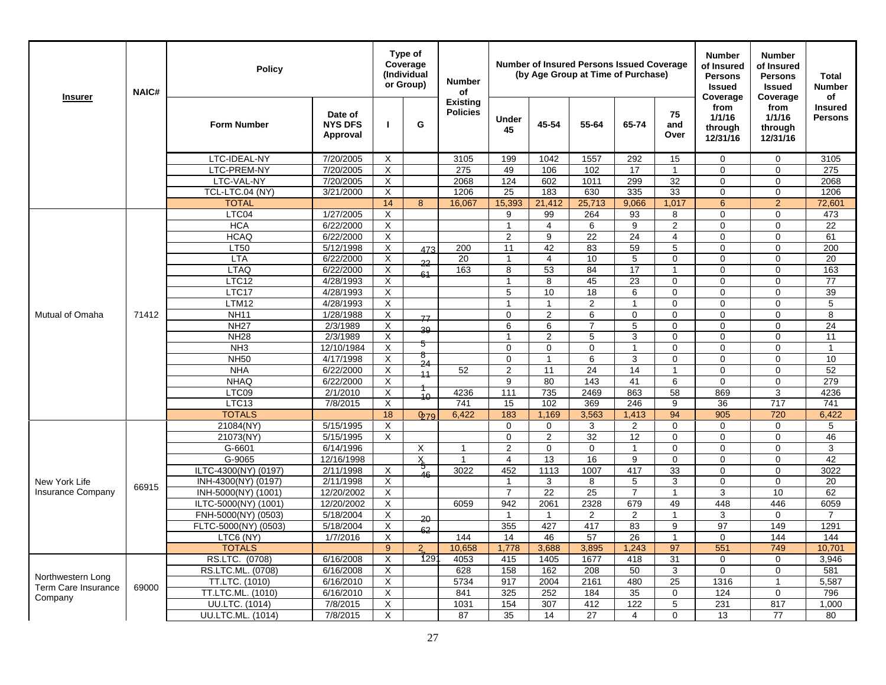| Insurer | NAIC# | Policy | | Type of Coverage (Individual or Group) | | Number of Existing Policies | Number of Insured Persons Issued Coverage (by Age Group at Time of Purchase) | | | | | Number of Insured Persons Issued Coverage from 1/1/16 through 12/31/16 | Number of Insured Persons Issued Coverage from 1/1/16 through 12/31/16 | Total Number of Insured Persons |
|---|---|---|---|---|---|---|---|---|---|---|---|---|---|---|
| | | Form Number | Date of NYS DFS Approval | I | G | | Under 45 | 45-54 | 55-64 | 65-74 | 75 and Over | | | |
| | | LTC-IDEAL-NY | 7/20/2005 | X | | 3105 | 199 | 1042 | 1557 | 292 | 15 | 0 | 0 | 3105 |
| | | LTC-PREM-NY | 7/20/2005 | X | | 275 | 49 | 106 | 102 | 17 | 1 | 0 | 0 | 275 |
| | | LTC-VAL-NY | 7/20/2005 | X | | 2068 | 124 | 602 | 1011 | 299 | 32 | 0 | 0 | 2068 |
| | | TCL-LTC.04 (NY) | 3/21/2000 | X | | 1206 | 25 | 183 | 630 | 335 | 33 | 0 | 0 | 1206 |
| | | TOTAL | | 14 | 8 | 16,067 | 15,393 | 21,412 | 25,713 | 9,066 | 1,017 | 6 | 2 | 72,601 |
| Mutual of Omaha | 71412 | LTC04 | 1/27/2005 | X | | | 9 | 99 | 264 | 93 | 8 | 0 | 0 | 473 |
| | | HCA | 6/22/2000 | X | | | 1 | 4 | 6 | 9 | 2 | 0 | 0 | 22 |
| | | HCAQ | 6/22/2000 | X | | | 2 | 9 | 22 | 24 | 4 | 0 | 0 | 61 |
| | | LT50 | 5/12/1998 | X | 473 | 200 | 11 | 42 | 83 | 59 | 5 | 0 | 0 | 200 |
| | | LTA | 6/22/2000 | X | 22 | 20 | 1 | 4 | 10 | 5 | 0 | 0 | 0 | 20 |
| | | LTAQ | 6/22/2000 | X | 61 | 163 | 8 | 53 | 84 | 17 | 1 | 0 | 0 | 163 |
| | | LTC12 | 4/28/1993 | X | | | 1 | 8 | 45 | 23 | 0 | 0 | 0 | 77 |
| | | LTC17 | 4/28/1993 | X | | | 5 | 10 | 18 | 6 | 0 | 0 | 0 | 39 |
| | | LTM12 | 4/28/1993 | X | | | 1 | 1 | 2 | 1 | 0 | 0 | 0 | 5 |
| | | NH11 | 1/28/1988 | X | 77 | | 0 | 2 | 6 | 0 | 0 | 0 | 0 | 8 |
| | | NH27 | 2/3/1989 | X | 39 | | 6 | 6 | 7 | 5 | 0 | 0 | 0 | 24 |
| | | NH28 | 2/3/1989 | X | | | 1 | 2 | 5 | 3 | 0 | 0 | 0 | 11 |
| | | NH3 | 12/10/1984 | X | 5 | | 0 | 0 | 0 | 1 | 0 | 0 | 0 | 1 |
| | | NH50 | 4/17/1998 | X | 8 24 | | 0 | 1 | 6 | 3 | 0 | 0 | 0 | 10 |
| | | NHA | 6/22/2000 | X | 11 | 52 | 2 | 11 | 24 | 14 | 1 | 0 | 0 | 52 |
| | | NHAQ | 6/22/2000 | X | 1 | | 9 | 80 | 143 | 41 | 6 | 0 | 0 | 279 |
| | | LTC09 | 2/1/2010 | X | 10 | 4236 | 111 | 735 | 2469 | 863 | 58 | 869 | 3 | 4236 |
| | | LTC13 | 7/8/2015 | X | | 741 | 15 | 102 | 369 | 246 | 9 | 36 | 717 | 741 |
| | | TOTALS | | 18 | 0 279 | 6,422 | 183 | 1,169 | 3,563 | 1,413 | 94 | 905 | 720 | 6,422 |
| New York Life Insurance Company | 66915 | 21084(NY) | 5/15/1995 | X | | | 0 | 0 | 3 | 2 | 0 | 0 | 0 | 5 |
| | | 21073(NY) | 5/15/1995 | X | | | 0 | 2 | 32 | 12 | 0 | 0 | 0 | 46 |
| | | G-6601 | 6/14/1996 | | X | 1 | 2 | 0 | 0 | 1 | 0 | 0 | 0 | 3 |
| | | G-9065 | 12/16/1998 | | X 5 | 1 | 4 | 13 | 16 | 9 | 0 | 0 | 0 | 42 |
| | | ILTC-4300(NY) (0197) | 2/11/1998 | X | 46 | 3022 | 452 | 1113 | 1007 | 417 | 33 | 0 | 0 | 3022 |
| | | INH-4300(NY) (0197) | 2/11/1998 | X | | | 1 | 3 | 8 | 5 | 3 | 0 | 0 | 20 |
| | | INH-5000(NY) (1001) | 12/20/2002 | X | | | 7 | 22 | 25 | 7 | 1 | 3 | 10 | 62 |
| | | ILTC-5000(NY) (1001) | 12/20/2002 | X | | 6059 | 942 | 2061 | 2328 | 679 | 49 | 448 | 446 | 6059 |
| | | FNH-5000(NY) (0503) | 5/18/2004 | X | 20 | | 1 | 1 | 2 | 2 | 1 | 3 | 0 | 7 |
| | | FLTC-5000(NY) (0503) | 5/18/2004 | X | 62 | | 355 | 427 | 417 | 83 | 9 | 97 | 149 | 1291 |
| | | LTC6 (NY) | 1/7/2016 | X | | 144 | 14 | 46 | 57 | 26 | 1 | 0 | 144 | 144 |
| | | TOTALS | | 9 | 2 | 10,658 | 1,778 | 3,688 | 3,895 | 1,243 | 97 | 551 | 749 | 10,701 |
| Northwestern Long Term Care Insurance Company | 69000 | RS.LTC. (0708) | 6/16/2008 | X | 1291 | 4053 | 415 | 1405 | 1677 | 418 | 31 | 0 | 0 | 3,946 |
| | | RS.LTC.ML. (0708) | 6/16/2008 | X | | 628 | 158 | 162 | 208 | 50 | 3 | 0 | 0 | 581 |
| | | TT.LTC. (1010) | 6/16/2010 | X | | 5734 | 917 | 2004 | 2161 | 480 | 25 | 1316 | 1 | 5,587 |
| | | TT.LTC.ML. (1010) | 6/16/2010 | X | | 841 | 325 | 252 | 184 | 35 | 0 | 124 | 0 | 796 |
| | | UU.LTC. (1014) | 7/8/2015 | X | | 1031 | 154 | 307 | 412 | 122 | 5 | 231 | 817 | 1,000 |
| | | UU.LTC.ML. (1014) | 7/8/2015 | X | | 87 | 35 | 14 | 27 | 4 | 0 | 13 | 77 | 80 |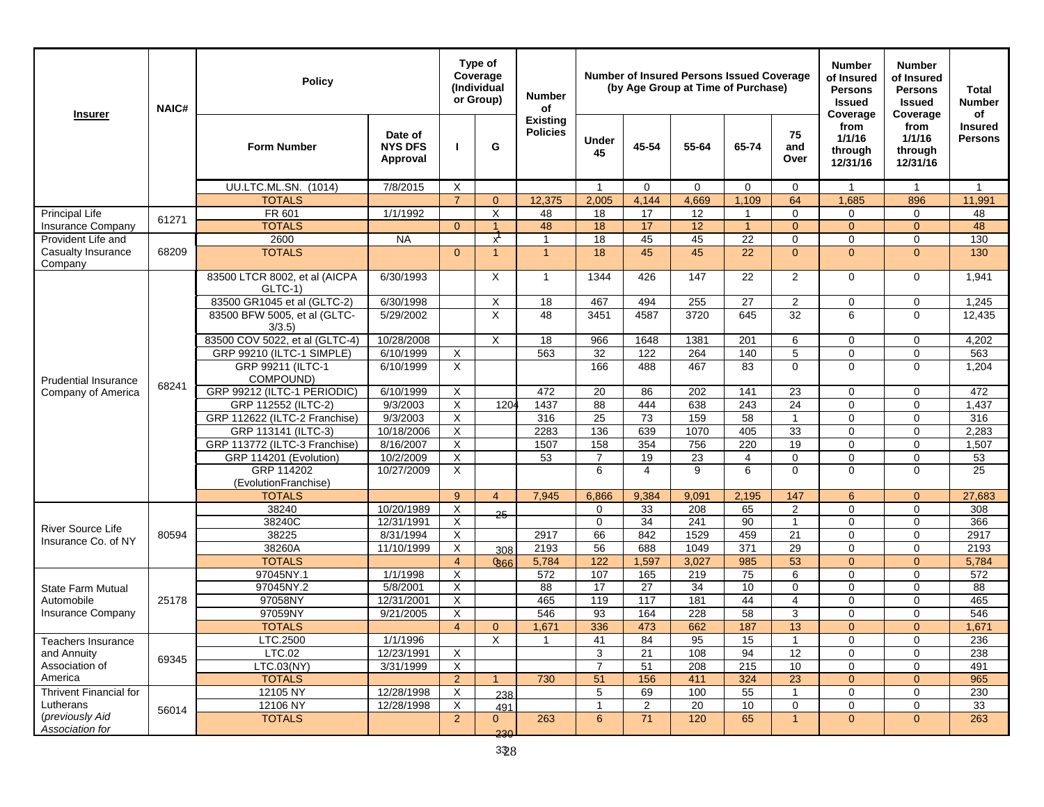| Insurer | NAIC# | Policy | | Type of Coverage (Individual or Group) | | Number of Existing Policies | Number of Insured Persons Issued Coverage (by Age Group at Time of Purchase) | | | | | Number of Insured Persons Issued Coverage from 1/1/16 through 12/31/16 | Number of Insured Persons Issued Coverage from 1/1/16 through 12/31/16 | Total Number of Insured Persons |
|---|---|---|---|---|---|---|---|---|---|---|---|---|---|---|
| | | Form Number | Date of NYS DFS Approval | I | G | | Under 45 | 45-54 | 55-64 | 65-74 | 75 and Over | | | |
| | | UU.LTC.ML.SN. (1014) | 7/8/2015 | X | | | 1 | 0 | 0 | 0 | 0 | 1 | 1 | 1 |
| | | TOTALS | | 7 | 0 | 12,375 | 2,005 | 4,144 | 4,669 | 1,109 | 64 | 1,685 | 896 | 11,991 |
| Principal Life Insurance Company | 61271 | FR 601 | 1/1/1992 | | X | 48 | 18 | 17 | 12 | 1 | 0 | 0 | 0 | 48 |
| | | TOTALS | | 0 | 1 | 48 | 18 | 17 | 12 | 1 | 0 | 0 | 0 | 48 |
| Provident Life and Casualty Insurance Company | 68209 | 2600 | NA | | X 1 | 1 | 18 | 45 | 45 | 22 | 0 | 0 | 0 | 130 |
| | | TOTALS | | 0 | 1 | 1 | 18 | 45 | 45 | 22 | 0 | 0 | 0 | 130 |
| Prudential Insurance Company of America | 68241 | 83500 LTCR 8002, et al (AICPA GLTC-1) | 6/30/1993 | | X | 1 | 1344 | 426 | 147 | 22 | 2 | 0 | 0 | 1,941 |
| | | 83500 GR1045 et al (GLTC-2) | 6/30/1998 | | X | 18 | 467 | 494 | 255 | 27 | 2 | 0 | 0 | 1,245 |
| | | 83500 BFW 5005, et al (GLTC-3/3.5) | 5/29/2002 | | X | 48 | 3451 | 4587 | 3720 | 645 | 32 | 6 | 0 | 12,435 |
| | | 83500 COV 5022, et al (GLTC-4) | 10/28/2008 | | X | 18 | 966 | 1648 | 1381 | 201 | 6 | 0 | 0 | 4,202 |
| | | GRP 99210 (ILTC-1 SIMPLE) | 6/10/1999 | X | | 563 | 32 | 122 | 264 | 140 | 5 | 0 | 0 | 563 |
| | | GRP 99211 (ILTC-1 COMPOUND) | 6/10/1999 | X | | | 166 | 488 | 467 | 83 | 0 | 0 | 0 | 1,204 |
| | | GRP 99212 (ILTC-1 PERIODIC) | 6/10/1999 | X | | 472 | 20 | 86 | 202 | 141 | 23 | 0 | 0 | 472 |
| | | GRP 112552 (ILTC-2) | 9/3/2003 | X | 1204 | 1437 | 88 | 444 | 638 | 243 | 24 | 0 | 0 | 1,437 |
| | | GRP 112622 (ILTC-2 Franchise) | 9/3/2003 | X | | 316 | 25 | 73 | 159 | 58 | 1 | 0 | 0 | 316 |
| | | GRP 113141 (ILTC-3) | 10/18/2006 | X | | 2283 | 136 | 639 | 1070 | 405 | 33 | 0 | 0 | 2,283 |
| | | GRP 113772 (ILTC-3 Franchise) | 8/16/2007 | X | | 1507 | 158 | 354 | 756 | 220 | 19 | 0 | 0 | 1,507 |
| | | GRP 114201 (Evolution) | 10/2/2009 | X | | 53 | 7 | 19 | 23 | 4 | 0 | 0 | 0 | 53 |
| | | GRP 114202 (EvolutionFranchise) | 10/27/2009 | X | | | 6 | 4 | 9 | 6 | 0 | 0 | 0 | 25 |
| | | TOTALS | | 9 | 4 | 7,945 | 6,866 | 9,384 | 9,091 | 2,195 | 147 | 6 | 0 | 27,683 |
| River Source Life Insurance Co. of NY | 80594 | 38240 | 10/20/1989 | X | 25 | | 0 | 33 | 208 | 65 | 2 | 0 | 0 | 308 |
| | | 38240C | 12/31/1991 | X | | | 0 | 34 | 241 | 90 | 1 | 0 | 0 | 366 |
| | | 38225 | 8/31/1994 | X | | 2917 | 66 | 842 | 1529 | 459 | 21 | 0 | 0 | 2917 |
| | | 38260A | 11/10/1999 | X | 308 | 2193 | 56 | 688 | 1049 | 371 | 29 | 0 | 0 | 2193 |
| | | TOTALS | | 4 | 0 366 | 5,784 | 122 | 1,597 | 3,027 | 985 | 53 | 0 | 0 | 5,784 |
| State Farm Mutual Automobile Insurance Company | 25178 | 97045NY.1 | 1/1/1998 | X | | 572 | 107 | 165 | 219 | 75 | 6 | 0 | 0 | 572 |
| | | 97045NY.2 | 5/8/2001 | X | | 88 | 17 | 27 | 34 | 10 | 0 | 0 | 0 | 88 |
| | | 97058NY | 12/31/2001 | X | | 465 | 119 | 117 | 181 | 44 | 4 | 0 | 0 | 465 |
| | | 97059NY | 9/21/2005 | X | | 546 | 93 | 164 | 228 | 58 | 3 | 0 | 0 | 546 |
| | | TOTALS | | 4 | 0 | 1,671 | 336 | 473 | 662 | 187 | 13 | 0 | 0 | 1,671 |
| Teachers Insurance and Annuity Association of America | 69345 | LTC.2500 | 1/1/1996 | | X | 1 | 41 | 84 | 95 | 15 | 1 | 0 | 0 | 236 |
| | | LTC.02 | 12/23/1991 | X | | | 3 | 21 | 108 | 94 | 12 | 0 | 0 | 238 |
| | | LTC.03(NY) | 3/31/1999 | X | | | 7 | 51 | 208 | 215 | 10 | 0 | 0 | 491 |
| | | TOTALS | | 2 | 1 | 730 | 51 | 156 | 411 | 324 | 23 | 0 | 0 | 965 |
| Thrivent Financial for Lutherans (*previously Aid Association for* | 56014 | 12105 NY | 12/28/1998 | X | 238 | | 5 | 69 | 100 | 55 | 1 | 0 | 0 | 230 |
| | | 12106 NY | 12/28/1998 | X | 491 | | 1 | 2 | 20 | 10 | 0 | 0 | 0 | 33 |
| | | TOTALS | | 2 | 0 230 | 263 | 6 | 71 | 120 | 65 | 1 | 0 | 0 | 263 |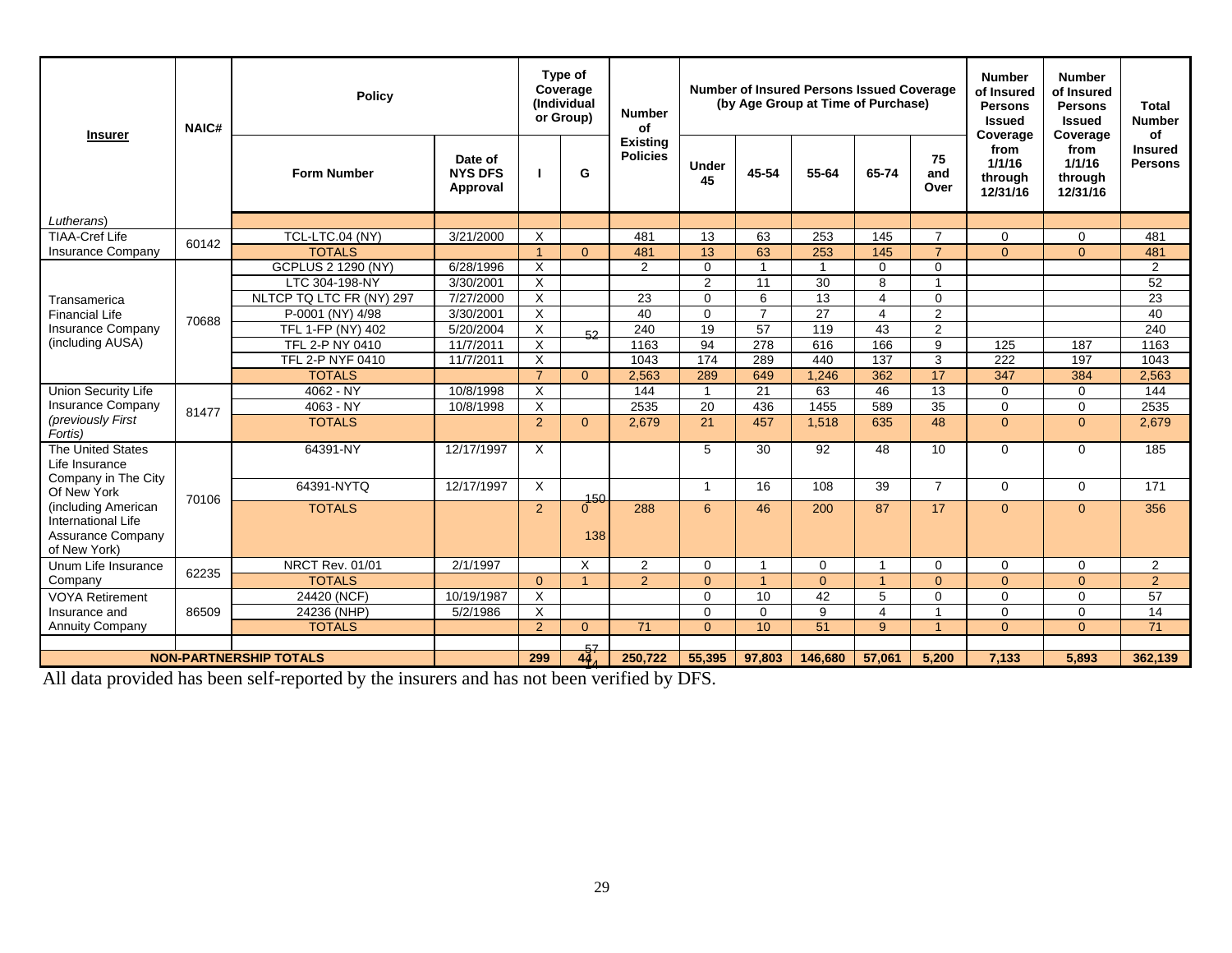| Insurer | NAIC# | Policy | | Type of Coverage (Individual or Group) | | Number of Existing Policies | Number of Insured Persons Issued Coverage (by Age Group at Time of Purchase) | | | | | Number of Insured Persons Issued Coverage from 1/1/16 through 12/31/16 | Number of Insured Persons Issued Coverage from 1/1/16 through 12/31/16 | Total Number of Insured Persons |
|---|---|---|---|---|---|---|---|---|---|---|---|---|---|---|
| | | Form Number | Date of NYS DFS Approval | I | G | | Under 45 | 45-54 | 55-64 | 65-74 | 75 and Over | | | |
| Lutherans) | | | | | | | | | | | | | | |
| TIAA-Cref Life Insurance Company | 60142 | TCL-LTC.04 (NY) | 3/21/2000 | X | | 481 | 13 | 63 | 253 | 145 | 7 | 0 | 0 | 481 |
| | | TOTALS | | 1 | 0 | 481 | 13 | 63 | 253 | 145 | 7 | 0 | 0 | 481 |
| Transamerica Financial Life Insurance Company (including AUSA) | 70688 | GCPLUS 2 1290 (NY) | 6/28/1996 | X | | 2 | 0 | 1 | 1 | 0 | 0 | | | 2 |
| | | LTC 304-198-NY | 3/30/2001 | X | | | 2 | 11 | 30 | 8 | 1 | | | 52 |
| | | NLTCP TQ LTC FR (NY) 297 | 7/27/2000 | X | | 23 | 0 | 6 | 13 | 4 | 0 | | | 23 |
| | | P-0001 (NY) 4/98 | 3/30/2001 | X | | 40 | 0 | 7 | 27 | 4 | 2 | | | 40 |
| | | TFL 1-FP (NY) 402 | 5/20/2004 | X | 52 | 240 | 19 | 57 | 119 | 43 | 2 | | | 240 |
| | | TFL 2-P NY 0410 | 11/7/2011 | X | | 1163 | 94 | 278 | 616 | 166 | 9 | 125 | 187 | 1163 |
| | | TFL 2-P NYF 0410 | 11/7/2011 | X | | 1043 | 174 | 289 | 440 | 137 | 3 | 222 | 197 | 1043 |
| | | TOTALS | | 7 | 0 | 2,563 | 289 | 649 | 1,246 | 362 | 17 | 347 | 384 | 2,563 |
| Union Security Life Insurance Company *(previously First Fortis)* | 81477 | 4062 - NY | 10/8/1998 | X | | 144 | 1 | 21 | 63 | 46 | 13 | 0 | 0 | 144 |
| | | 4063 - NY | 10/8/1998 | X | | 2535 | 20 | 436 | 1455 | 589 | 35 | 0 | 0 | 2535 |
| | | TOTALS | | 2 | 0 | 2,679 | 21 | 457 | 1,518 | 635 | 48 | 0 | 0 | 2,679 |
| The United States Life Insurance Company in The City Of New York (including American International Life Assurance Company of New York) | 70106 | 64391-NY | 12/17/1997 | X | | | 5 | 30 | 92 | 48 | 10 | 0 | 0 | 185 |
| | | 64391-NYTQ | 12/17/1997 | X | 150 | | 1 | 16 | 108 | 39 | 7 | 0 | 0 | 171 |
| | | TOTALS | | 2 | 0 138 | 288 | 6 | 46 | 200 | 87 | 17 | 0 | 0 | 356 |
| Unum Life Insurance Company | 62235 | NRCT Rev. 01/01 | 2/1/1997 | | X | 2 | 0 | 1 | 0 | 1 | 0 | 0 | 0 | 2 |
| | | TOTALS | | 0 | 1 | 2 | 0 | 1 | 0 | 1 | 0 | 0 | 0 | 2 |
| VOYA Retirement Insurance and Annuity Company | 86509 | 24420 (NCF) | 10/19/1987 | X | | | 0 | 10 | 42 | 5 | 0 | 0 | 0 | 57 |
| | | 24236 (NHP) | 5/2/1986 | X | | | 0 | 0 | 9 | 4 | 1 | 0 | 0 | 14 |
| | | TOTALS | | 2 | 0 | 71 | 0 | 10 | 51 | 9 | 1 | 0 | 0 | 71 |
| NON-PARTNERSHIP TOTALS | | | | 299 | 57 44 14 | 250,722 | 55,395 | 97,803 | 146,680 | 57,061 | 5,200 | 7,133 | 5,893 | 362,139 |

All data provided has been self-reported by the insurers and has not been verified by DFS.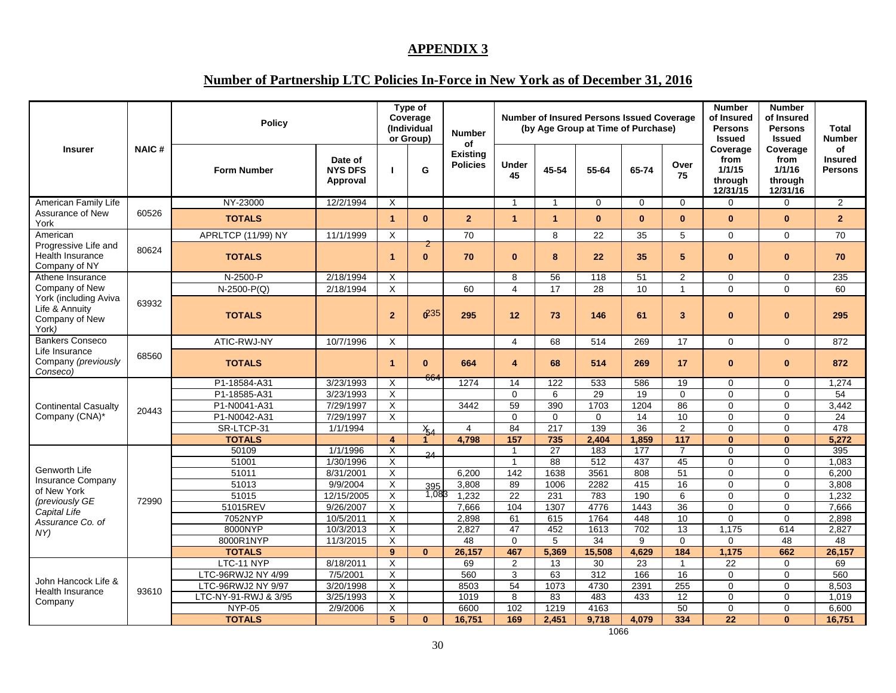## APPENDIX 3

## Number of Partnership LTC Policies In-Force in New York as of December 31, 2016

| Insurer | NAIC # | Policy | | Type of Coverage (Individual or Group) | | Number of Existing Policies | Number of Insured Persons Issued Coverage (by Age Group at Time of Purchase) | | | | | Number of Insured Persons Issued Coverage from 1/1/15 through 12/31/15 | Number of Insured Persons Issued Coverage from 1/1/16 through 12/31/16 | Total Number of Insured Persons |
|---|---|---|---|---|---|---|---|---|---|---|---|---|---|---|
| | | Form Number | Date of NYS DFS Approval | I | G | | Under 45 | 45-54 | 55-64 | 65-74 | Over 75 | | | |
| American Family Life Assurance of New York | 60526 | NY-23000 | 12/2/1994 | X | | | 1 | 1 | 0 | 0 | 0 | 0 | 0 | 2 |
| | | **TOTALS** | | **1** | **0** | **2** | **1** | **1** | **0** | **0** | **0** | **0** | **0** | **2** |
| American Progressive Life and Health Insurance Company of NY | 80624 | APRLTCP (11/99) NY | 11/1/1999 | X | | 70 | | 8 | 22 | 35 | 5 | 0 | 0 | 70 |
| | | **TOTALS** | | **1** | **0** | **70** | **0** | **8** | **22** | **35** | **5** | **0** | **0** | **70** |
| Athene Insurance Company of New York (including Aviva Life & Annuity Company of New York) | 63932 | N-2500-P | 2/18/1994 | X | | | 8 | 56 | 118 | 51 | 2 | 0 | 0 | 235 |
| | | N-2500-P(Q) | 2/18/1994 | X | | 60 | 4 | 17 | 28 | 10 | 1 | 0 | 0 | 60 |
| | | **TOTALS** | | **2** | **0** | **295** | **12** | **73** | **146** | **61** | **3** | **0** | **0** | **295** |
| Bankers Conseco Life Insurance Company *(previously Conseco)* | 68560 | ATIC-RWJ-NY | 10/7/1996 | X | | | 4 | 68 | 514 | 269 | 17 | 0 | 0 | 872 |
| | | **TOTALS** | | **1** | **0** | **664** | **4** | **68** | **514** | **269** | **17** | **0** | **0** | **872** |
| Continental Casualty Company (CNA)* | 20443 | P1-18584-A31 | 3/23/1993 | X | | 1274 | 14 | 122 | 533 | 586 | 19 | 0 | 0 | 1,274 |
| | | P1-18585-A31 | 3/23/1993 | X | | | 0 | 6 | 29 | 19 | 0 | 0 | 0 | 54 |
| | | P1-N0041-A31 | 7/29/1997 | X | | 3442 | 59 | 390 | 1703 | 1204 | 86 | 0 | 0 | 3,442 |
| | | P1-N0042-A31 | 7/29/1997 | X | | | 0 | 0 | 0 | 14 | 10 | 0 | 0 | 24 |
| | | SR-LTCP-31 | 1/1/1994 | | X | 4 | 84 | 217 | 139 | 36 | 2 | 0 | 0 | 478 |
| | | **TOTALS** | | **4** | **1** | **4,798** | **157** | **735** | **2,404** | **1,859** | **117** | **0** | **0** | **5,272** |
| Genworth Life Insurance Company of New York *(previously GE Capital Life Assurance Co. of NY)* | 72990 | 50109 | 1/1/1996 | X | | | 1 | 27 | 183 | 177 | 7 | 0 | 0 | 395 |
| | | 51001 | 1/30/1996 | X | | | 1 | 88 | 512 | 437 | 45 | 0 | 0 | 1,083 |
| | | 51011 | 8/31/2001 | X | | 6,200 | 142 | 1638 | 3561 | 808 | 51 | 0 | 0 | 6,200 |
| | | 51013 | 9/9/2004 | X | | 3,808 | 89 | 1006 | 2282 | 415 | 16 | 0 | 0 | 3,808 |
| | | 51015 | 12/15/2005 | X | | 1,232 | 22 | 231 | 783 | 190 | 6 | 0 | 0 | 1,232 |
| | | 51015REV | 9/26/2007 | X | | 7,666 | 104 | 1307 | 4776 | 1443 | 36 | 0 | 0 | 7,666 |
| | | 7052NYP | 10/5/2011 | X | | 2,898 | 61 | 615 | 1764 | 448 | 10 | 0 | 0 | 2,898 |
| | | 8000NYP | 10/3/2013 | X | | 2,827 | 47 | 452 | 1613 | 702 | 13 | 1,175 | 614 | 2,827 |
| | | 8000R1NYP | 11/3/2015 | X | | 48 | 0 | 5 | 34 | 9 | 0 | 0 | 48 | 48 |
| | | **TOTALS** | | **9** | **0** | **26,157** | **467** | **5,369** | **15,508** | **4,629** | **184** | **1,175** | **662** | **26,157** |
| John Hancock Life & Health Insurance Company | 93610 | LTC-11 NYP | 8/18/2011 | X | | 69 | 2 | 13 | 30 | 23 | 1 | 22 | 0 | 69 |
| | | LTC-96RWJ2 NY 4/99 | 7/5/2001 | X | | 560 | 3 | 63 | 312 | 166 | 16 | 0 | 0 | 560 |
| | | LTC-96RWJ2 NY 9/97 | 3/20/1998 | X | | 8503 | 54 | 1073 | 4730 | 2391 | 255 | 0 | 0 | 8,503 |
| | | LTC-NY-91-RWJ & 3/95 | 3/25/1993 | X | | 1019 | 8 | 83 | 483 | 433 | 12 | 0 | 0 | 1,019 |
| | | NYP-05 | 2/9/2006 | X | | 6600 | 102 | 1219 | 4163 | | 50 | 0 | 0 | 6,600 |
| | | **TOTALS** | | **5** | **0** | **16,751** | **169** | **2,451** | **9,718** | **4,079** | **334** | **22** | **0** | **16,751** |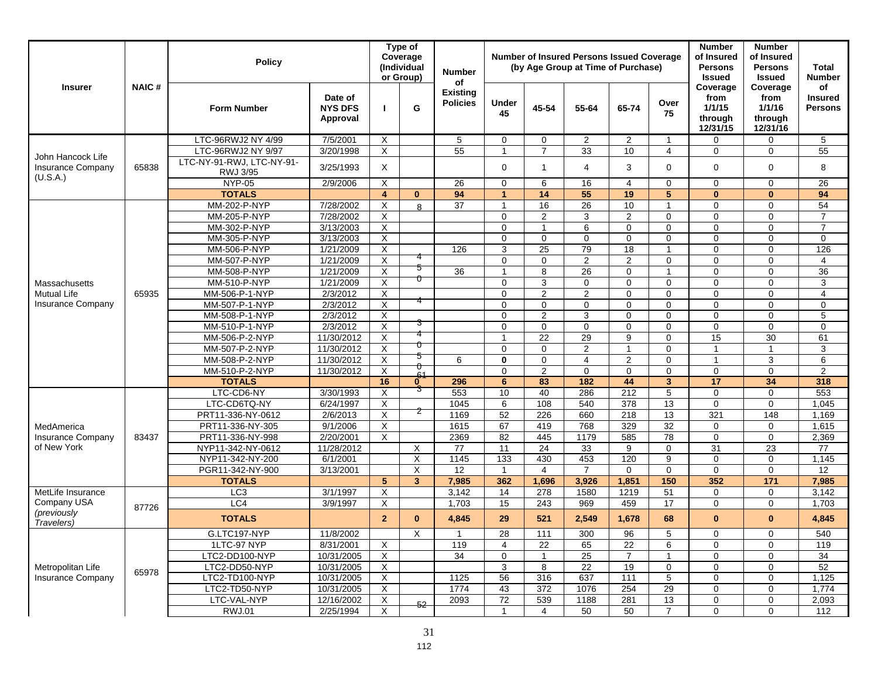| Insurer | NAIC # | Policy | | Type of Coverage (Individual or Group) | | Number of Existing Policies | Number of Insured Persons Issued Coverage (by Age Group at Time of Purchase) | | | | | Number of Insured Persons Issued Coverage from 1/1/15 through 12/31/15 | Number of Insured Persons Issued Coverage from 1/1/16 through 12/31/16 | Total Number of Insured Persons |
|---|---|---|---|---|---|---|---|---|---|---|---|---|---|---|
| | | Form Number | Date of NYS DFS Approval | I | G | | Under 45 | 45-54 | 55-64 | 65-74 | Over 75 | | | |
| John Hancock Life Insurance Company (U.S.A.) | 65838 | LTC-96RWJ2 NY 4/99 | 7/5/2001 | X | | 5 | 0 | 0 | 2 | 2 | 1 | 0 | 0 | 5 |
| | | LTC-96RWJ2 NY 9/97 | 3/20/1998 | X | | 55 | 1 | 7 | 33 | 10 | 4 | 0 | 0 | 55 |
| | | LTC-NY-91-RWJ, LTC-NY-91-RWJ 3/95 | 3/25/1993 | X | | | 0 | 1 | 4 | 3 | 0 | 0 | 0 | 8 |
| | | NYP-05 | 2/9/2006 | X | | 26 | 0 | 6 | 16 | 4 | 0 | 0 | 0 | 26 |
| | | **TOTALS** | | **4** | **0** | **94** | **1** | **14** | **55** | **19** | **5** | **0** | **0** | **94** |
| Massachusetts Mutual Life Insurance Company | 65935 | MM-202-P-NYP | 7/28/2002 | X | 8 | 37 | 1 | 16 | 26 | 10 | 1 | 0 | 0 | 54 |
| | | MM-205-P-NYP | 7/28/2002 | X | | | 0 | 2 | 3 | 2 | 0 | 0 | 0 | 7 |
| | | MM-302-P-NYP | 3/13/2003 | X | | | 0 | 1 | 6 | 0 | 0 | 0 | 0 | 7 |
| | | MM-305-P-NYP | 3/13/2003 | X | | | 0 | 0 | 0 | 0 | 0 | 0 | 0 | 0 |
| | | MM-506-P-NYP | 1/21/2009 | X | | 126 | 3 | 25 | 79 | 18 | 1 | 0 | 0 | 126 |
| | | MM-507-P-NYP | 1/21/2009 | X | 4 | | 0 | 0 | 2 | 2 | 0 | 0 | 0 | 4 |
| | | MM-508-P-NYP | 1/21/2009 | X | 5 | 36 | 1 | 8 | 26 | 0 | 1 | 0 | 0 | 36 |
| | | MM-510-P-NYP | 1/21/2009 | X | 0 | | 0 | 3 | 0 | 0 | 0 | 0 | 0 | 3 |
| | | MM-506-P-1-NYP | 2/3/2012 | X | | | 0 | 2 | 2 | 0 | 0 | 0 | 0 | 4 |
| | | MM-507-P-1-NYP | 2/3/2012 | X | 4 | | 0 | 0 | 0 | 0 | 0 | 0 | 0 | 0 |
| | | MM-508-P-1-NYP | 2/3/2012 | X | | | 0 | 2 | 3 | 0 | 0 | 0 | 0 | 5 |
| | | MM-510-P-1-NYP | 2/3/2012 | X | 3 | | 0 | 0 | 0 | 0 | 0 | 0 | 0 | 0 |
| | | MM-506-P-2-NYP | 11/30/2012 | X | 4 | | 1 | 22 | 29 | 9 | 0 | 15 | 30 | 61 |
| | | MM-507-P-2-NYP | 11/30/2012 | X | 0 | | 0 | 0 | 2 | 1 | 0 | 1 | 1 | 3 |
| | | MM-508-P-2-NYP | 11/30/2012 | X | 5 | 6 | **0** | 0 | 4 | 2 | 0 | 1 | 3 | 6 |
| | | MM-510-P-2-NYP | 11/30/2012 | X | 0 61 | | 0 | 2 | 0 | 0 | 0 | 0 | 0 | 2 |
| | | **TOTALS** | | **16** | **0** | **296** | **6** | **83** | **182** | **44** | **3** | **17** | **34** | **318** |
| MedAmerica Insurance Company of New York | 83437 | LTC-CD6-NY | 3/30/1993 | X | 3 | 553 | 10 | 40 | 286 | 212 | 5 | 0 | 0 | 553 |
| | | LTC-CD6TQ-NY | 6/24/1997 | X | | 1045 | 6 | 108 | 540 | 378 | 13 | 0 | 0 | 1,045 |
| | | PRT11-336-NY-0612 | 2/6/2013 | X | 2 | 1169 | 52 | 226 | 660 | 218 | 13 | 321 | 148 | 1,169 |
| | | PRT11-336-NY-305 | 9/1/2006 | X | | 1615 | 67 | 419 | 768 | 329 | 32 | 0 | 0 | 1,615 |
| | | PRT11-336-NY-998 | 2/20/2001 | X | | 2369 | 82 | 445 | 1179 | 585 | 78 | 0 | 0 | 2,369 |
| | | NYP11-342-NY-0612 | 11/28/2012 | | X | 77 | 11 | 24 | 33 | 9 | 0 | 31 | 23 | 77 |
| | | NYP11-342-NY-200 | 6/1/2001 | | X | 1145 | 133 | 430 | 453 | 120 | 9 | 0 | 0 | 1,145 |
| | | PGR11-342-NY-900 | 3/13/2001 | | X | 12 | 1 | 4 | 7 | 0 | 0 | 0 | 0 | 12 |
| | | **TOTALS** | | **5** | **3** | **7,985** | **362** | **1,696** | **3,926** | **1,851** | **150** | **352** | **171** | **7,985** |
| MetLife Insurance Company USA *(previously Travelers)* | 87726 | LC3 | 3/1/1997 | X | | 3,142 | 14 | 278 | 1580 | 1219 | 51 | 0 | 0 | 3,142 |
| | | LC4 | 3/9/1997 | X | | 1,703 | 15 | 243 | 969 | 459 | 17 | 0 | 0 | 1,703 |
| | | **TOTALS** | | **2** | **0** | **4,845** | **29** | **521** | **2,549** | **1,678** | **68** | **0** | **0** | **4,845** |
| Metropolitan Life Insurance Company | 65978 | G.LTC197-NYP | 11/8/2002 | | X | 1 | 28 | 111 | 300 | 96 | 5 | 0 | 0 | 540 |
| | | 1LTC-97 NYP | 8/31/2001 | X | | 119 | 4 | 22 | 65 | 22 | 6 | 0 | 0 | 119 |
| | | LTC2-DD100-NYP | 10/31/2005 | X | | 34 | 0 | 1 | 25 | 7 | 1 | 0 | 0 | 34 |
| | | LTC2-DD50-NYP | 10/31/2005 | X | | | 3 | 8 | 22 | 19 | 0 | 0 | 0 | 52 |
| | | LTC2-TD100-NYP | 10/31/2005 | X | | 1125 | 56 | 316 | 637 | 111 | 5 | 0 | 0 | 1,125 |
| | | LTC2-TD50-NYP | 10/31/2005 | X | | 1774 | 43 | 372 | 1076 | 254 | 29 | 0 | 0 | 1,774 |
| | | LTC-VAL-NYP | 12/16/2002 | X | 52 | 2093 | 72 | 539 | 1188 | 281 | 13 | 0 | 0 | 2,093 |
| | | RWJ.01 | 2/25/1994 | X | | | 1 | 4 | 50 | 50 | 7 | 0 | 0 | 112 |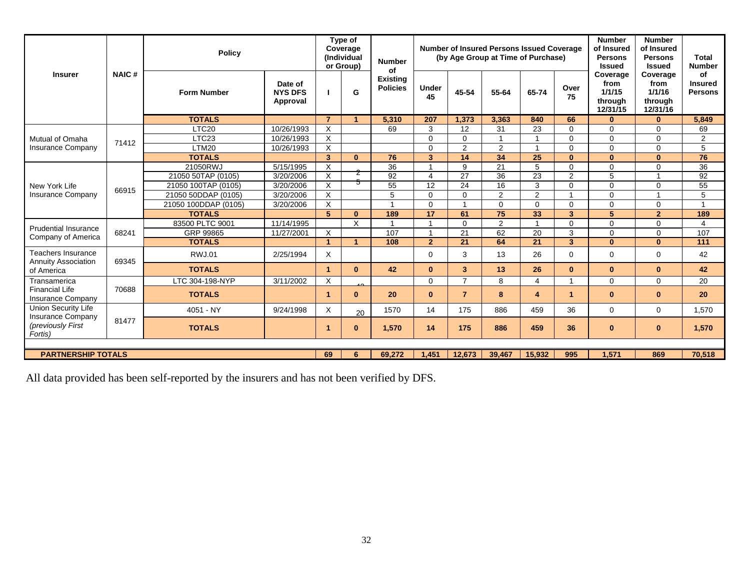| Insurer | NAIC # | Policy | | Type of Coverage (Individual or Group) | | Number of Existing Policies | Number of Insured Persons Issued Coverage (by Age Group at Time of Purchase) | | | | | Number of Insured Persons Issued Coverage from 1/1/15 through 12/31/15 | Number of Insured Persons Issued Coverage from 1/1/16 through 12/31/16 | Total Number of Insured Persons |
|---|---|---|---|---|---|---|---|---|---|---|---|---|---|---|
| | | Form Number | Date of NYS DFS Approval | I | G | | Under 45 | 45-54 | 55-64 | 65-74 | Over 75 | | | |
| | | **TOTALS** | | **7** | **1** | **5,310** | **207** | **1,373** | **3,363** | **840** | **66** | **0** | **0** | **5,849** |
| Mutual of Omaha Insurance Company | 71412 | LTC20 | 10/26/1993 | X | | 69 | 3 | 12 | 31 | 23 | 0 | 0 | 0 | 69 |
| | | LTC23 | 10/26/1993 | X | | | 0 | 0 | 1 | 1 | 0 | 0 | 0 | 2 |
| | | LTM20 | 10/26/1993 | X | | | 0 | 2 | 2 | 1 | 0 | 0 | 0 | 5 |
| | | **TOTALS** | | **3** | **0** | **76** | **3** | **14** | **34** | **25** | **0** | **0** | **0** | **76** |
| New York Life Insurance Company | 66915 | 21050RWJ | 5/15/1995 | X | | 36 | 1 | 9 | 21 | 5 | 0 | 0 | 0 | 36 |
| | | 21050 50TAP (0105) | 3/20/2006 | X | 2 5 | 92 | 4 | 27 | 36 | 23 | 2 | 5 | 1 | 92 |
| | | 21050 100TAP (0105) | 3/20/2006 | X | | 55 | 12 | 24 | 16 | 3 | 0 | 0 | 0 | 55 |
| | | 21050 50DDAP (0105) | 3/20/2006 | X | | 5 | 0 | 0 | 2 | 2 | 1 | 0 | 1 | 5 |
| | | 21050 100DDAP (0105) | 3/20/2006 | X | | 1 | 0 | 1 | 0 | 0 | 0 | 0 | 0 | 1 |
| | | **TOTALS** | | **5** | **0** | **189** | **17** | **61** | **75** | **33** | **3** | **5** | **2** | **189** |
| Prudential Insurance Company of America | 68241 | 83500 PLTC 9001 | 11/14/1995 | | X | 1 | 1 | 0 | 2 | 1 | 0 | 0 | 0 | 4 |
| | | GRP 99865 | 11/27/2001 | X | | 107 | 1 | 21 | 62 | 20 | 3 | 0 | 0 | 107 |
| | | **TOTALS** | | **1** | **1** | **108** | **2** | **21** | **64** | **21** | **3** | **0** | **0** | **111** |
| Teachers Insurance Annuity Association of America | 69345 | RWJ.01 | 2/25/1994 | X | | | 0 | 3 | 13 | 26 | 0 | 0 | 0 | 42 |
| | | **TOTALS** | | **1** | **0** | **42** | **0** | **3** | **13** | **26** | **0** | **0** | **0** | **42** |
| Transamerica Financial Life Insurance Company | 70688 | LTC 304-198-NYP | 3/11/2002 | X | 42 | | 0 | 7 | 8 | 4 | 1 | 0 | 0 | 20 |
| | | **TOTALS** | | **1** | **0** | **20** | **0** | **7** | **8** | **4** | **1** | **0** | **0** | **20** |
| Union Security Life Insurance Company *(previously First Fortis)* | 81477 | 4051 - NY | 9/24/1998 | X | 20 | 1570 | 14 | 175 | 886 | 459 | 36 | 0 | 0 | 1,570 |
| | | **TOTALS** | | **1** | **0** | **1,570** | **14** | **175** | **886** | **459** | **36** | **0** | **0** | **1,570** |
| **PARTNERSHIP TOTALS** | | | | **69** | **6** | **69,272** | **1,451** | **12,673** | **39,467** | **15,932** | **995** | **1,571** | **869** | **70,518** |

All data provided has been self-reported by the insurers and has not been verified by DFS.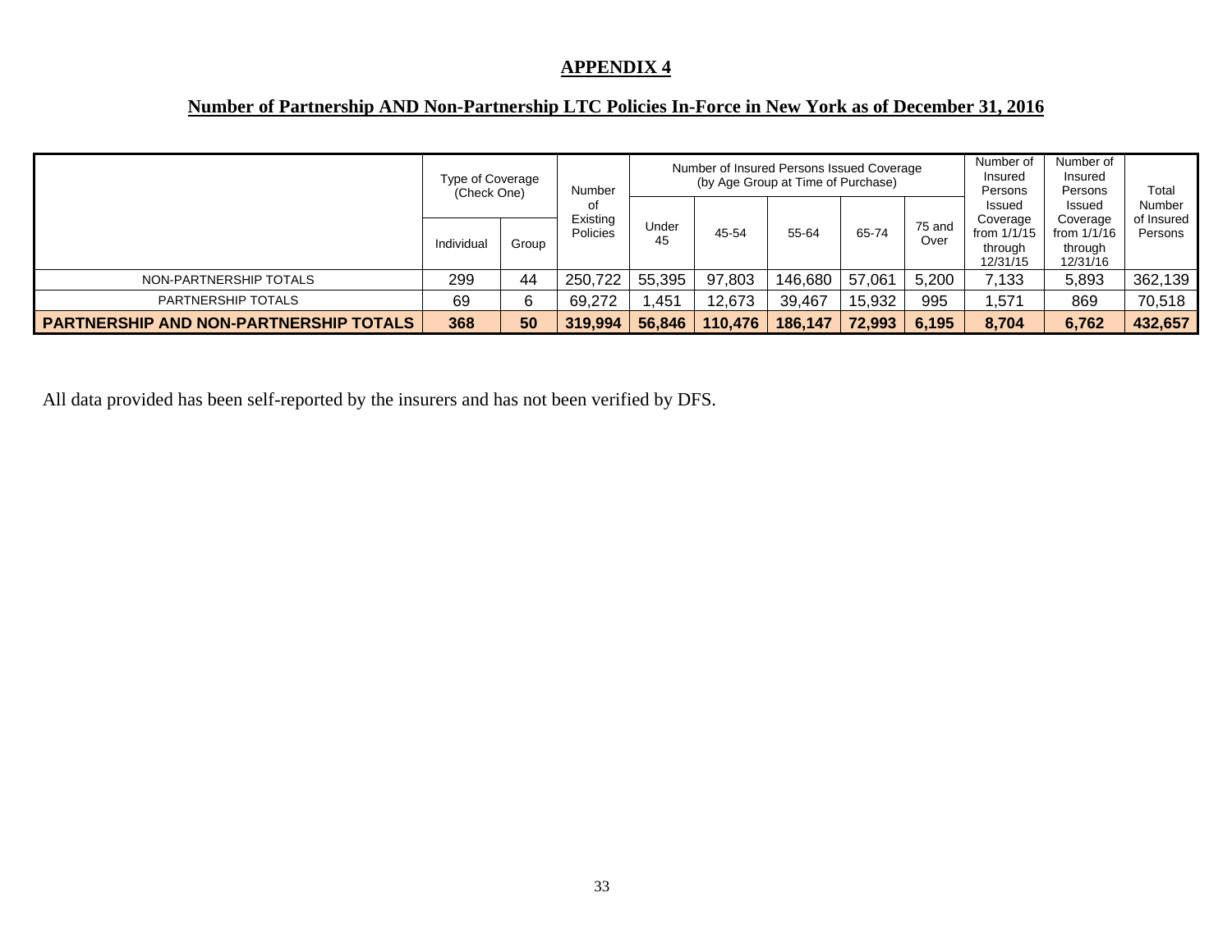## APPENDIX 4

## Number of Partnership AND Non-Partnership LTC Policies In-Force in New York as of December 31, 2016

| | Type of Coverage (Check One) | | Number of Existing Policies | Number of Insured Persons Issued Coverage (by Age Group at Time of Purchase) | | | | | Number of Insured Persons Issued Coverage from 1/1/15 through 12/31/15 | Number of Insured Persons Issued Coverage from 1/1/16 through 12/31/16 | Total Number of Insured Persons |
|---|---|---|---|---|---|---|---|---|---|---|---|
| | Individual | Group | | Under 45 | 45-54 | 55-64 | 65-74 | 75 and Over | | | |
| NON-PARTNERSHIP TOTALS | 299 | 44 | 250,722 | 55,395 | 97,803 | 146,680 | 57,061 | 5,200 | 7,133 | 5,893 | 362,139 |
| PARTNERSHIP TOTALS | 69 | 6 | 69,272 | 1,451 | 12,673 | 39,467 | 15,932 | 995 | 1,571 | 869 | 70,518 |
| **PARTNERSHIP AND NON-PARTNERSHIP TOTALS** | **368** | **50** | **319,994** | **56,846** | **110,476** | **186,147** | **72,993** | **6,195** | **8,704** | **6,762** | **432,657** |

All data provided has been self-reported by the insurers and has not been verified by DFS.